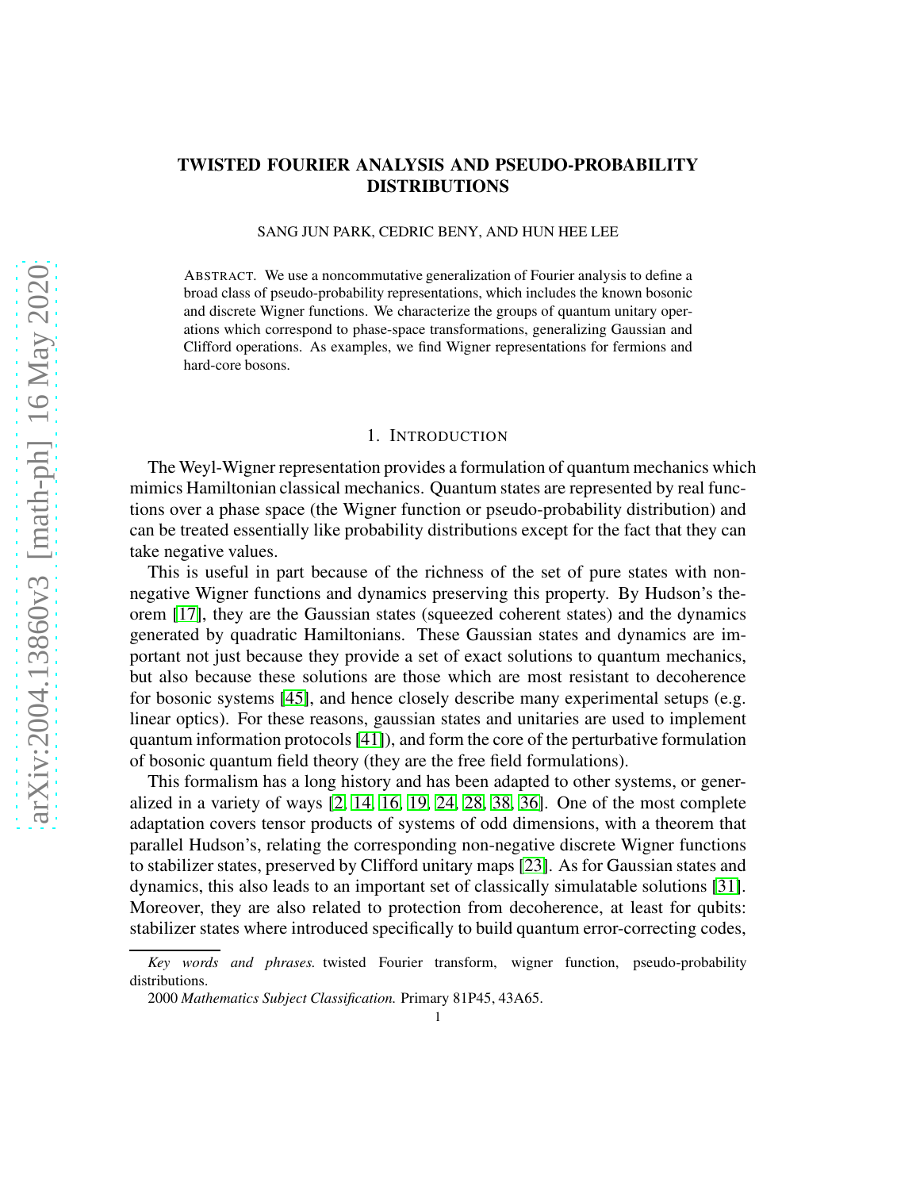# TWISTED FOURIER ANALYSIS AND PSEUDO-PROBABILITY DISTRIBUTIONS

SANG JUN PARK, CEDRIC BENY, AND HUN HEE LEE

ABSTRACT. We use a noncommutative generalization of Fourier analysis to define a broad class of pseudo-probability representations, which includes the known bosonic and discrete Wigner functions. We characterize the groups of quantum unitary operations which correspond to phase-space transformations, generalizing Gaussian and Clifford operations. As examples, we find Wigner representations for fermions and hard-core bosons.

## 1. INTRODUCTION

The Weyl-Wigner representation provides a formulation of quantum mechanics which mimics Hamiltonian classical mechanics. Quantum states are represented by real functions over a phase space (the Wigner function or pseudo-probability distribution) and can be treated essentially like probability distributions except for the fact that they can take negative values.

This is useful in part because of the richness of the set of pure states with non-negative Wigner functions and dynamics preserving this property. By Hudson's theorem [17], they are the Gaussian states (squeezed coherent states) and the dynamics generated by quadratic Hamiltonians. These Gaussian states and dynamics are important not just because they provide a set of exact solutions to quantum mechanics, but also because these solutions are those which are most resistant to decoherence for bosonic systems [45], and hence closely describe many experimental setups (e.g. linear optics). For these reasons, gaussian states and unitaries are used to implement quantum information protocols [41]), and form the core of the perturbative formulation of bosonic quantum field theory (they are the free field formulations).

This formalism has a long history and has been adapted to other systems, or generalized in a variety of ways [2, 14, 16, 19, 24, 28, 38, 36]. One of the most complete adaptation covers tensor products of systems of odd dimensions, with a theorem that parallel Hudson's, relating the corresponding non-negative discrete Wigner functions to stabilizer states, preserved by Clifford unitary maps [23]. As for Gaussian states and dynamics, this also leads to an important set of classically simulatable solutions [31]. Moreover, they are also related to protection from decoherence, at least for qubits: stabilizer states where introduced specifically to build quantum error-correcting codes,

*Key words and phrases.* twisted Fourier transform, wigner function, pseudo-probability distributions.

2000 *Mathematics Subject Classification.* Primary 81P45, 43A65.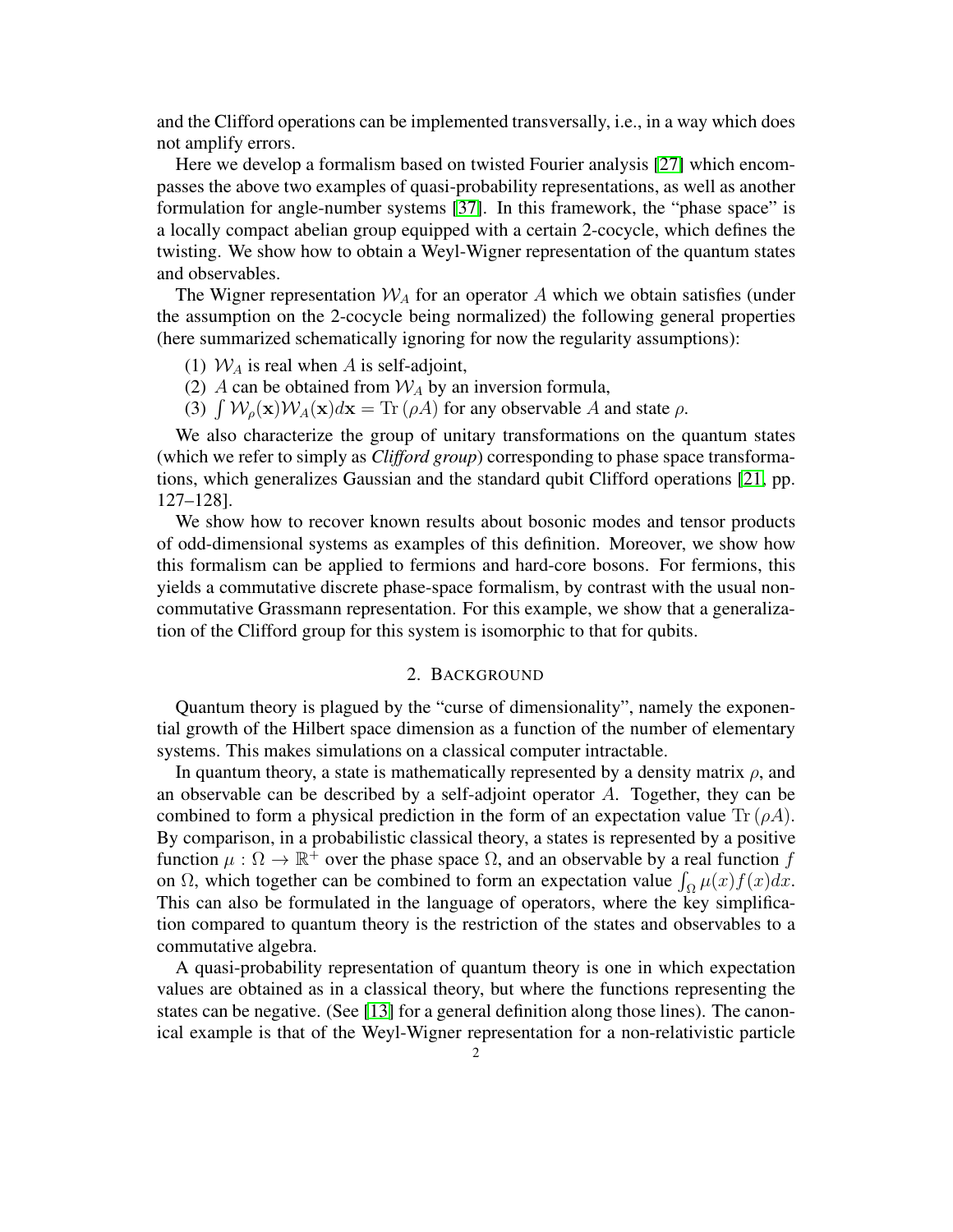and the Clifford operations can be implemented transversally, i.e., in a way which does not amplify errors.

Here we develop a formalism based on twisted Fourier analysis [27] which encompasses the above two examples of quasi-probability representations, as well as another formulation for angle-number systems [37]. In this framework, the "phase space" is a locally compact abelian group equipped with a certain 2-cocycle, which defines the twisting. We show how to obtain a Weyl-Wigner representation of the quantum states and observables.

The Wigner representation $\mathcal{W}_A$ for an operator $A$ which we obtain satisfies (under the assumption on the 2-cocycle being normalized) the following general properties (here summarized schematically ignoring for now the regularity assumptions):

(1) $\mathcal{W}_A$ is real when $A$ is self-adjoint,
(2) $A$ can be obtained from $\mathcal{W}_A$ by an inversion formula,
(3) $\int \mathcal{W}_\rho(\mathbf{x})\mathcal{W}_A(\mathbf{x})d\mathbf{x} = \mathrm{Tr}\,(\rho A)$ for any observable $A$ and state $\rho$.

We also characterize the group of unitary transformations on the quantum states (which we refer to simply as *Clifford group*) corresponding to phase space transformations, which generalizes Gaussian and the standard qubit Clifford operations [21, pp. 127–128].

We show how to recover known results about bosonic modes and tensor products of odd-dimensional systems as examples of this definition. Moreover, we show how this formalism can be applied to fermions and hard-core bosons. For fermions, this yields a commutative discrete phase-space formalism, by contrast with the usual noncommutative Grassmann representation. For this example, we show that a generalization of the Clifford group for this system is isomorphic to that for qubits.

## 2. Background

Quantum theory is plagued by the "curse of dimensionality", namely the exponential growth of the Hilbert space dimension as a function of the number of elementary systems. This makes simulations on a classical computer intractable.

In quantum theory, a state is mathematically represented by a density matrix $\rho$, and an observable can be described by a self-adjoint operator $A$. Together, they can be combined to form a physical prediction in the form of an expectation value $\mathrm{Tr}\,(\rho A)$. By comparison, in a probabilistic classical theory, a states is represented by a positive function $\mu : \Omega \to \mathbb{R}^+$ over the phase space $\Omega$, and an observable by a real function $f$ on $\Omega$, which together can be combined to form an expectation value $\int_\Omega \mu(x)f(x)dx$. This can also be formulated in the language of operators, where the key simplification compared to quantum theory is the restriction of the states and observables to a commutative algebra.

A quasi-probability representation of quantum theory is one in which expectation values are obtained as in a classical theory, but where the functions representing the states can be negative. (See [13] for a general definition along those lines). The canonical example is that of the Weyl-Wigner representation for a non-relativistic particle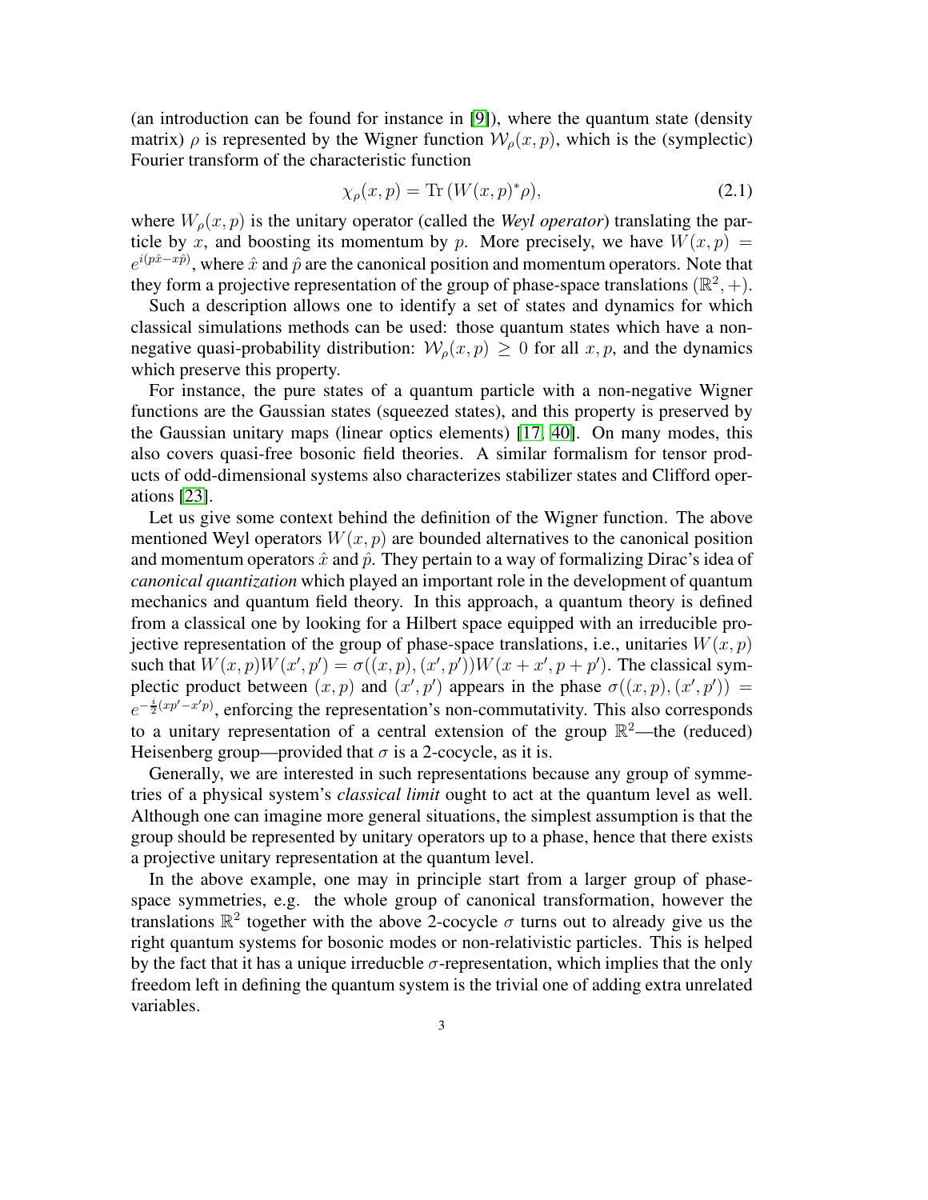(an introduction can be found for instance in [9]), where the quantum state (density matrix) $\rho$ is represented by the Wigner function $\mathcal{W}_\rho(x,p)$, which is the (symplectic) Fourier transform of the characteristic function

$$\chi_\rho(x,p) = \mathrm{Tr}\,(W(x,p)^*\rho), \tag{2.1}$$

where $W_\rho(x,p)$ is the unitary operator (called the *Weyl operator*) translating the particle by $x$, and boosting its momentum by $p$. More precisely, we have $W(x,p) = e^{i(p\hat{x} - x\hat{p})}$, where $\hat{x}$ and $\hat{p}$ are the canonical position and momentum operators. Note that they form a projective representation of the group of phase-space translations $(\mathbb{R}^2, +)$.

Such a description allows one to identify a set of states and dynamics for which classical simulations methods can be used: those quantum states which have a non-negative quasi-probability distribution: $\mathcal{W}_\rho(x,p) \geq 0$ for all $x, p$, and the dynamics which preserve this property.

For instance, the pure states of a quantum particle with a non-negative Wigner functions are the Gaussian states (squeezed states), and this property is preserved by the Gaussian unitary maps (linear optics elements) [17, 40]. On many modes, this also covers quasi-free bosonic field theories. A similar formalism for tensor products of odd-dimensional systems also characterizes stabilizer states and Clifford operations [23].

Let us give some context behind the definition of the Wigner function. The above mentioned Weyl operators $W(x,p)$ are bounded alternatives to the canonical position and momentum operators $\hat{x}$ and $\hat{p}$. They pertain to a way of formalizing Dirac's idea of *canonical quantization* which played an important role in the development of quantum mechanics and quantum field theory. In this approach, a quantum theory is defined from a classical one by looking for a Hilbert space equipped with an irreducible projective representation of the group of phase-space translations, i.e., unitaries $W(x,p)$ such that $W(x,p)W(x',p') = \sigma((x,p),(x',p'))W(x+x', p+p')$. The classical symplectic product between $(x,p)$ and $(x',p')$ appears in the phase $\sigma((x,p),(x',p')) = e^{-\frac{i}{2}(xp' - x'p)}$, enforcing the representation's non-commutativity. This also corresponds to a unitary representation of a central extension of the group $\mathbb{R}^2$—the (reduced) Heisenberg group—provided that $\sigma$ is a 2-cocycle, as it is.

Generally, we are interested in such representations because any group of symmetries of a physical system's *classical limit* ought to act at the quantum level as well. Although one can imagine more general situations, the simplest assumption is that the group should be represented by unitary operators up to a phase, hence that there exists a projective unitary representation at the quantum level.

In the above example, one may in principle start from a larger group of phase-space symmetries, e.g. the whole group of canonical transformation, however the translations $\mathbb{R}^2$ together with the above 2-cocycle $\sigma$ turns out to already give us the right quantum systems for bosonic modes or non-relativistic particles. This is helped by the fact that it has a unique irreducble $\sigma$-representation, which implies that the only freedom left in defining the quantum system is the trivial one of adding extra unrelated variables.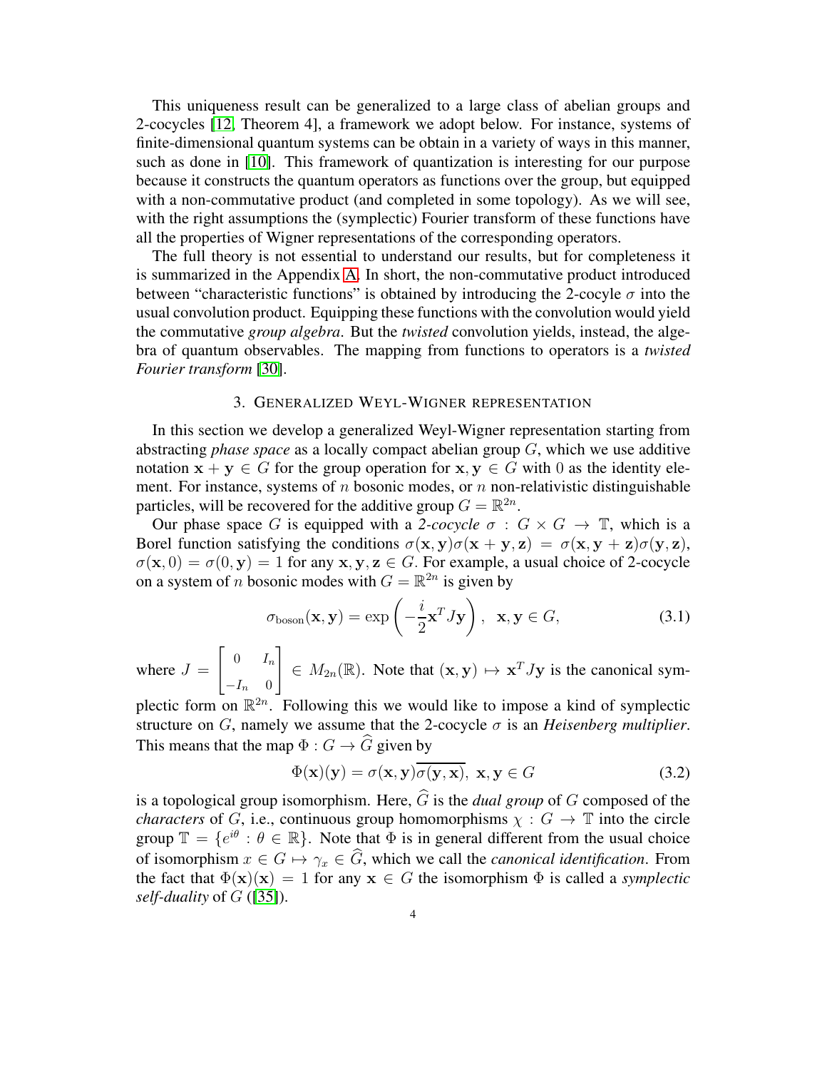This uniqueness result can be generalized to a large class of abelian groups and 2-cocycles [12, Theorem 4], a framework we adopt below. For instance, systems of finite-dimensional quantum systems can be obtain in a variety of ways in this manner, such as done in [10]. This framework of quantization is interesting for our purpose because it constructs the quantum operators as functions over the group, but equipped with a non-commutative product (and completed in some topology). As we will see, with the right assumptions the (symplectic) Fourier transform of these functions have all the properties of Wigner representations of the corresponding operators.

The full theory is not essential to understand our results, but for completeness it is summarized in the Appendix A. In short, the non-commutative product introduced between "characteristic functions" is obtained by introducing the 2-cocyle $\sigma$ into the usual convolution product. Equipping these functions with the convolution would yield the commutative *group algebra*. But the *twisted* convolution yields, instead, the algebra of quantum observables. The mapping from functions to operators is a *twisted Fourier transform* [30].

## 3. Generalized Weyl-Wigner representation

In this section we develop a generalized Weyl-Wigner representation starting from abstracting *phase space* as a locally compact abelian group $G$, which we use additive notation $\mathbf{x} + \mathbf{y} \in G$ for the group operation for $\mathbf{x}, \mathbf{y} \in G$ with $0$ as the identity element. For instance, systems of $n$ bosonic modes, or $n$ non-relativistic distinguishable particles, will be recovered for the additive group $G = \mathbb{R}^{2n}$.

Our phase space $G$ is equipped with a *2-cocycle* $\sigma : G \times G \to \mathbb{T}$, which is a Borel function satisfying the conditions $\sigma(\mathbf{x}, \mathbf{y})\sigma(\mathbf{x} + \mathbf{y}, \mathbf{z}) = \sigma(\mathbf{x}, \mathbf{y} + \mathbf{z})\sigma(\mathbf{y}, \mathbf{z})$, $\sigma(\mathbf{x}, 0) = \sigma(0, \mathbf{y}) = 1$ for any $\mathbf{x}, \mathbf{y}, \mathbf{z} \in G$. For example, a usual choice of 2-cocycle on a system of $n$ bosonic modes with $G = \mathbb{R}^{2n}$ is given by

$$\sigma_{\mathrm{boson}}(\mathbf{x}, \mathbf{y}) = \exp\left(-\frac{i}{2}\mathbf{x}^T J \mathbf{y}\right), \quad \mathbf{x}, \mathbf{y} \in G, \tag{3.1}$$

where $J = \begin{bmatrix} 0 & I_n \\ -I_n & 0 \end{bmatrix} \in M_{2n}(\mathbb{R})$. Note that $(\mathbf{x}, \mathbf{y}) \mapsto \mathbf{x}^T J \mathbf{y}$ is the canonical symplectic form on $\mathbb{R}^{2n}$. Following this we would like to impose a kind of symplectic structure on $G$, namely we assume that the 2-cocycle $\sigma$ is an *Heisenberg multiplier*. This means that the map $\Phi : G \to \widehat{G}$ given by

$$\Phi(\mathbf{x})(\mathbf{y}) = \sigma(\mathbf{x}, \mathbf{y})\overline{\sigma(\mathbf{y}, \mathbf{x})}, \ \mathbf{x}, \mathbf{y} \in G \tag{3.2}$$

is a topological group isomorphism. Here, $\widehat{G}$ is the *dual group* of $G$ composed of the *characters* of $G$, i.e., continuous group homomorphisms $\chi : G \to \mathbb{T}$ into the circle group $\mathbb{T} = \{e^{i\theta} : \theta \in \mathbb{R}\}$. Note that $\Phi$ is in general different from the usual choice of isomorphism $x \in G \mapsto \gamma_x \in \widehat{G}$, which we call the *canonical identification*. From the fact that $\Phi(\mathbf{x})(\mathbf{x}) = 1$ for any $\mathbf{x} \in G$ the isomorphism $\Phi$ is called a *symplectic self-duality* of $G$ ([35]).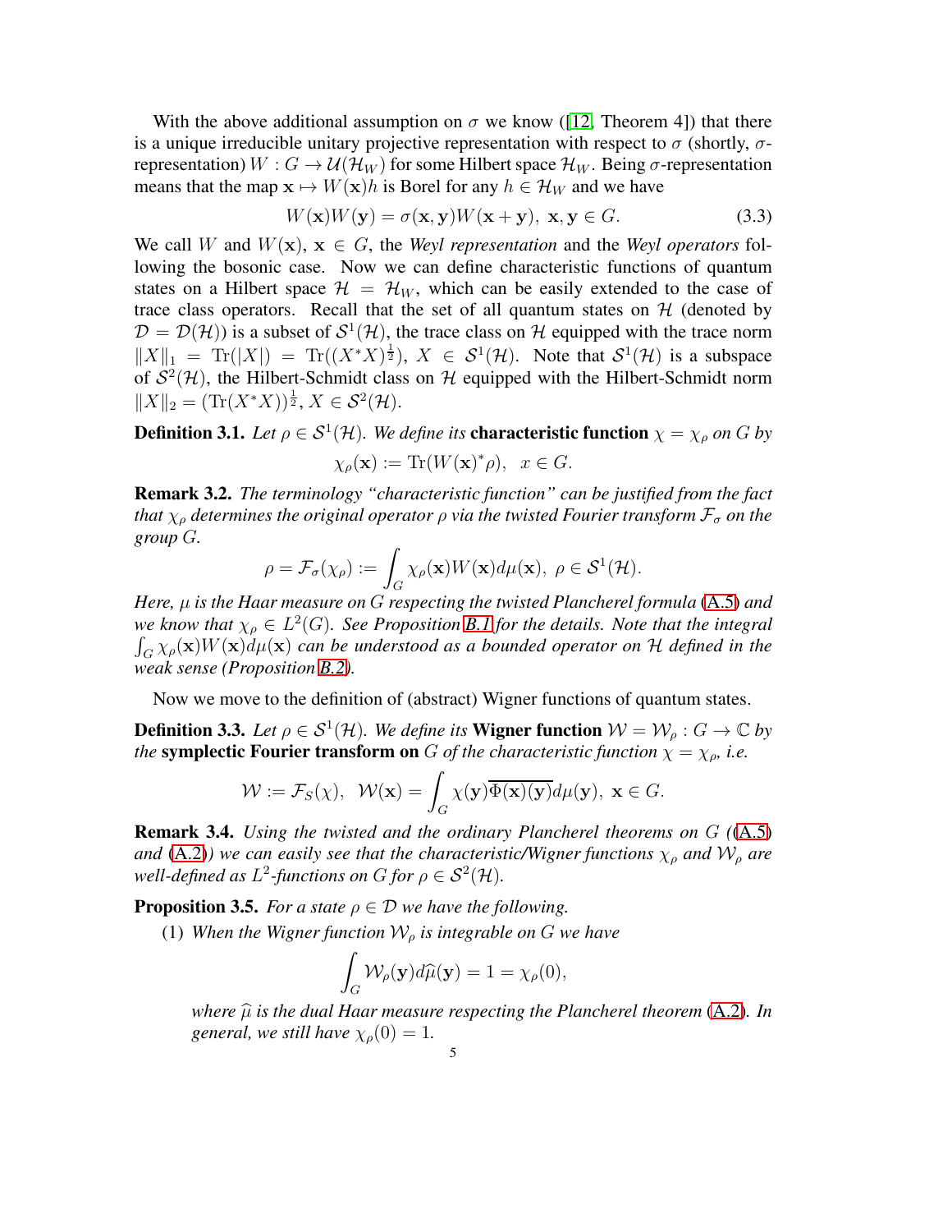With the above additional assumption on $\sigma$ we know ([12, Theorem 4]) that there is a unique irreducible unitary projective representation with respect to $\sigma$ (shortly, $\sigma$-representation) $W : G \to \mathcal{U}(\mathcal{H}_W)$ for some Hilbert space $\mathcal{H}_W$. Being $\sigma$-representation means that the map $\mathbf{x} \mapsto W(\mathbf{x})h$ is Borel for any $h \in \mathcal{H}_W$ and we have

$$W(\mathbf{x})W(\mathbf{y}) = \sigma(\mathbf{x}, \mathbf{y})W(\mathbf{x} + \mathbf{y}),\ \mathbf{x}, \mathbf{y} \in G. \tag{3.3}$$

We call $W$ and $W(\mathbf{x})$, $\mathbf{x} \in G$, the *Weyl representation* and the *Weyl operators* following the bosonic case. Now we can define characteristic functions of quantum states on a Hilbert space $\mathcal{H} = \mathcal{H}_W$, which can be easily extended to the case of trace class operators. Recall that the set of all quantum states on $\mathcal{H}$ (denoted by $\mathcal{D} = \mathcal{D}(\mathcal{H})$) is a subset of $\mathcal{S}^1(\mathcal{H})$, the trace class on $\mathcal{H}$ equipped with the trace norm $\|X\|_1 = \mathrm{Tr}(|X|) = \mathrm{Tr}((X^*X)^{\frac{1}{2}})$, $X \in \mathcal{S}^1(\mathcal{H})$. Note that $\mathcal{S}^1(\mathcal{H})$ is a subspace of $\mathcal{S}^2(\mathcal{H})$, the Hilbert-Schmidt class on $\mathcal{H}$ equipped with the Hilbert-Schmidt norm $\|X\|_2 = (\mathrm{Tr}(X^*X))^{\frac{1}{2}}$, $X \in \mathcal{S}^2(\mathcal{H})$.

**Definition 3.1.** *Let $\rho \in \mathcal{S}^1(\mathcal{H})$. We define its* **characteristic function** *$\chi = \chi_\rho$ on $G$ by*

$$\chi_\rho(\mathbf{x}) := \mathrm{Tr}(W(\mathbf{x})^*\rho),\ \ x \in G.$$

**Remark 3.2.** *The terminology "characteristic function" can be justified from the fact that $\chi_\rho$ determines the original operator $\rho$ via the twisted Fourier transform $\mathcal{F}_\sigma$ on the group $G$.*

$$\rho = \mathcal{F}_\sigma(\chi_\rho) := \int_G \chi_\rho(\mathbf{x})W(\mathbf{x})d\mu(\mathbf{x}),\ \rho \in \mathcal{S}^1(\mathcal{H}).$$

*Here, $\mu$ is the Haar measure on $G$ respecting the twisted Plancherel formula (A.5) and we know that $\chi_\rho \in L^2(G)$. See Proposition B.1 for the details. Note that the integral $\int_G \chi_\rho(\mathbf{x})W(\mathbf{x})d\mu(\mathbf{x})$ can be understood as a bounded operator on $\mathcal{H}$ defined in the weak sense (Proposition B.2).*

Now we move to the definition of (abstract) Wigner functions of quantum states.

**Definition 3.3.** *Let $\rho \in \mathcal{S}^1(\mathcal{H})$. We define its* **Wigner function** *$\mathcal{W} = \mathcal{W}_\rho : G \to \mathbb{C}$ by the* **symplectic Fourier transform on** *$G$ of the characteristic function $\chi = \chi_\rho$, i.e.*

$$\mathcal{W} := \mathcal{F}_S(\chi),\ \ \mathcal{W}(\mathbf{x}) = \int_G \chi(\mathbf{y})\overline{\Phi(\mathbf{x})(\mathbf{y})}d\mu(\mathbf{y}),\ \mathbf{x} \in G.$$

**Remark 3.4.** *Using the twisted and the ordinary Plancherel theorems on $G$ ((A.5) and (A.2)) we can easily see that the characteristic/Wigner functions $\chi_\rho$ and $\mathcal{W}_\rho$ are well-defined as $L^2$-functions on $G$ for $\rho \in \mathcal{S}^2(\mathcal{H})$.*

**Proposition 3.5.** *For a state $\rho \in \mathcal{D}$ we have the following.*

(1) *When the Wigner function $\mathcal{W}_\rho$ is integrable on $G$ we have*

$$\int_G \mathcal{W}_\rho(\mathbf{y})d\widehat{\mu}(\mathbf{y}) = 1 = \chi_\rho(0),$$

*where $\widehat{\mu}$ is the dual Haar measure respecting the Plancherel theorem (A.2). In general, we still have $\chi_\rho(0) = 1$.*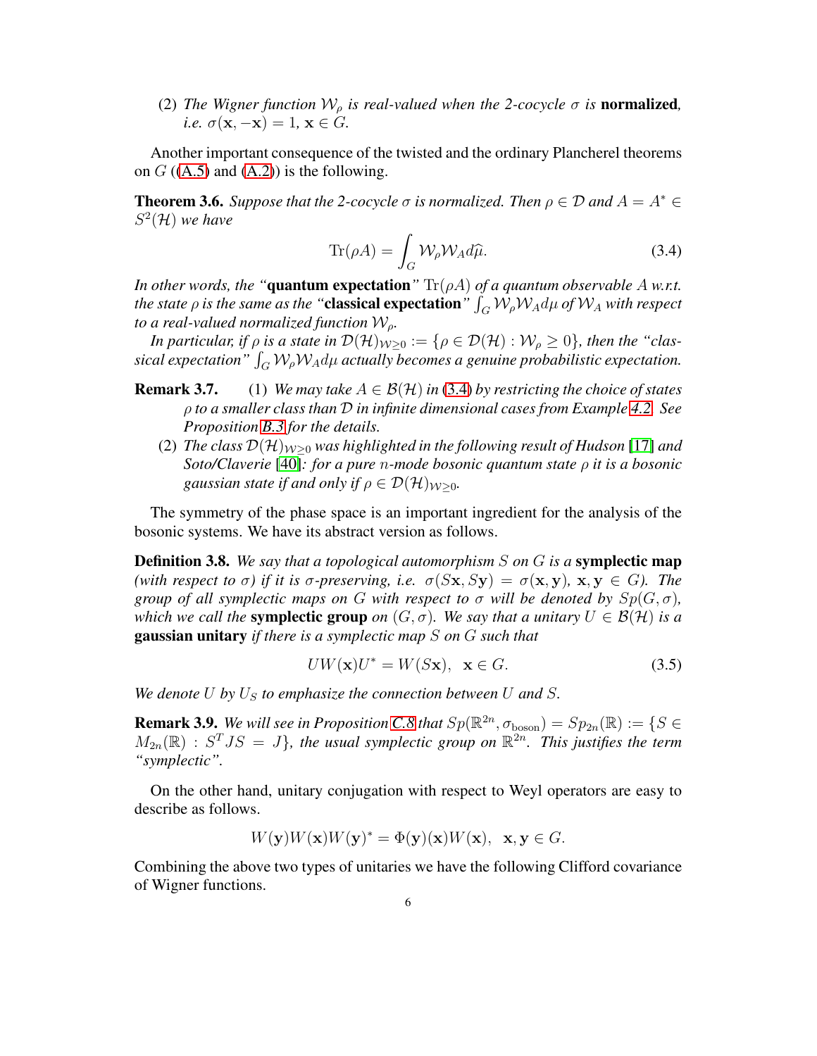(2) *The Wigner function* $\mathcal{W}_\rho$ *is real-valued when the 2-cocycle* $\sigma$ *is* **normalized**, *i.e.* $\sigma(\mathbf{x}, -\mathbf{x}) = 1$, $\mathbf{x} \in G$.

Another important consequence of the twisted and the ordinary Plancherel theorems on $G$ ((A.5) and (A.2)) is the following.

**Theorem 3.6.** *Suppose that the 2-cocycle* $\sigma$ *is normalized. Then* $\rho \in \mathcal{D}$ *and* $A = A^* \in S^2(\mathcal{H})$ *we have*

$$\mathrm{Tr}(\rho A) = \int_G \mathcal{W}_\rho \mathcal{W}_A d\widehat{\mu}. \tag{3.4}$$

*In other words, the "***quantum expectation***"* $\mathrm{Tr}(\rho A)$ *of a quantum observable* $A$ *w.r.t. the state* $\rho$ *is the same as the "***classical expectation***"* $\int_G \mathcal{W}_\rho \mathcal{W}_A d\mu$ *of* $\mathcal{W}_A$ *with respect to a real-valued normalized function* $\mathcal{W}_\rho$.

*In particular, if* $\rho$ *is a state in* $\mathcal{D}(\mathcal{H})_{\mathcal{W}\geq 0} := \{\rho \in \mathcal{D}(\mathcal{H}) : \mathcal{W}_\rho \geq 0\}$, *then the "classical expectation"* $\int_G \mathcal{W}_\rho \mathcal{W}_A d\mu$ *actually becomes a genuine probabilistic expectation.*

**Remark 3.7.** (1) *We may take* $A \in \mathcal{B}(\mathcal{H})$ *in* (3.4) *by restricting the choice of states* $\rho$ *to a smaller class than* $\mathcal{D}$ *in infinite dimensional cases from Example 4.2. See Proposition B.3 for the details.*

(2) *The class* $\mathcal{D}(\mathcal{H})_{\mathcal{W}\geq 0}$ *was highlighted in the following result of Hudson* [17] *and Soto/Claverie* [40]*: for a pure* $n$*-mode bosonic quantum state* $\rho$ *it is a bosonic gaussian state if and only if* $\rho \in \mathcal{D}(\mathcal{H})_{\mathcal{W}\geq 0}$.

The symmetry of the phase space is an important ingredient for the analysis of the bosonic systems. We have its abstract version as follows.

**Definition 3.8.** *We say that a topological automorphism* $S$ *on* $G$ *is a* **symplectic map** *(with respect to* $\sigma$*) if it is* $\sigma$*-preserving, i.e.* $\sigma(S\mathbf{x}, S\mathbf{y}) = \sigma(\mathbf{x}, \mathbf{y})$, $\mathbf{x}, \mathbf{y} \in G$*). The group of all symplectic maps on* $G$ *with respect to* $\sigma$ *will be denoted by* $Sp(G, \sigma)$*, which we call the* **symplectic group** *on* $(G, \sigma)$*. We say that a unitary* $U \in \mathcal{B}(\mathcal{H})$ *is a* **gaussian unitary** *if there is a symplectic map* $S$ *on* $G$ *such that*

$$UW(\mathbf{x})U^* = W(S\mathbf{x}), \ \ \mathbf{x} \in G. \tag{3.5}$$

*We denote* $U$ *by* $U_S$ *to emphasize the connection between* $U$ *and* $S$.

**Remark 3.9.** *We will see in Proposition C.8 that* $Sp(\mathbb{R}^{2n}, \sigma_{\mathrm{boson}}) = Sp_{2n}(\mathbb{R}) := \{S \in M_{2n}(\mathbb{R}) : S^T J S = J\}$*, the usual symplectic group on* $\mathbb{R}^{2n}$*. This justifies the term "symplectic".*

On the other hand, unitary conjugation with respect to Weyl operators are easy to describe as follows.

$$W(\mathbf{y})W(\mathbf{x})W(\mathbf{y})^* = \Phi(\mathbf{y})(\mathbf{x})W(\mathbf{x}), \ \ \mathbf{x}, \mathbf{y} \in G.$$

Combining the above two types of unitaries we have the following Clifford covariance of Wigner functions.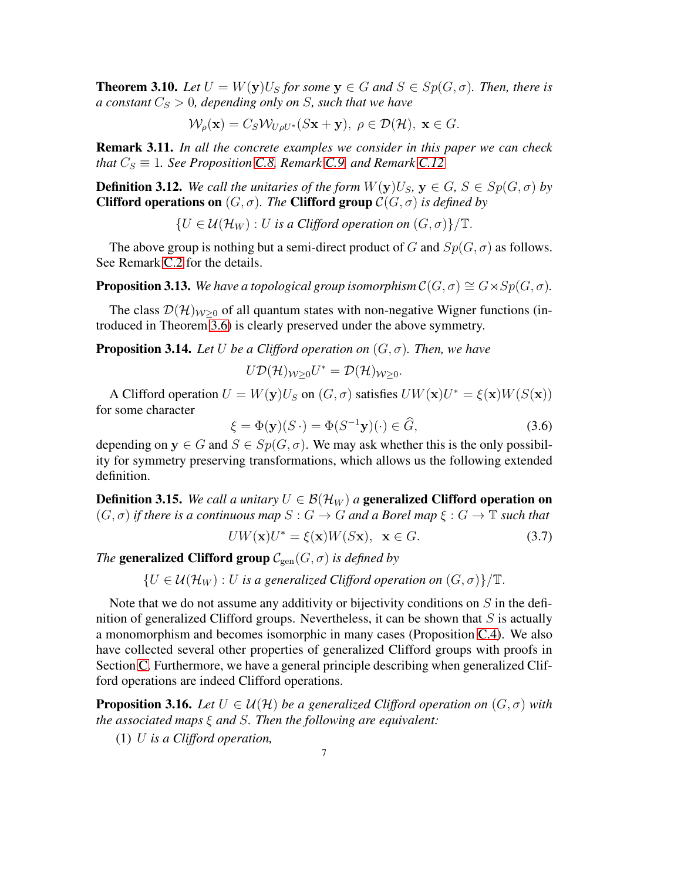**Theorem 3.10.** *Let $U = W(\mathbf{y})U_S$ for some $\mathbf{y} \in G$ and $S \in Sp(G, \sigma)$. Then, there is a constant $C_S > 0$, depending only on $S$, such that we have*

$$\mathcal{W}_\rho(\mathbf{x}) = C_S \mathcal{W}_{U\rho U^*}(S\mathbf{x} + \mathbf{y}), \ \rho \in \mathcal{D}(\mathcal{H}), \ \mathbf{x} \in G.$$

**Remark 3.11.** *In all the concrete examples we consider in this paper we can check that $C_S \equiv 1$. See Proposition C.8, Remark C.9, and Remark C.12*

**Definition 3.12.** *We call the unitaries of the form $W(\mathbf{y})U_S$, $\mathbf{y} \in G$, $S \in Sp(G, \sigma)$ by* **Clifford operations on** $(G, \sigma)$. *The* **Clifford group** $\mathcal{C}(G, \sigma)$ *is defined by*

$$\{U \in \mathcal{U}(\mathcal{H}_W) : U \text{ is a Clifford operation on } (G, \sigma)\}/\mathbb{T}.$$

The above group is nothing but a semi-direct product of $G$ and $Sp(G, \sigma)$ as follows. See Remark C.2 for the details.

**Proposition 3.13.** *We have a topological group isomorphism $\mathcal{C}(G, \sigma) \cong G \rtimes Sp(G, \sigma)$.*

The class $\mathcal{D}(\mathcal{H})_{\mathcal{W}\geq 0}$ of all quantum states with non-negative Wigner functions (introduced in Theorem 3.6) is clearly preserved under the above symmetry.

**Proposition 3.14.** *Let $U$ be a Clifford operation on $(G, \sigma)$. Then, we have*

$$U\mathcal{D}(\mathcal{H})_{\mathcal{W}\geq 0}U^* = \mathcal{D}(\mathcal{H})_{\mathcal{W}\geq 0}.$$

A Clifford operation $U = W(\mathbf{y})U_S$ on $(G, \sigma)$ satisfies $UW(\mathbf{x})U^* = \xi(\mathbf{x})W(S(\mathbf{x}))$ for some character

$$\xi = \Phi(\mathbf{y})(S\,\cdot) = \Phi(S^{-1}\mathbf{y})(\cdot) \in \widehat{G}, \tag{3.6}$$

depending on $\mathbf{y} \in G$ and $S \in Sp(G, \sigma)$. We may ask whether this is the only possibility for symmetry preserving transformations, which allows us the following extended definition.

**Definition 3.15.** *We call a unitary $U \in \mathcal{B}(\mathcal{H}_W)$ a* **generalized Clifford operation on** $(G, \sigma)$ *if there is a continuous map $S : G \to G$ and a Borel map $\xi : G \to \mathbb{T}$ such that*

$$UW(\mathbf{x})U^* = \xi(\mathbf{x})W(S\mathbf{x}), \ \ \mathbf{x} \in G. \tag{3.7}$$

*The* **generalized Clifford group** $\mathcal{C}_{\text{gen}}(G, \sigma)$ *is defined by*

$$\{U \in \mathcal{U}(\mathcal{H}_W) : U \text{ is a generalized Clifford operation on } (G, \sigma)\}/\mathbb{T}.$$

Note that we do not assume any additivity or bijectivity conditions on $S$ in the definition of generalized Clifford groups. Nevertheless, it can be shown that $S$ is actually a monomorphism and becomes isomorphic in many cases (Proposition C.4). We also have collected several other properties of generalized Clifford groups with proofs in Section C. Furthermore, we have a general principle describing when generalized Clifford operations are indeed Clifford operations.

**Proposition 3.16.** *Let $U \in \mathcal{U}(\mathcal{H})$ be a generalized Clifford operation on $(G, \sigma)$ with the associated maps $\xi$ and $S$. Then the following are equivalent:*

(1) *$U$ is a Clifford operation,*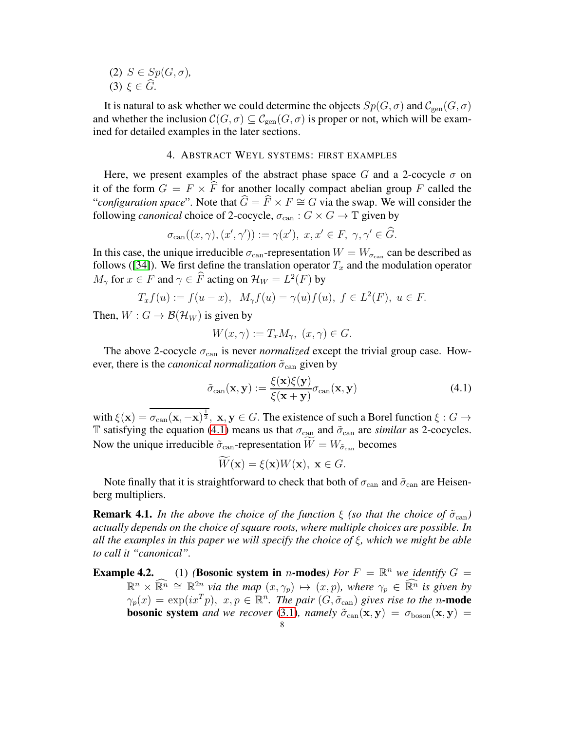(2) $S \in Sp(G,\sigma)$,

(3) $\xi \in \widehat{G}$.

It is natural to ask whether we could determine the objects $Sp(G,\sigma)$ and $\mathcal{C}_{\rm gen}(G,\sigma)$ and whether the inclusion $\mathcal{C}(G,\sigma) \subseteq \mathcal{C}_{\rm gen}(G,\sigma)$ is proper or not, which will be examined for detailed examples in the later sections.

## 4. Abstract Weyl systems: first examples

Here, we present examples of the abstract phase space $G$ and a 2-cocycle $\sigma$ on it of the form $G = F \times \widehat{F}$ for another locally compact abelian group $F$ called the "*configuration space*". Note that $\widehat{G} = \widehat{F} \times F \cong G$ via the swap. We will consider the following *canonical* choice of 2-cocycle, $\sigma_{\rm can} : G \times G \to \mathbb{T}$ given by

$$\sigma_{\rm can}((x,\gamma),(x',\gamma')) := \gamma(x'),\ x,x' \in F,\ \gamma,\gamma' \in \widehat{G}.$$

In this case, the unique irreducible $\sigma_{\rm can}$-representation $W = W_{\sigma_{\rm can}}$ can be described as follows ([34]). We first define the translation operator $T_x$ and the modulation operator $M_\gamma$ for $x \in F$ and $\gamma \in \widehat{F}$ acting on $\mathcal{H}_W = L^2(F)$ by

$$T_x f(u) := f(u-x),\ \ M_\gamma f(u) = \gamma(u) f(u),\ f \in L^2(F),\ u \in F.$$

Then, $W : G \to \mathcal{B}(\mathcal{H}_W)$ is given by

$$W(x,\gamma) := T_x M_\gamma,\ (x,\gamma) \in G.$$

The above 2-cocycle $\sigma_{\rm can}$ is never *normalized* except the trivial group case. However, there is the *canonical normalization* $\tilde{\sigma}_{\rm can}$ given by

$$\tilde{\sigma}_{\rm can}(\mathbf{x},\mathbf{y}) := \frac{\xi(\mathbf{x})\xi(\mathbf{y})}{\xi(\mathbf{x}+\mathbf{y})}\sigma_{\rm can}(\mathbf{x},\mathbf{y}) \tag{4.1}$$

with $\xi(\mathbf{x}) = \overline{\sigma_{\rm can}(\mathbf{x},-\mathbf{x})^{\frac{1}{2}}}$, $\mathbf{x},\mathbf{y} \in G$. The existence of such a Borel function $\xi : G \to \mathbb{T}$ satisfying the equation (4.1) means us that $\sigma_{\rm can}$ and $\tilde{\sigma}_{\rm can}$ are *similar* as 2-cocycles. Now the unique irreducible $\tilde{\sigma}_{\rm can}$-representation $\widetilde{W} = W_{\tilde{\sigma}_{\rm can}}$ becomes

$$\widetilde{W}(\mathbf{x}) = \xi(\mathbf{x}) W(\mathbf{x}),\ \mathbf{x} \in G.$$

Note finally that it is straightforward to check that both of $\sigma_{\rm can}$ and $\tilde{\sigma}_{\rm can}$ are Heisenberg multipliers.

**Remark 4.1.** *In the above the choice of the function $\xi$ (so that the choice of $\tilde{\sigma}_{\rm can}$) actually depends on the choice of square roots, where multiple choices are possible. In all the examples in this paper we will specify the choice of $\xi$, which we might be able to call it "canonical".*

**Example 4.2.** (1) *(**Bosonic system in $n$-modes**) For $F = \mathbb{R}^n$ we identify $G = \mathbb{R}^n \times \widehat{\mathbb{R}^n} \cong \mathbb{R}^{2n}$ via the map $(x,\gamma_p) \mapsto (x,p)$, where $\gamma_p \in \widehat{\mathbb{R}^n}$ is given by $\gamma_p(x) = \exp(ix^T p)$, $x,p \in \mathbb{R}^n$. The pair $(G,\tilde{\sigma}_{\rm can})$ gives rise to the $n$-**mode bosonic system** and we recover (3.1), namely $\tilde{\sigma}_{\rm can}(\mathbf{x},\mathbf{y}) = \sigma_{\rm boson}(\mathbf{x},\mathbf{y}) =$*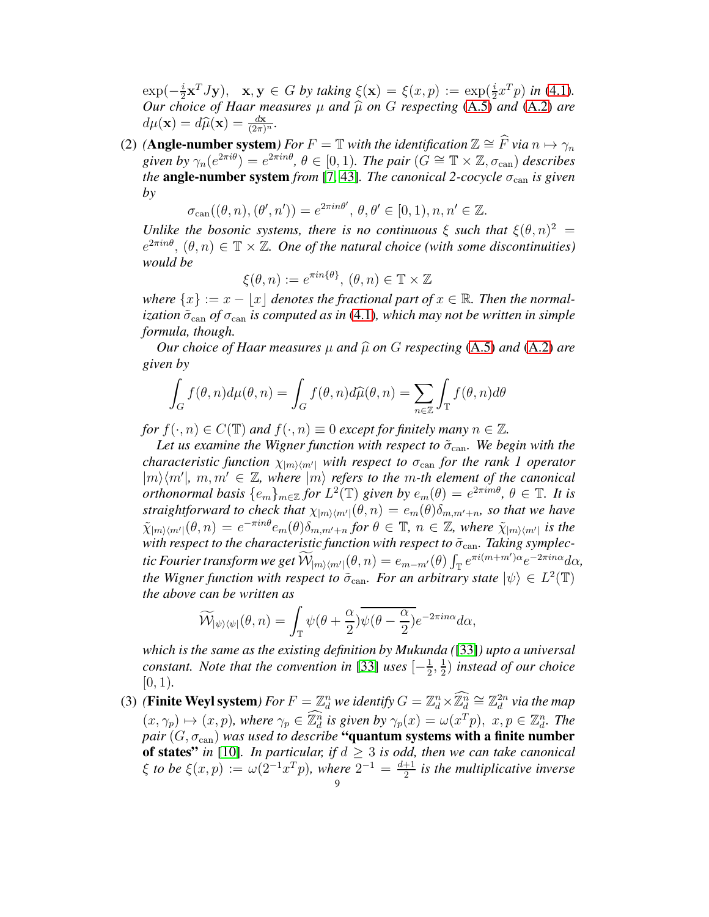*$\exp(-\frac{i}{2}\mathbf{x}^T J\mathbf{y})$, $\mathbf{x}, \mathbf{y} \in G$ by taking $\xi(\mathbf{x}) = \xi(x,p) := \exp(\frac{i}{2}x^T p)$ in (4.1). Our choice of Haar measures $\mu$ and $\widehat{\mu}$ on $G$ respecting (A.5) and (A.2) are $d\mu(\mathbf{x}) = d\widehat{\mu}(\mathbf{x}) = \frac{d\mathbf{x}}{(2\pi)^n}$.*

(2) *(**Angle-number system**) For $F = \mathbb{T}$ with the identification $\mathbb{Z} \cong \widehat{F}$ via $n \mapsto \gamma_n$ given by $\gamma_n(e^{2\pi i\theta}) = e^{2\pi i n\theta}$, $\theta \in [0,1)$. The pair $(G \cong \mathbb{T} \times \mathbb{Z}, \sigma_{\rm can})$ describes the **angle-number system** from [7, 43]. The canonical 2-cocycle $\sigma_{\rm can}$ is given by*

$$\sigma_{\rm can}((\theta, n), (\theta', n')) = e^{2\pi i n\theta'},\ \theta, \theta' \in [0,1), n, n' \in \mathbb{Z}.$$

*Unlike the bosonic systems, there is no continuous $\xi$ such that $\xi(\theta,n)^2 = e^{2\pi i n\theta}$, $(\theta,n) \in \mathbb{T} \times \mathbb{Z}$. One of the natural choice (with some discontinuities) would be*

$$\xi(\theta, n) := e^{\pi i n\{\theta\}},\ (\theta, n) \in \mathbb{T} \times \mathbb{Z}$$

*where $\{x\} := x - \lfloor x \rfloor$ denotes the fractional part of $x \in \mathbb{R}$. Then the normalization $\tilde{\sigma}_{\rm can}$ of $\sigma_{\rm can}$ is computed as in (4.1), which may not be written in simple formula, though.*

*Our choice of Haar measures $\mu$ and $\widehat{\mu}$ on $G$ respecting (A.5) and (A.2) are given by*

$$\int_G f(\theta, n) d\mu(\theta, n) = \int_G f(\theta, n) d\widehat{\mu}(\theta, n) = \sum_{n \in \mathbb{Z}} \int_{\mathbb{T}} f(\theta, n) d\theta$$

*for $f(\cdot, n) \in C(\mathbb{T})$ and $f(\cdot, n) \equiv 0$ except for finitely many $n \in \mathbb{Z}$.*

*Let us examine the Wigner function with respect to $\tilde{\sigma}_{\rm can}$. We begin with the characteristic function $\chi_{|m\rangle\langle m'|}$ with respect to $\sigma_{\rm can}$ for the rank 1 operator $|m\rangle\langle m'|$, $m, m' \in \mathbb{Z}$, where $|m\rangle$ refers to the $m$-th element of the canonical orthonormal basis $\{e_m\}_{m \in \mathbb{Z}}$ for $L^2(\mathbb{T})$ given by $e_m(\theta) = e^{2\pi i m\theta}$, $\theta \in \mathbb{T}$. It is straightforward to check that $\chi_{|m\rangle\langle m'|}(\theta, n) = e_m(\theta)\delta_{m,m'+n}$, so that we have $\tilde{\chi}_{|m\rangle\langle m'|}(\theta, n) = e^{-\pi i n\theta} e_m(\theta)\delta_{m,m'+n}$ for $\theta \in \mathbb{T}$, $n \in \mathbb{Z}$, where $\tilde{\chi}_{|m\rangle\langle m'|}$ is the with respect to the characteristic function with respect to $\tilde{\sigma}_{\rm can}$. Taking symplectic Fourier transform we get $\widetilde{\mathcal{W}}_{|m\rangle\langle m'|}(\theta, n) = e_{m-m'}(\theta) \int_{\mathbb{T}} e^{\pi i (m+m')\alpha} e^{-2\pi i n\alpha} d\alpha$, the Wigner function with respect to $\tilde{\sigma}_{\rm can}$. For an arbitrary state $|\psi\rangle \in L^2(\mathbb{T})$ the above can be written as*

$$\widetilde{\mathcal{W}}_{|\psi\rangle\langle\psi|}(\theta, n) = \int_{\mathbb{T}} \psi(\theta + \frac{\alpha}{2}) \overline{\psi(\theta - \frac{\alpha}{2})} e^{-2\pi i n\alpha} d\alpha,$$

*which is the same as the existing definition by Mukunda ([33]) upto a universal constant. Note that the convention in [33] uses $[-\frac{1}{2}, \frac{1}{2})$ instead of our choice $[0,1)$.*

(3) *(**Finite Weyl system**) For $F = \mathbb{Z}_d^n$ we identify $G = \mathbb{Z}_d^n \times \widehat{\mathbb{Z}_d^n} \cong \mathbb{Z}_d^{2n}$ via the map $(x, \gamma_p) \mapsto (x, p)$, where $\gamma_p \in \widehat{\mathbb{Z}_d^n}$ is given by $\gamma_p(x) = \omega(x^T p)$, $x, p \in \mathbb{Z}_d^n$. The pair $(G, \sigma_{\rm can})$ was used to describe **"quantum systems with a finite number of states"** in [10]. In particular, if $d \geq 3$ is odd, then we can take canonical $\xi$ to be $\xi(x,p) := \omega(2^{-1}x^T p)$, where $2^{-1} = \frac{d+1}{2}$ is the multiplicative inverse*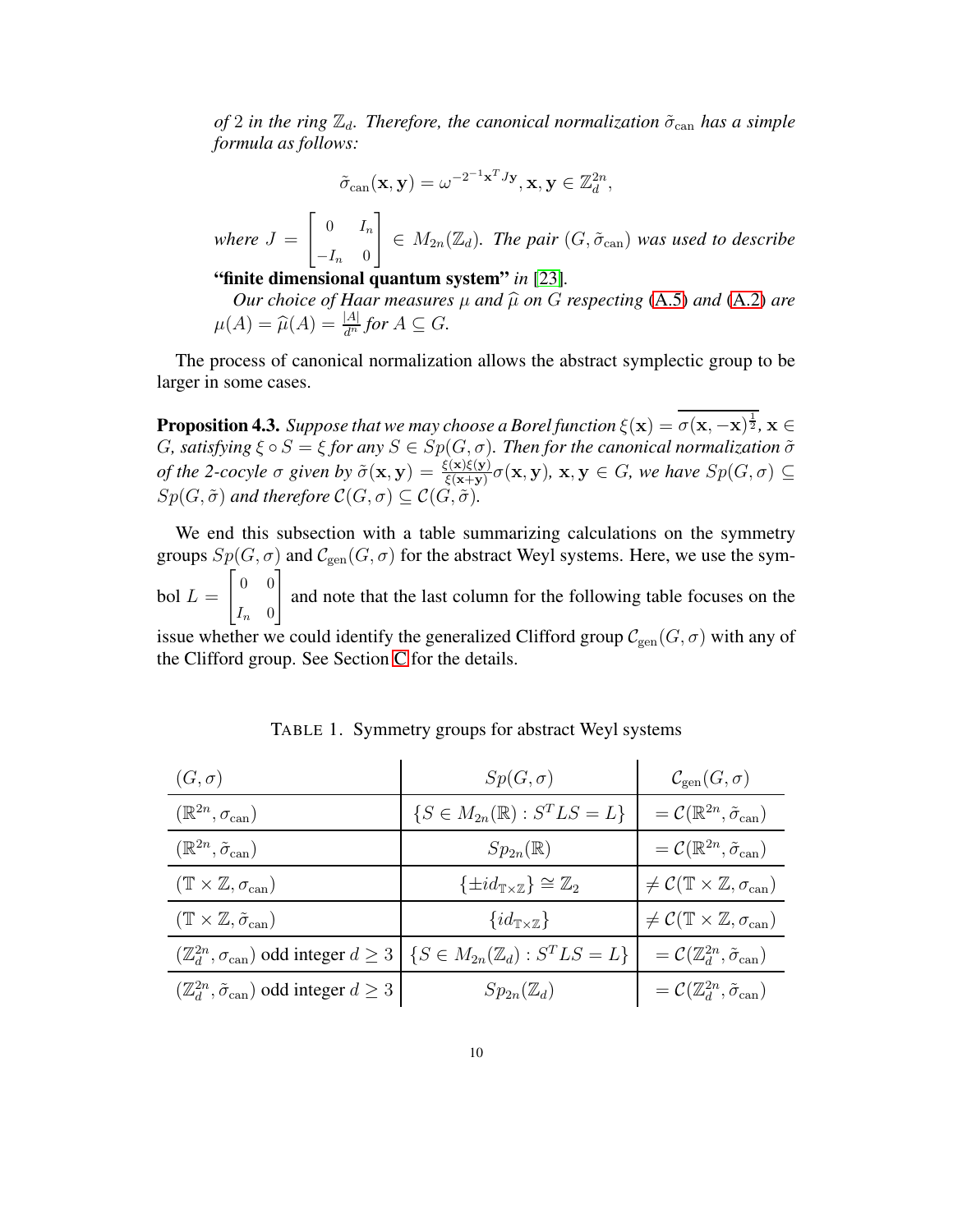*of* 2 *in the ring* $\mathbb{Z}_d$. *Therefore, the canonical normalization* $\tilde{\sigma}_{\rm can}$ *has a simple formula as follows:*

$$\tilde{\sigma}_{\rm can}(\mathbf{x}, \mathbf{y}) = \omega^{-2^{-1}\mathbf{x}^T J \mathbf{y}}, \mathbf{x}, \mathbf{y} \in \mathbb{Z}_d^{2n},$$

*where* $J = \begin{bmatrix} 0 & I_n \\ -I_n & 0 \end{bmatrix} \in M_{2n}(\mathbb{Z}_d)$. *The pair* $(G, \tilde{\sigma}_{\rm can})$ *was used to describe* **"finite dimensional quantum system"** *in* [23].

*Our choice of Haar measures* $\mu$ *and* $\widehat{\mu}$ *on* $G$ *respecting* (A.5) *and* (A.2) *are* $\mu(A) = \widehat{\mu}(A) = \frac{|A|}{d^n}$ *for* $A \subseteq G$.

The process of canonical normalization allows the abstract symplectic group to be larger in some cases.

**Proposition 4.3.** *Suppose that we may choose a Borel function* $\xi(\mathbf{x}) = \overline{\sigma(\mathbf{x}, -\mathbf{x})^{\frac{1}{2}}}$, $\mathbf{x} \in G$, *satisfying* $\xi \circ S = \xi$ *for any* $S \in Sp(G, \sigma)$. *Then for the canonical normalization* $\tilde{\sigma}$ *of the 2-cocyle* $\sigma$ *given by* $\tilde{\sigma}(\mathbf{x}, \mathbf{y}) = \frac{\xi(\mathbf{x})\xi(\mathbf{y})}{\xi(\mathbf{x}+\mathbf{y})}\sigma(\mathbf{x}, \mathbf{y})$, $\mathbf{x}, \mathbf{y} \in G$, *we have* $Sp(G, \sigma) \subseteq Sp(G, \tilde{\sigma})$ *and therefore* $\mathcal{C}(G, \sigma) \subseteq \mathcal{C}(G, \tilde{\sigma})$.

We end this subsection with a table summarizing calculations on the symmetry groups $Sp(G, \sigma)$ and $\mathcal{C}_{\rm gen}(G, \sigma)$ for the abstract Weyl systems. Here, we use the symbol $L = \begin{bmatrix} 0 & 0 \\ I_n & 0 \end{bmatrix}$ and note that the last column for the following table focuses on the issue whether we could identify the generalized Clifford group $\mathcal{C}_{\rm gen}(G, \sigma)$ with any of the Clifford group. See Section C for the details.

TABLE 1. Symmetry groups for abstract Weyl systems

| $(G, \sigma)$ | $Sp(G, \sigma)$ | $\mathcal{C}_{\rm gen}(G, \sigma)$ |
|---|---|---|
| $(\mathbb{R}^{2n}, \sigma_{\rm can})$ | $\{S \in M_{2n}(\mathbb{R}) : S^T L S = L\}$ | $= \mathcal{C}(\mathbb{R}^{2n}, \tilde{\sigma}_{\rm can})$ |
| $(\mathbb{R}^{2n}, \tilde{\sigma}_{\rm can})$ | $Sp_{2n}(\mathbb{R})$ | $= \mathcal{C}(\mathbb{R}^{2n}, \tilde{\sigma}_{\rm can})$ |
| $(\mathbb{T} \times \mathbb{Z}, \sigma_{\rm can})$ | $\{\pm id_{\mathbb{T}\times\mathbb{Z}}\} \cong \mathbb{Z}_2$ | $\neq \mathcal{C}(\mathbb{T} \times \mathbb{Z}, \sigma_{\rm can})$ |
| $(\mathbb{T} \times \mathbb{Z}, \tilde{\sigma}_{\rm can})$ | $\{id_{\mathbb{T}\times\mathbb{Z}}\}$ | $\neq \mathcal{C}(\mathbb{T} \times \mathbb{Z}, \sigma_{\rm can})$ |
| $(\mathbb{Z}_d^{2n}, \sigma_{\rm can})$ odd integer $d \geq 3$ | $\{S \in M_{2n}(\mathbb{Z}_d) : S^T L S = L\}$ | $= \mathcal{C}(\mathbb{Z}_d^{2n}, \tilde{\sigma}_{\rm can})$ |
| $(\mathbb{Z}_d^{2n}, \tilde{\sigma}_{\rm can})$ odd integer $d \geq 3$ | $Sp_{2n}(\mathbb{Z}_d)$ | $= \mathcal{C}(\mathbb{Z}_d^{2n}, \tilde{\sigma}_{\rm can})$ |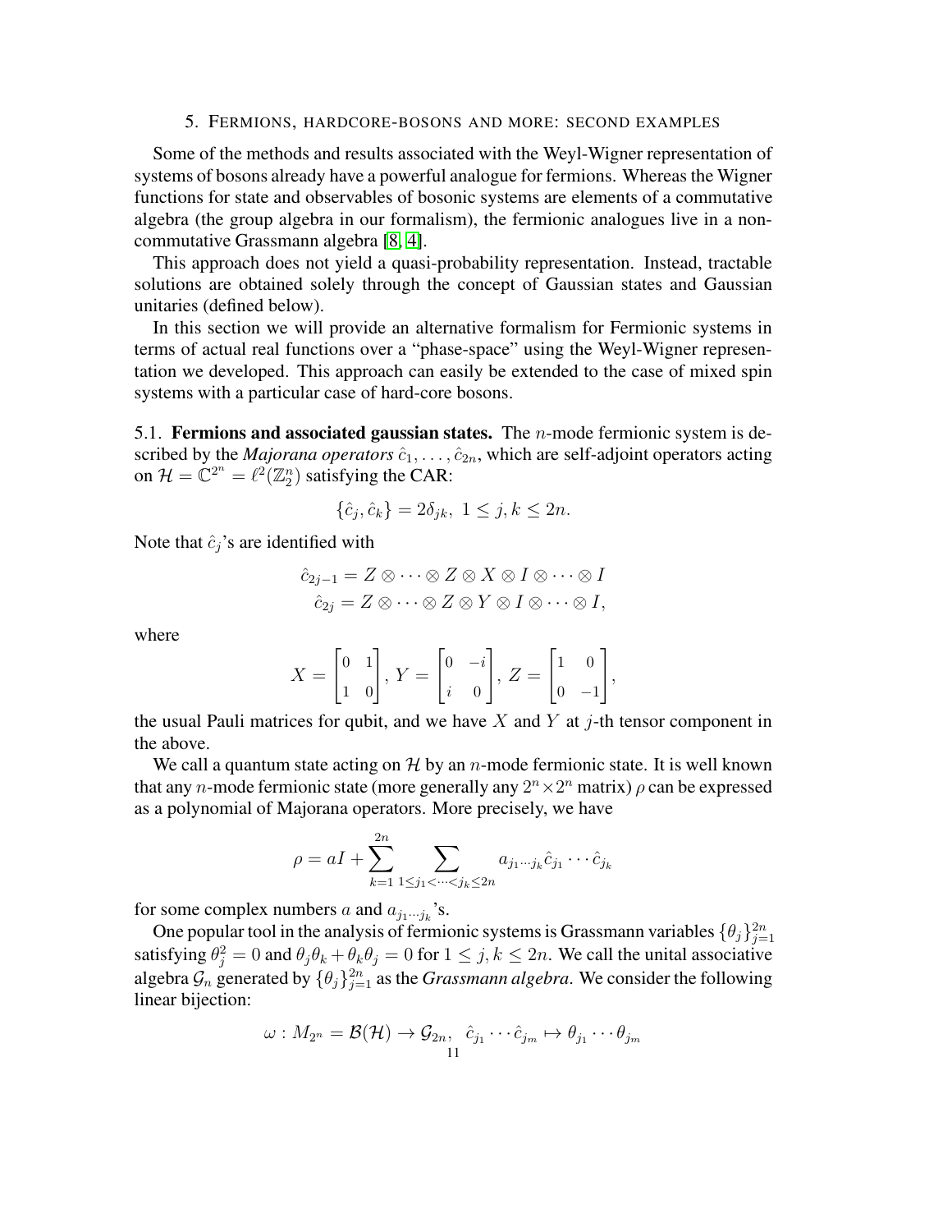## 5. Fermions, hardcore-bosons and more: second examples

Some of the methods and results associated with the Weyl-Wigner representation of systems of bosons already have a powerful analogue for fermions. Whereas the Wigner functions for state and observables of bosonic systems are elements of a commutative algebra (the group algebra in our formalism), the fermionic analogues live in a non-commutative Grassmann algebra [8, 4].

This approach does not yield a quasi-probability representation. Instead, tractable solutions are obtained solely through the concept of Gaussian states and Gaussian unitaries (defined below).

In this section we will provide an alternative formalism for Fermionic systems in terms of actual real functions over a "phase-space" using the Weyl-Wigner representation we developed. This approach can easily be extended to the case of mixed spin systems with a particular case of hard-core bosons.

5.1. **Fermions and associated gaussian states.** The $n$-mode fermionic system is described by the *Majorana operators* $\hat{c}_1, \dots, \hat{c}_{2n}$, which are self-adjoint operators acting on $\mathcal{H} = \mathbb{C}^{2^n} = \ell^2(\mathbb{Z}_2^n)$ satisfying the CAR:

$$\{\hat{c}_j, \hat{c}_k\} = 2\delta_{jk},\ 1 \leq j, k \leq 2n.$$

Note that $\hat{c}_j$'s are identified with

$$\hat{c}_{2j-1} = Z \otimes \cdots \otimes Z \otimes X \otimes I \otimes \cdots \otimes I$$
$$\hat{c}_{2j} = Z \otimes \cdots \otimes Z \otimes Y \otimes I \otimes \cdots \otimes I,$$

where

$$X = \begin{bmatrix} 0 & 1 \\ 1 & 0 \end{bmatrix},\ Y = \begin{bmatrix} 0 & -i \\ i & 0 \end{bmatrix},\ Z = \begin{bmatrix} 1 & 0 \\ 0 & -1 \end{bmatrix},$$

the usual Pauli matrices for qubit, and we have $X$ and $Y$ at $j$-th tensor component in the above.

We call a quantum state acting on $\mathcal{H}$ by an $n$-mode fermionic state. It is well known that any $n$-mode fermionic state (more generally any $2^n \times 2^n$ matrix) $\rho$ can be expressed as a polynomial of Majorana operators. More precisely, we have

$$\rho = aI + \sum_{k=1}^{2n} \sum_{1 \leq j_1 < \cdots < j_k \leq 2n} a_{j_1 \cdots j_k} \hat{c}_{j_1} \cdots \hat{c}_{j_k}$$

for some complex numbers $a$ and $a_{j_1 \cdots j_k}$'s.

One popular tool in the analysis of fermionic systems is Grassmann variables $\{\theta_j\}_{j=1}^{2n}$ satisfying $\theta_j^2 = 0$ and $\theta_j \theta_k + \theta_k \theta_j = 0$ for $1 \leq j, k \leq 2n$. We call the unital associative algebra $\mathcal{G}_n$ generated by $\{\theta_j\}_{j=1}^{2n}$ as the *Grassmann algebra*. We consider the following linear bijection:

$$\omega : M_{2^n} = \mathcal{B}(\mathcal{H}) \to \mathcal{G}_{2n},\ \ \hat{c}_{j_1} \cdots \hat{c}_{j_m} \mapsto \theta_{j_1} \cdots \theta_{j_m}$$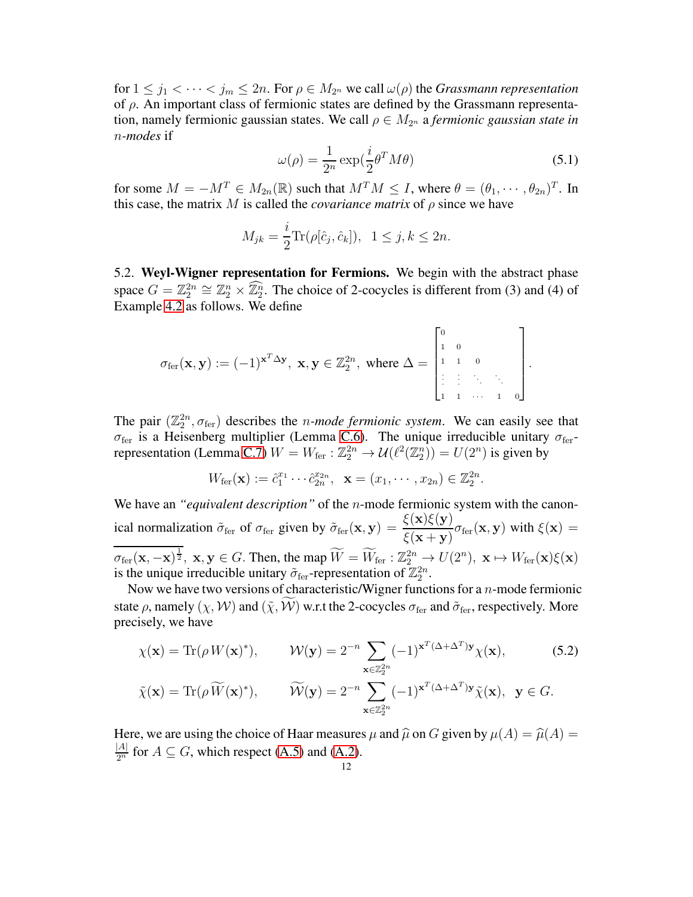for $1 \leq j_1 < \cdots < j_m \leq 2n$. For $\rho \in M_{2^n}$ we call $\omega(\rho)$ the *Grassmann representation* of $\rho$. An important class of fermionic states are defined by the Grassmann representation, namely fermionic gaussian states. We call $\rho \in M_{2^n}$ a *fermionic gaussian state in n-modes* if

$$\omega(\rho) = \frac{1}{2^n} \exp(\frac{i}{2}\theta^T M \theta) \tag{5.1}$$

for some $M = -M^T \in M_{2n}(\mathbb{R})$ such that $M^T M \leq I$, where $\theta = (\theta_1, \cdots, \theta_{2n})^T$. In this case, the matrix $M$ is called the *covariance matrix* of $\rho$ since we have

$$M_{jk} = \frac{i}{2}\mathrm{Tr}(\rho[\hat{c}_j, \hat{c}_k]), \quad 1 \leq j, k \leq 2n.$$

5.2. **Weyl-Wigner representation for Fermions.** We begin with the abstract phase space $G = \mathbb{Z}_2^{2n} \cong \mathbb{Z}_2^n \times \widehat{\mathbb{Z}_2^n}$. The choice of 2-cocycles is different from (3) and (4) of Example 4.2 as follows. We define

$$\sigma_{\mathrm{fer}}(\mathbf{x}, \mathbf{y}) := (-1)^{\mathbf{x}^T \Delta \mathbf{y}}, \ \mathbf{x}, \mathbf{y} \in \mathbb{Z}_2^{2n}, \text{ where } \Delta = \begin{bmatrix} 0 & & & & \\ 1 & 0 & & & \\ 1 & 1 & 0 & & \\ \vdots & \vdots & \ddots & \ddots & \\ 1 & 1 & \cdots & 1 & 0 \end{bmatrix}.$$

The pair $(\mathbb{Z}_2^{2n}, \sigma_{\mathrm{fer}})$ describes the *n-mode fermionic system*. We can easily see that $\sigma_{\mathrm{fer}}$ is a Heisenberg multiplier (Lemma C.6). The unique irreducible unitary $\sigma_{\mathrm{fer}}$-representation (Lemma C.7) $W = W_{\mathrm{fer}} : \mathbb{Z}_2^{2n} \to \mathcal{U}(\ell^2(\mathbb{Z}_2^n)) = U(2^n)$ is given by

$$W_{\mathrm{fer}}(\mathbf{x}) := \hat{c}_1^{x_1} \cdots \hat{c}_{2n}^{x_{2n}}, \quad \mathbf{x} = (x_1, \cdots, x_{2n}) \in \mathbb{Z}_2^{2n}.$$

We have an *"equivalent description"* of the $n$-mode fermionic system with the canonical normalization $\tilde{\sigma}_{\mathrm{fer}}$ of $\sigma_{\mathrm{fer}}$ given by $\tilde{\sigma}_{\mathrm{fer}}(\mathbf{x}, \mathbf{y}) = \dfrac{\xi(\mathbf{x})\xi(\mathbf{y})}{\xi(\mathbf{x}+\mathbf{y})}\sigma_{\mathrm{fer}}(\mathbf{x}, \mathbf{y})$ with $\xi(\mathbf{x}) = \overline{\sigma_{\mathrm{fer}}(\mathbf{x}, -\mathbf{x})^{\frac{1}{2}}}$, $\mathbf{x}, \mathbf{y} \in G$. Then, the map $\widetilde{W} = \widetilde{W}_{\mathrm{fer}} : \mathbb{Z}_2^{2n} \to U(2^n)$, $\mathbf{x} \mapsto W_{\mathrm{fer}}(\mathbf{x})\xi(\mathbf{x})$ is the unique irreducible unitary $\tilde{\sigma}_{\mathrm{fer}}$-representation of $\mathbb{Z}_2^{2n}$.

Now we have two versions of characteristic/Wigner functions for a $n$-mode fermionic state $\rho$, namely $(\chi, \mathcal{W})$ and $(\tilde{\chi}, \widetilde{\mathcal{W}})$ w.r.t the 2-cocycles $\sigma_{\mathrm{fer}}$ and $\tilde{\sigma}_{\mathrm{fer}}$, respectively. More precisely, we have

$$\chi(\mathbf{x}) = \mathrm{Tr}(\rho\, W(\mathbf{x})^*), \qquad \mathcal{W}(\mathbf{y}) = 2^{-n} \sum_{\mathbf{x} \in \mathbb{Z}_2^{2n}} (-1)^{\mathbf{x}^T(\Delta + \Delta^T)\mathbf{y}} \chi(\mathbf{x}), \tag{5.2}$$

$$\tilde{\chi}(\mathbf{x}) = \mathrm{Tr}(\rho\, \widetilde{W}(\mathbf{x})^*), \qquad \widetilde{\mathcal{W}}(\mathbf{y}) = 2^{-n} \sum_{\mathbf{x} \in \mathbb{Z}_2^{2n}} (-1)^{\mathbf{x}^T(\Delta + \Delta^T)\mathbf{y}} \tilde{\chi}(\mathbf{x}), \quad \mathbf{y} \in G.$$

Here, we are using the choice of Haar measures $\mu$ and $\widehat{\mu}$ on $G$ given by $\mu(A) = \widehat{\mu}(A) = \frac{|A|}{2^n}$ for $A \subseteq G$, which respect (A.5) and (A.2).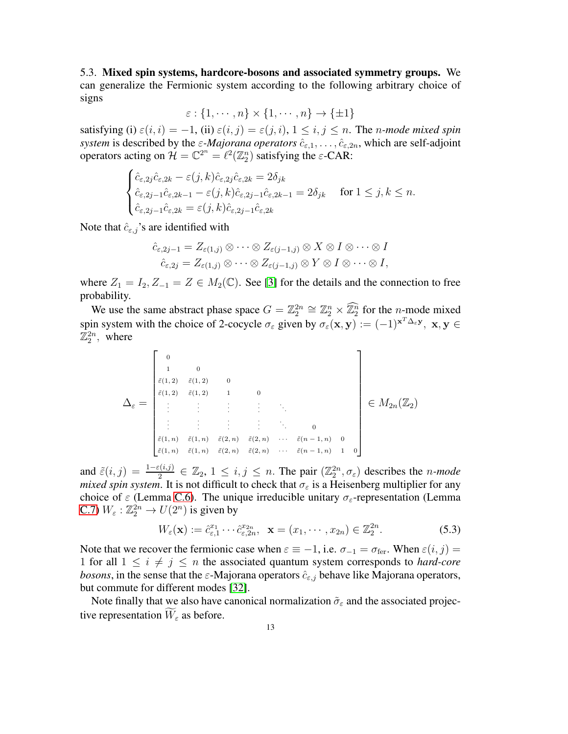**5.3. Mixed spin systems, hardcore-bosons and associated symmetry groups.** We can generalize the Fermionic system according to the following arbitrary choice of signs

$$\varepsilon : \{1, \cdots, n\} \times \{1, \cdots, n\} \to \{\pm 1\}$$

satisfying (i) $\varepsilon(i,i) = -1$, (ii) $\varepsilon(i,j) = \varepsilon(j,i)$, $1 \le i, j \le n$. The *n-mode mixed spin system* is described by the *ε-Majorana operators* $\hat{c}_{\varepsilon,1}, \ldots, \hat{c}_{\varepsilon,2n}$, which are self-adjoint operators acting on $\mathcal{H} = \mathbb{C}^{2^n} = \ell^2(\mathbb{Z}_2^n)$ satisfying the ε-CAR:

$$\begin{cases} \hat{c}_{\varepsilon,2j}\hat{c}_{\varepsilon,2k} - \varepsilon(j,k)\hat{c}_{\varepsilon,2j}\hat{c}_{\varepsilon,2k} = 2\delta_{jk} \\ \hat{c}_{\varepsilon,2j-1}\hat{c}_{\varepsilon,2k-1} - \varepsilon(j,k)\hat{c}_{\varepsilon,2j-1}\hat{c}_{\varepsilon,2k-1} = 2\delta_{jk} \\ \hat{c}_{\varepsilon,2j-1}\hat{c}_{\varepsilon,2k} = \varepsilon(j,k)\hat{c}_{\varepsilon,2j-1}\hat{c}_{\varepsilon,2k} \end{cases} \quad \text{for } 1 \le j, k \le n.$$

Note that $\hat{c}_{\varepsilon,j}$'s are identified with

$$\begin{aligned} \hat{c}_{\varepsilon,2j-1} &= Z_{\varepsilon(1,j)} \otimes \cdots \otimes Z_{\varepsilon(j-1,j)} \otimes X \otimes I \otimes \cdots \otimes I \\ \hat{c}_{\varepsilon,2j} &= Z_{\varepsilon(1,j)} \otimes \cdots \otimes Z_{\varepsilon(j-1,j)} \otimes Y \otimes I \otimes \cdots \otimes I, \end{aligned}$$

where $Z_1 = I_2, Z_{-1} = Z \in M_2(\mathbb{C})$. See [3] for the details and the connection to free probability.

We use the same abstract phase space $G = \mathbb{Z}_2^{2n} \cong \mathbb{Z}_2^n \times \widehat{\mathbb{Z}_2^n}$ for the $n$-mode mixed spin system with the choice of 2-cocycle $\sigma_\varepsilon$ given by $\sigma_\varepsilon(\mathbf{x}, \mathbf{y}) := (-1)^{\mathbf{x}^T \Delta_\varepsilon \mathbf{y}}$, $\mathbf{x}, \mathbf{y} \in \mathbb{Z}_2^{2n}$, where

$$\Delta_\varepsilon = \begin{bmatrix} 0 & & & & & & & \\ 1 & 0 & & & & & & \\ \tilde{\varepsilon}(1,2) & \tilde{\varepsilon}(1,2) & 0 & & & & & \\ \tilde{\varepsilon}(1,2) & \tilde{\varepsilon}(1,2) & 1 & 0 & & & & \\ \vdots & \vdots & \vdots & \vdots & \ddots & & & \\ \vdots & \vdots & \vdots & \vdots & \ddots & 0 & & \\ \tilde{\varepsilon}(1,n) & \tilde{\varepsilon}(1,n) & \tilde{\varepsilon}(2,n) & \tilde{\varepsilon}(2,n) & \cdots & \tilde{\varepsilon}(n-1,n) & 0 & \\ \tilde{\varepsilon}(1,n) & \tilde{\varepsilon}(1,n) & \tilde{\varepsilon}(2,n) & \tilde{\varepsilon}(2,n) & \cdots & \tilde{\varepsilon}(n-1,n) & 1 & 0 \end{bmatrix} \in M_{2n}(\mathbb{Z}_2)$$

and $\tilde{\varepsilon}(i,j) = \frac{1-\varepsilon(i,j)}{2} \in \mathbb{Z}_2$, $1 \le i, j \le n$. The pair $(\mathbb{Z}_2^{2n}, \sigma_\varepsilon)$ describes the *n-mode mixed spin system*. It is not difficult to check that $\sigma_\varepsilon$ is a Heisenberg multiplier for any choice of $\varepsilon$ (Lemma C.6). The unique irreducible unitary $\sigma_\varepsilon$-representation (Lemma C.7) $W_\varepsilon : \mathbb{Z}_2^{2n} \to U(2^n)$ is given by

$$W_\varepsilon(\mathbf{x}) := \hat{c}_{\varepsilon,1}^{x_1} \cdots \hat{c}_{\varepsilon,2n}^{x_{2n}}, \quad \mathbf{x} = (x_1, \cdots, x_{2n}) \in \mathbb{Z}_2^{2n}. \tag{5.3}$$

Note that we recover the fermionic case when $\varepsilon \equiv -1$, i.e. $\sigma_{-1} = \sigma_{\text{fer}}$. When $\varepsilon(i,j) = 1$ for all $1 \le i \ne j \le n$ the associated quantum system corresponds to *hard-core bosons*, in the sense that the ε-Majorana operators $\hat{c}_{\varepsilon,j}$ behave like Majorana operators, but commute for different modes [32].

Note finally that we also have canonical normalization $\tilde{\sigma}_\varepsilon$ and the associated projective representation $\widetilde{W}_\varepsilon$ as before.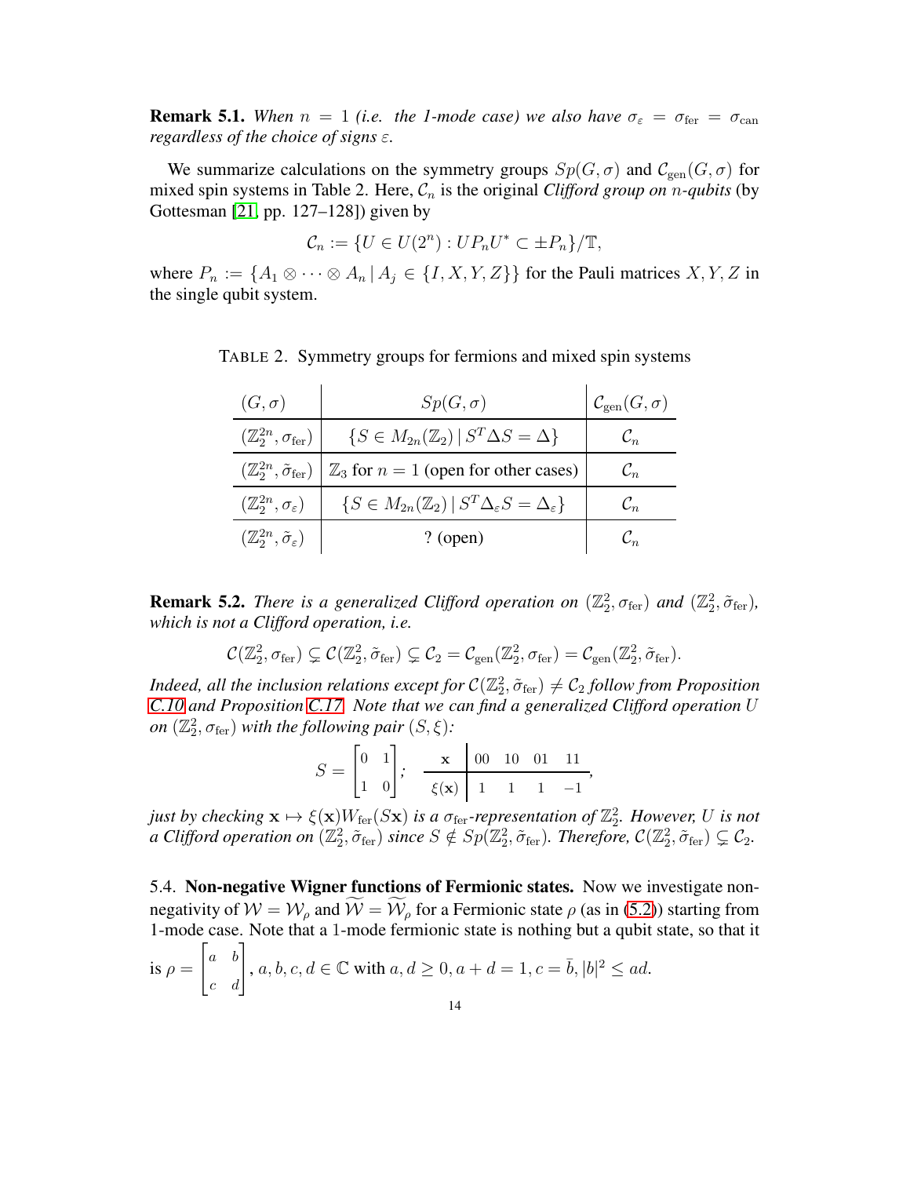**Remark 5.1.** *When $n = 1$ (i.e. the 1-mode case) we also have $\sigma_\varepsilon = \sigma_{\rm fer} = \sigma_{\rm can}$ regardless of the choice of signs $\varepsilon$.*

We summarize calculations on the symmetry groups $Sp(G, \sigma)$ and $\mathcal{C}_{\rm gen}(G, \sigma)$ for mixed spin systems in Table 2. Here, $\mathcal{C}_n$ is the original *Clifford group on $n$-qubits* (by Gottesman [21, pp. 127–128]) given by

$$\mathcal{C}_n := \{U \in U(2^n) : UP_nU^* \subset \pm P_n\}/\mathbb{T},$$

where $P_n := \{A_1 \otimes \cdots \otimes A_n \,|\, A_j \in \{I, X, Y, Z\}\}$ for the Pauli matrices $X, Y, Z$ in the single qubit system.

TABLE 2. Symmetry groups for fermions and mixed spin systems

| $(G, \sigma)$ | $Sp(G, \sigma)$ | $\mathcal{C}_{\rm gen}(G, \sigma)$ |
|---|---|---|
| $(\mathbb{Z}_2^{2n}, \sigma_{\rm fer})$ | $\{S \in M_{2n}(\mathbb{Z}_2) \,\|\, S^T \Delta S = \Delta\}$ | $\mathcal{C}_n$ |
| $(\mathbb{Z}_2^{2n}, \tilde{\sigma}_{\rm fer})$ | $\mathbb{Z}_3$ for $n = 1$ (open for other cases) | $\mathcal{C}_n$ |
| $(\mathbb{Z}_2^{2n}, \sigma_\varepsilon)$ | $\{S \in M_{2n}(\mathbb{Z}_2) \,\|\, S^T \Delta_\varepsilon S = \Delta_\varepsilon\}$ | $\mathcal{C}_n$ |
| $(\mathbb{Z}_2^{2n}, \tilde{\sigma}_\varepsilon)$ | ? (open) | $\mathcal{C}_n$ |

**Remark 5.2.** *There is a generalized Clifford operation on $(\mathbb{Z}_2^2, \sigma_{\rm fer})$ and $(\mathbb{Z}_2^2, \tilde{\sigma}_{\rm fer})$, which is not a Clifford operation, i.e.*

$$\mathcal{C}(\mathbb{Z}_2^2, \sigma_{\rm fer}) \subsetneq \mathcal{C}(\mathbb{Z}_2^2, \tilde{\sigma}_{\rm fer}) \subsetneq \mathcal{C}_2 = \mathcal{C}_{\rm gen}(\mathbb{Z}_2^2, \sigma_{\rm fer}) = \mathcal{C}_{\rm gen}(\mathbb{Z}_2^2, \tilde{\sigma}_{\rm fer}).$$

*Indeed, all the inclusion relations except for $\mathcal{C}(\mathbb{Z}_2^2, \tilde{\sigma}_{\rm fer}) \neq \mathcal{C}_2$ follow from Proposition C.10 and Proposition C.17. Note that we can find a generalized Clifford operation $U$ on $(\mathbb{Z}_2^2, \sigma_{\rm fer})$ with the following pair $(S, \xi)$:*

$$S = \begin{bmatrix} 0 & 1 \\ 1 & 0 \end{bmatrix}; \quad \begin{array}{c|cccc} \mathbf{x} & 00 & 10 & 01 & 11 \\ \hline \xi(\mathbf{x}) & 1 & 1 & 1 & -1 \end{array},$$

*just by checking $\mathbf{x} \mapsto \xi(\mathbf{x}) W_{\rm fer}(S\mathbf{x})$ is a $\sigma_{\rm fer}$-representation of $\mathbb{Z}_2^2$. However, $U$ is not a Clifford operation on $(\mathbb{Z}_2^2, \tilde{\sigma}_{\rm fer})$ since $S \notin Sp(\mathbb{Z}_2^2, \tilde{\sigma}_{\rm fer})$. Therefore, $\mathcal{C}(\mathbb{Z}_2^2, \tilde{\sigma}_{\rm fer}) \subsetneq \mathcal{C}_2$.*

5.4. **Non-negative Wigner functions of Fermionic states.** Now we investigate non-negativity of $\mathcal{W} = \mathcal{W}_\rho$ and $\widetilde{\mathcal{W}} = \widetilde{\mathcal{W}}_\rho$ for a Fermionic state $\rho$ (as in (5.2)) starting from 1-mode case. Note that a 1-mode fermionic state is nothing but a qubit state, so that it is $\rho = \begin{bmatrix} a & b \\ c & d \end{bmatrix}$, $a, b, c, d \in \mathbb{C}$ with $a, d \geq 0, a + d = 1, c = \bar{b}, |b|^2 \leq ad$.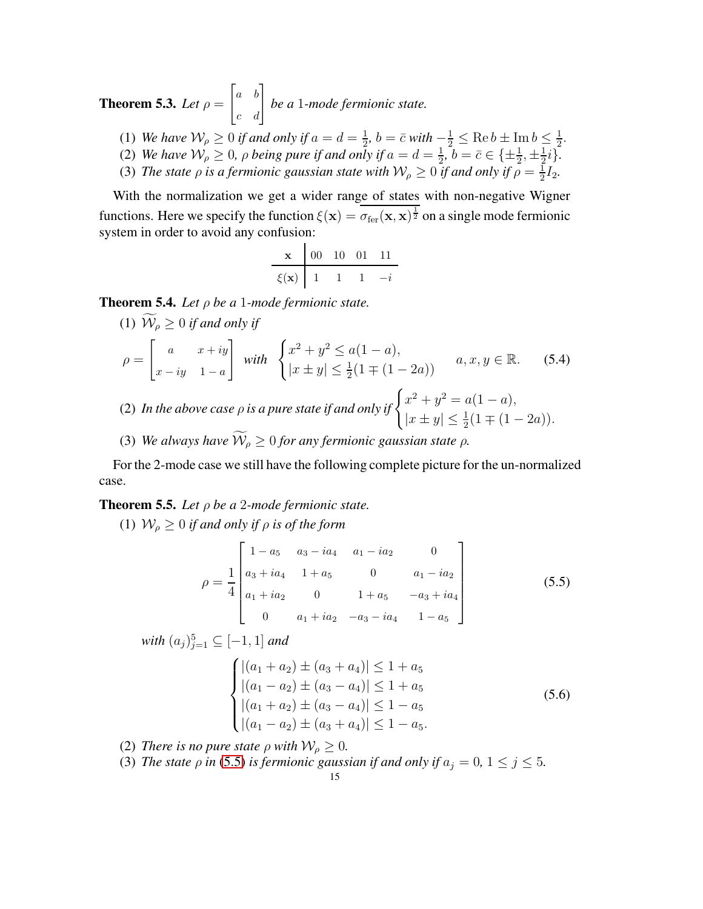**Theorem 5.3.** *Let $\rho = \begin{bmatrix} a & b \\ c & d \end{bmatrix}$ be a 1-mode fermionic state.*

(1) *We have $\mathcal{W}_\rho \geq 0$ if and only if $a = d = \frac{1}{2}$, $b = \bar{c}$ with $-\frac{1}{2} \leq \operatorname{Re} b \pm \operatorname{Im} b \leq \frac{1}{2}$.*
(2) *We have $\mathcal{W}_\rho \geq 0$, $\rho$ being pure if and only if $a = d = \frac{1}{2}$, $b = \bar{c} \in \{\pm\frac{1}{2}, \pm\frac{1}{2}i\}$.*
(3) *The state $\rho$ is a fermionic gaussian state with $\mathcal{W}_\rho \geq 0$ if and only if $\rho = \frac{1}{2}I_2$.*

With the normalization we get a wider range of states with non-negative Wigner functions. Here we specify the function $\xi(\mathbf{x}) = \overline{\sigma_{\text{fer}}(\mathbf{x}, \mathbf{x})^{\frac{1}{2}}}$ on a single mode fermionic system in order to avoid any confusion:

| $\mathbf{x}$ | 00 | 10 | 01 | 11 |
|---|---|---|---|---|
| $\xi(\mathbf{x})$ | 1 | 1 | 1 | $-i$ |

**Theorem 5.4.** *Let $\rho$ be a 1-mode fermionic state.*

(1) $\widetilde{\mathcal{W}}_\rho \geq 0$ *if and only if*

$$\rho = \begin{bmatrix} a & x+iy \\ x-iy & 1-a \end{bmatrix} \quad \text{with} \quad \begin{cases} x^2+y^2 \leq a(1-a), \\ |x \pm y| \leq \frac{1}{2}(1 \mp (1-2a)) \end{cases} \qquad a, x, y \in \mathbb{R}. \tag{5.4}$$

(2) *In the above case $\rho$ is a pure state if and only if* $\begin{cases} x^2+y^2 = a(1-a), \\ |x \pm y| \leq \frac{1}{2}(1 \mp (1-2a)). \end{cases}$

(3) *We always have $\widetilde{\mathcal{W}}_\rho \geq 0$ for any fermionic gaussian state $\rho$.*

For the 2-mode case we still have the following complete picture for the un-normalized case.

**Theorem 5.5.** *Let $\rho$ be a 2-mode fermionic state.*

(1) $\mathcal{W}_\rho \geq 0$ *if and only if $\rho$ is of the form*

$$\rho = \frac{1}{4}\begin{bmatrix} 1-a_5 & a_3-ia_4 & a_1-ia_2 & 0 \\ a_3+ia_4 & 1+a_5 & 0 & a_1-ia_2 \\ a_1+ia_2 & 0 & 1+a_5 & -a_3+ia_4 \\ 0 & a_1+ia_2 & -a_3-ia_4 & 1-a_5 \end{bmatrix} \tag{5.5}$$

*with $(a_j)_{j=1}^5 \subseteq [-1,1]$ and*

$$\begin{cases} |(a_1+a_2) \pm (a_3+a_4)| \leq 1+a_5 \\ |(a_1-a_2) \pm (a_3-a_4)| \leq 1+a_5 \\ |(a_1+a_2) \pm (a_3-a_4)| \leq 1-a_5 \\ |(a_1-a_2) \pm (a_3+a_4)| \leq 1-a_5. \end{cases} \tag{5.6}$$

(2) *There is no pure state $\rho$ with $\mathcal{W}_\rho \geq 0$.*
(3) *The state $\rho$ in (5.5) is fermionic gaussian if and only if $a_j = 0$, $1 \leq j \leq 5$.*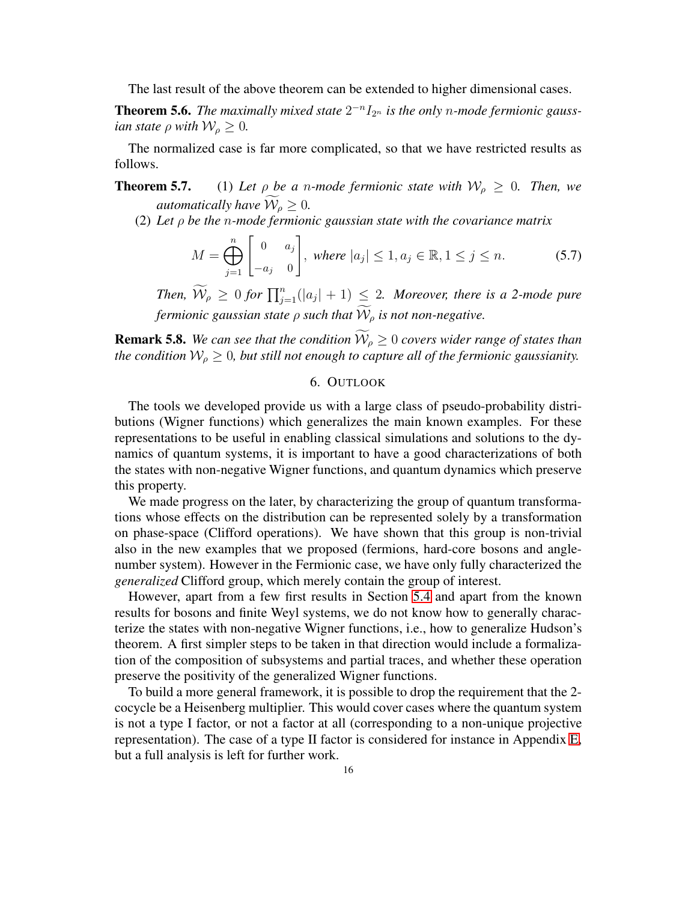The last result of the above theorem can be extended to higher dimensional cases.

**Theorem 5.6.** *The maximally mixed state $2^{-n}I_{2^n}$ is the only $n$-mode fermionic gaussian state $\rho$ with $\mathcal{W}_\rho \geq 0$.*

The normalized case is far more complicated, so that we have restricted results as follows.

**Theorem 5.7.** (1) *Let $\rho$ be a $n$-mode fermionic state with $\mathcal{W}_\rho \geq 0$. Then, we automatically have $\widetilde{\mathcal{W}}_\rho \geq 0$.*

(2) *Let $\rho$ be the $n$-mode fermionic gaussian state with the covariance matrix*

$$M = \bigoplus_{j=1}^{n} \begin{bmatrix} 0 & a_j \\ -a_j & 0 \end{bmatrix}, \text{ where } |a_j| \leq 1, a_j \in \mathbb{R}, 1 \leq j \leq n. \tag{5.7}$$

*Then, $\widetilde{\mathcal{W}}_\rho \geq 0$ for $\prod_{j=1}^{n}(|a_j|+1) \leq 2$. Moreover, there is a 2-mode pure fermionic gaussian state $\rho$ such that $\widetilde{\mathcal{W}}_\rho$ is not non-negative.*

**Remark 5.8.** *We can see that the condition $\widetilde{\mathcal{W}}_\rho \geq 0$ covers wider range of states than the condition $\mathcal{W}_\rho \geq 0$, but still not enough to capture all of the fermionic gaussianity.*

## 6. Outlook

The tools we developed provide us with a large class of pseudo-probability distributions (Wigner functions) which generalizes the main known examples. For these representations to be useful in enabling classical simulations and solutions to the dynamics of quantum systems, it is important to have a good characterizations of both the states with non-negative Wigner functions, and quantum dynamics which preserve this property.

We made progress on the later, by characterizing the group of quantum transformations whose effects on the distribution can be represented solely by a transformation on phase-space (Clifford operations). We have shown that this group is non-trivial also in the new examples that we proposed (fermions, hard-core bosons and angle-number system). However in the Fermionic case, we have only fully characterized the *generalized* Clifford group, which merely contain the group of interest.

However, apart from a few first results in Section 5.4 and apart from the known results for bosons and finite Weyl systems, we do not know how to generally characterize the states with non-negative Wigner functions, i.e., how to generalize Hudson's theorem. A first simpler steps to be taken in that direction would include a formalization of the composition of subsystems and partial traces, and whether these operation preserve the positivity of the generalized Wigner functions.

To build a more general framework, it is possible to drop the requirement that the 2-cocycle be a Heisenberg multiplier. This would cover cases where the quantum system is not a type I factor, or not a factor at all (corresponding to a non-unique projective representation). The case of a type II factor is considered for instance in Appendix E, but a full analysis is left for further work.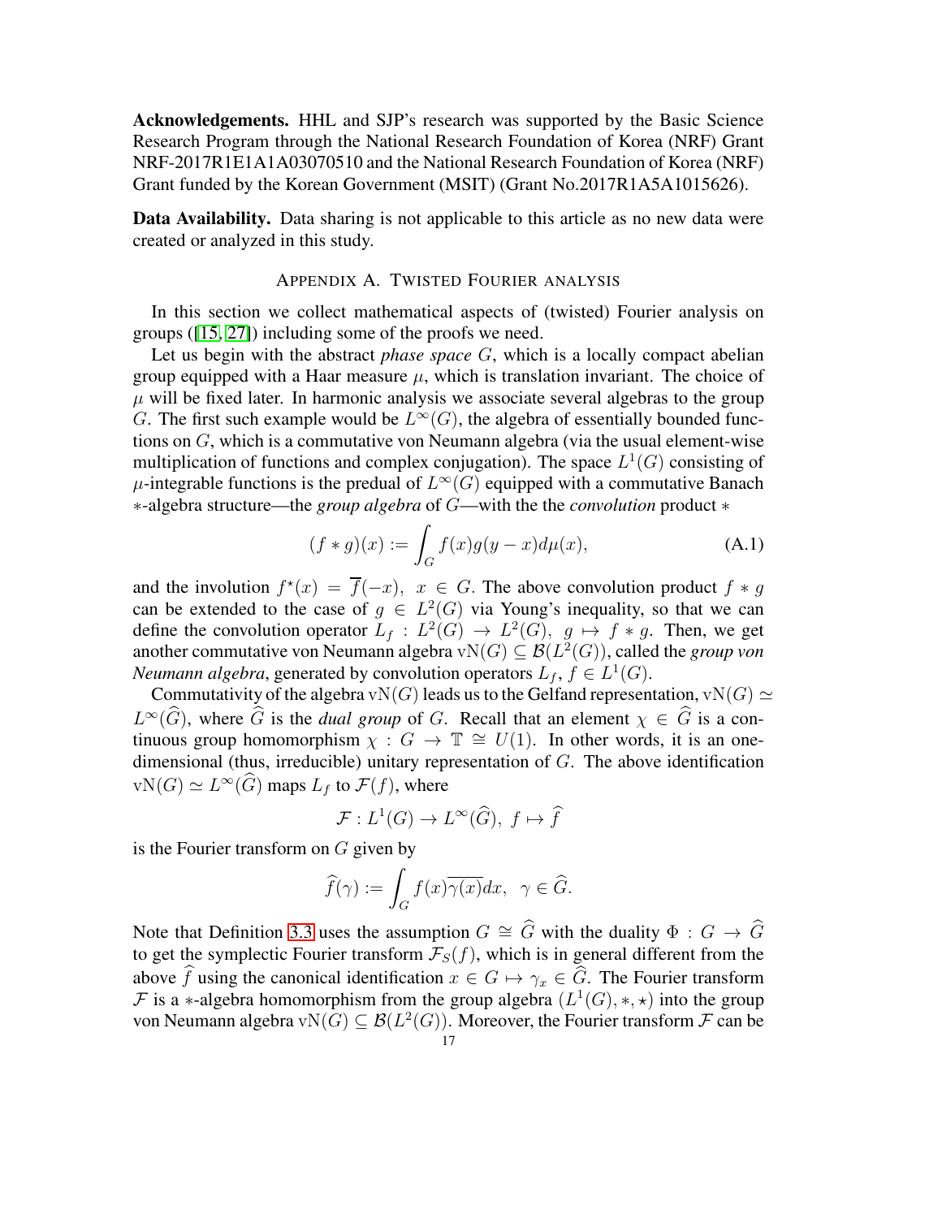**Acknowledgements.** HHL and SJP's research was supported by the Basic Science Research Program through the National Research Foundation of Korea (NRF) Grant NRF-2017R1E1A1A03070510 and the National Research Foundation of Korea (NRF) Grant funded by the Korean Government (MSIT) (Grant No.2017R1A5A1015626).

**Data Availability.** Data sharing is not applicable to this article as no new data were created or analyzed in this study.

## Appendix A. Twisted Fourier analysis

In this section we collect mathematical aspects of (twisted) Fourier analysis on groups ([15, 27]) including some of the proofs we need.

Let us begin with the abstract *phase space* $G$, which is a locally compact abelian group equipped with a Haar measure $\mu$, which is translation invariant. The choice of $\mu$ will be fixed later. In harmonic analysis we associate several algebras to the group $G$. The first such example would be $L^\infty(G)$, the algebra of essentially bounded functions on $G$, which is a commutative von Neumann algebra (via the usual element-wise multiplication of functions and complex conjugation). The space $L^1(G)$ consisting of $\mu$-integrable functions is the predual of $L^\infty(G)$ equipped with a commutative Banach $*$-algebra structure—the *group algebra* of $G$—with the the *convolution* product $*$

$$(f * g)(x) := \int_G f(x)g(y-x)d\mu(x), \tag{A.1}$$

and the involution $f^\star(x) = \overline{f}(-x),\ x \in G$. The above convolution product $f * g$ can be extended to the case of $g \in L^2(G)$ via Young's inequality, so that we can define the convolution operator $L_f : L^2(G) \to L^2(G),\ g \mapsto f * g$. Then, we get another commutative von Neumann algebra $\mathrm{vN}(G) \subseteq \mathcal{B}(L^2(G))$, called the *group von Neumann algebra*, generated by convolution operators $L_f$, $f \in L^1(G)$.

Commutativity of the algebra $\mathrm{vN}(G)$ leads us to the Gelfand representation, $\mathrm{vN}(G) \simeq L^\infty(\widehat{G})$, where $\widehat{G}$ is the *dual group* of $G$. Recall that an element $\chi \in \widehat{G}$ is a continuous group homomorphism $\chi : G \to \mathbb{T} \cong U(1)$. In other words, it is an one-dimensional (thus, irreducible) unitary representation of $G$. The above identification $\mathrm{vN}(G) \simeq L^\infty(\widehat{G})$ maps $L_f$ to $\mathcal{F}(f)$, where

$$\mathcal{F} : L^1(G) \to L^\infty(\widehat{G}),\ f \mapsto \widehat{f}$$

is the Fourier transform on $G$ given by

$$\widehat{f}(\gamma) := \int_G f(x)\overline{\gamma(x)}dx,\ \ \gamma \in \widehat{G}.$$

Note that Definition 3.3 uses the assumption $G \cong \widehat{G}$ with the duality $\Phi : G \to \widehat{G}$ to get the symplectic Fourier transform $\mathcal{F}_S(f)$, which is in general different from the above $\widehat{f}$ using the canonical identification $x \in G \mapsto \gamma_x \in \widehat{G}$. The Fourier transform $\mathcal{F}$ is a $*$-algebra homomorphism from the group algebra $(L^1(G), *, \star)$ into the group von Neumann algebra $\mathrm{vN}(G) \subseteq \mathcal{B}(L^2(G))$. Moreover, the Fourier transform $\mathcal{F}$ can be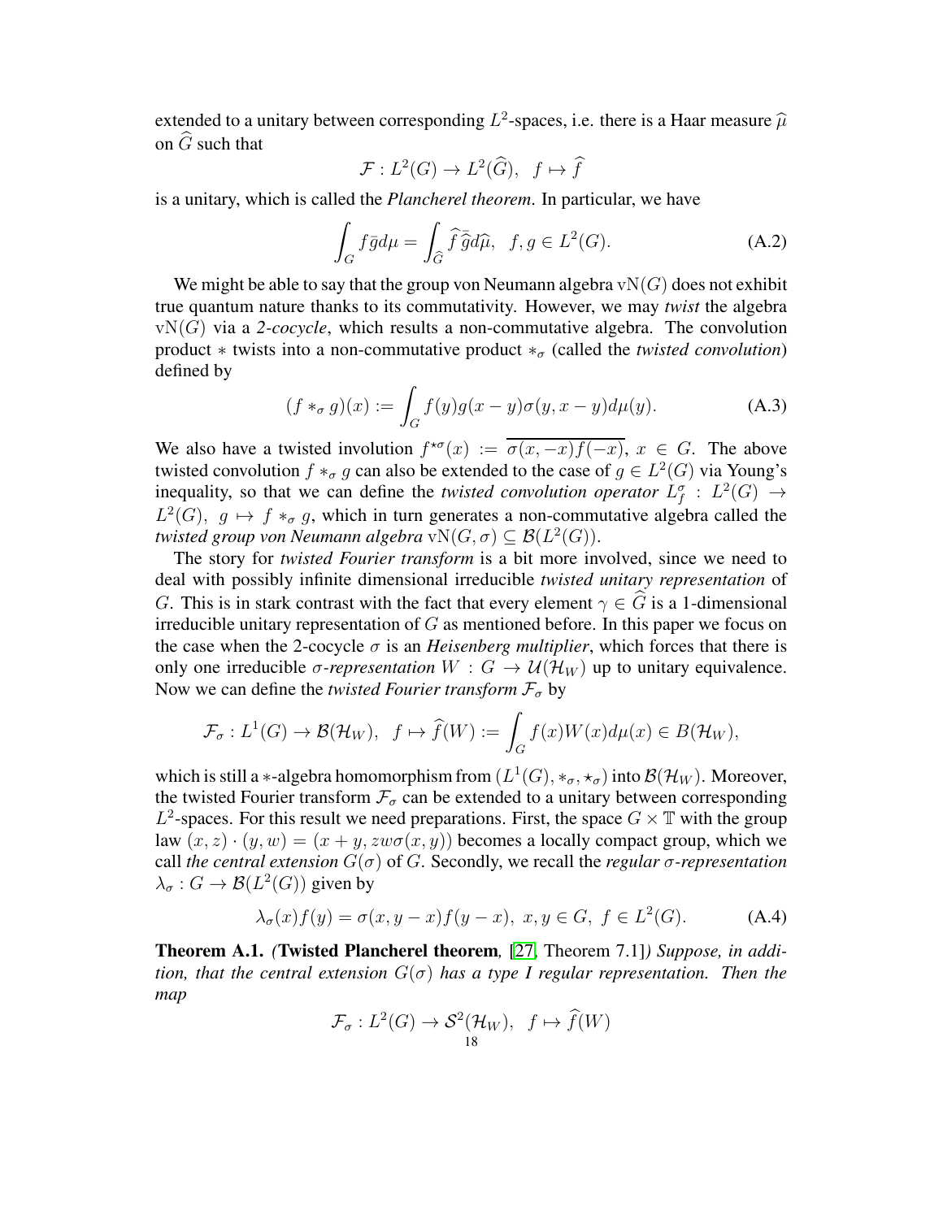extended to a unitary between corresponding $L^2$-spaces, i.e. there is a Haar measure $\widehat{\mu}$ on $\widehat{G}$ such that

$$\mathcal{F} : L^2(G) \to L^2(\widehat{G}), \quad f \mapsto \widehat{f}$$

is a unitary, which is called the *Plancherel theorem*. In particular, we have

$$\int_G f \bar{g} d\mu = \int_{\widehat{G}} \widehat{f}\, \bar{\widehat{g}} d\widehat{\mu}, \quad f, g \in L^2(G). \tag{A.2}$$

We might be able to say that the group von Neumann algebra $\mathrm{vN}(G)$ does not exhibit true quantum nature thanks to its commutativity. However, we may *twist* the algebra $\mathrm{vN}(G)$ via a *2-cocycle*, which results a non-commutative algebra. The convolution product $*$ twists into a non-commutative product $*_\sigma$ (called the *twisted convolution*) defined by

$$(f *_\sigma g)(x) := \int_G f(y) g(x-y) \sigma(y, x-y) d\mu(y). \tag{A.3}$$

We also have a twisted involution $f^{\star\sigma}(x) := \overline{\sigma(x, -x) f(-x)}$, $x \in G$. The above twisted convolution $f *_\sigma g$ can also be extended to the case of $g \in L^2(G)$ via Young's inequality, so that we can define the *twisted convolution operator* $L^\sigma_f : L^2(G) \to L^2(G)$, $g \mapsto f *_\sigma g$, which in turn generates a non-commutative algebra called the *twisted group von Neumann algebra* $\mathrm{vN}(G, \sigma) \subseteq \mathcal{B}(L^2(G))$.

The story for *twisted Fourier transform* is a bit more involved, since we need to deal with possibly infinite dimensional irreducible *twisted unitary representation* of $G$. This is in stark contrast with the fact that every element $\gamma \in \widehat{G}$ is a 1-dimensional irreducible unitary representation of $G$ as mentioned before. In this paper we focus on the case when the 2-cocycle $\sigma$ is an *Heisenberg multiplier*, which forces that there is only one irreducible *$\sigma$-representation* $W : G \to \mathcal{U}(\mathcal{H}_W)$ up to unitary equivalence. Now we can define the *twisted Fourier transform* $\mathcal{F}_\sigma$ by

$$\mathcal{F}_\sigma : L^1(G) \to \mathcal{B}(\mathcal{H}_W), \quad f \mapsto \widehat{f}(W) := \int_G f(x) W(x) d\mu(x) \in B(\mathcal{H}_W),$$

which is still a $*$-algebra homomorphism from $(L^1(G), *_\sigma, \star_\sigma)$ into $\mathcal{B}(\mathcal{H}_W)$. Moreover, the twisted Fourier transform $\mathcal{F}_\sigma$ can be extended to a unitary between corresponding $L^2$-spaces. For this result we need preparations. First, the space $G \times \mathbb{T}$ with the group law $(x, z) \cdot (y, w) = (x + y, zw\sigma(x, y))$ becomes a locally compact group, which we call *the central extension* $G(\sigma)$ of $G$. Secondly, we recall the *regular $\sigma$-representation* $\lambda_\sigma : G \to \mathcal{B}(L^2(G))$ given by

$$\lambda_\sigma(x) f(y) = \sigma(x, y - x) f(y - x), \; x, y \in G, \; f \in L^2(G). \tag{A.4}$$

**Theorem A.1.** *(**Twisted Plancherel theorem**, [27, Theorem 7.1]) Suppose, in addition, that the central extension $G(\sigma)$ has a type I regular representation. Then the map*

$$\mathcal{F}_\sigma : L^2(G) \to \mathcal{S}^2(\mathcal{H}_W), \quad f \mapsto \widehat{f}(W)$$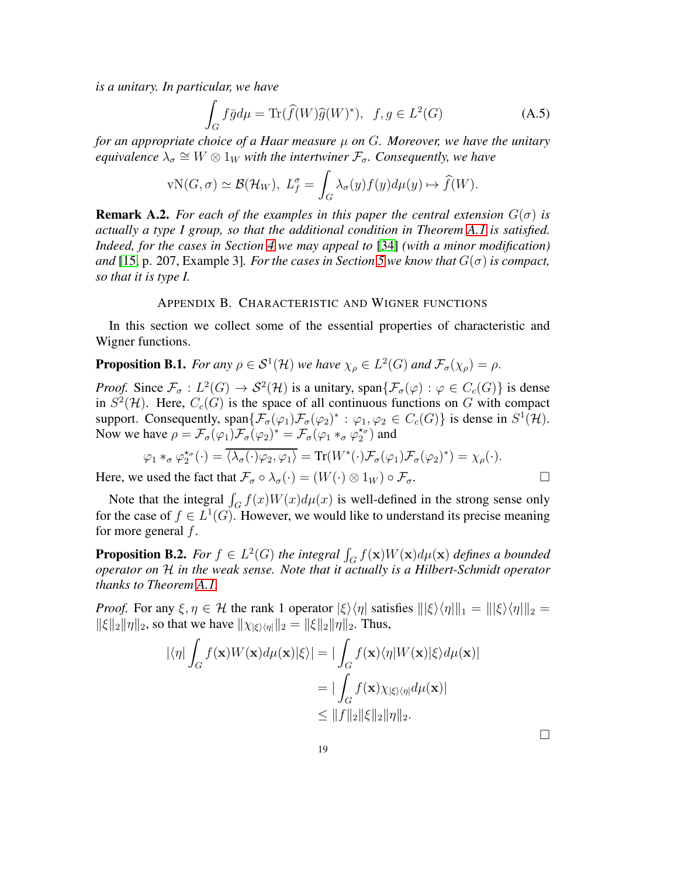*is a unitary. In particular, we have*

$$\int_G f\bar{g}d\mu = \mathrm{Tr}(\widehat{f}(W)\widehat{g}(W)^*), \quad f, g \in L^2(G) \tag{A.5}$$

*for an appropriate choice of a Haar measure $\mu$ on $G$. Moreover, we have the unitary equivalence $\lambda_\sigma \cong W \otimes 1_W$ with the intertwiner $\mathcal{F}_\sigma$. Consequently, we have*

$$\mathrm{vN}(G,\sigma) \simeq \mathcal{B}(\mathcal{H}_W),\ L^\sigma_f = \int_G \lambda_\sigma(y) f(y) d\mu(y) \mapsto \widehat{f}(W).$$

**Remark A.2.** *For each of the examples in this paper the central extension $G(\sigma)$ is actually a type I group, so that the additional condition in Theorem A.1 is satisfied. Indeed, for the cases in Section 4 we may appeal to* [34] *(with a minor modification) and* [15, p. 207, Example 3]*. For the cases in Section 5 we know that $G(\sigma)$ is compact, so that it is type I.*

## Appendix B. Characteristic and Wigner functions

In this section we collect some of the essential properties of characteristic and Wigner functions.

**Proposition B.1.** *For any $\rho \in \mathcal{S}^1(\mathcal{H})$ we have $\chi_\rho \in L^2(G)$ and $\mathcal{F}_\sigma(\chi_\rho) = \rho$.*

*Proof.* Since $\mathcal{F}_\sigma : L^2(G) \to \mathcal{S}^2(\mathcal{H})$ is a unitary, $\mathrm{span}\{\mathcal{F}_\sigma(\varphi) : \varphi \in C_c(G)\}$ is dense in $S^2(\mathcal{H})$. Here, $C_c(G)$ is the space of all continuous functions on $G$ with compact support. Consequently, $\mathrm{span}\{\mathcal{F}_\sigma(\varphi_1)\mathcal{F}_\sigma(\varphi_2)^* : \varphi_1, \varphi_2 \in C_c(G)\}$ is dense in $S^1(\mathcal{H})$. Now we have $\rho = \mathcal{F}_\sigma(\varphi_1)\mathcal{F}_\sigma(\varphi_2)^* = \mathcal{F}_\sigma(\varphi_1 *_\sigma \varphi_2^{\star_\sigma})$ and

$$\varphi_1 *_\sigma \varphi_2^{\star_\sigma}(\cdot) = \overline{\langle \lambda_\sigma(\cdot)\varphi_2, \varphi_1\rangle} = \mathrm{Tr}(W^*(\cdot)\mathcal{F}_\sigma(\varphi_1)\mathcal{F}_\sigma(\varphi_2)^*) = \chi_\rho(\cdot).$$

Here, we used the fact that $\mathcal{F}_\sigma \circ \lambda_\sigma(\cdot) = (W(\cdot) \otimes 1_W) \circ \mathcal{F}_\sigma$. □

Note that the integral $\int_G f(x)W(x)d\mu(x)$ is well-defined in the strong sense only for the case of $f \in L^1(G)$. However, we would like to understand its precise meaning for more general $f$.

**Proposition B.2.** *For $f \in L^2(G)$ the integral $\int_G f(\mathbf{x})W(\mathbf{x})d\mu(\mathbf{x})$ defines a bounded operator on $\mathcal{H}$ in the weak sense. Note that it actually is a Hilbert-Schmidt operator thanks to Theorem A.1.*

*Proof.* For any $\xi, \eta \in \mathcal{H}$ the rank 1 operator $|\xi\rangle\langle\eta|$ satisfies $\||\xi\rangle\langle\eta|\|_1 = \||\xi\rangle\langle\eta|\|_2 = \|\xi\|_2\|\eta\|_2$, so that we have $\|\chi_{|\xi\rangle\langle\eta|}\|_2 = \|\xi\|_2\|\eta\|_2$. Thus,

$$\begin{aligned}
|\langle\eta| \int_G f(\mathbf{x})W(\mathbf{x})d\mu(\mathbf{x})|\xi\rangle| &= |\int_G f(\mathbf{x})\langle\eta|W(\mathbf{x})|\xi\rangle d\mu(\mathbf{x})| \\
&= |\int_G f(\mathbf{x})\chi_{|\xi\rangle\langle\eta|} d\mu(\mathbf{x})| \\
&\le \|f\|_2\|\xi\|_2\|\eta\|_2.
\end{aligned}$$

□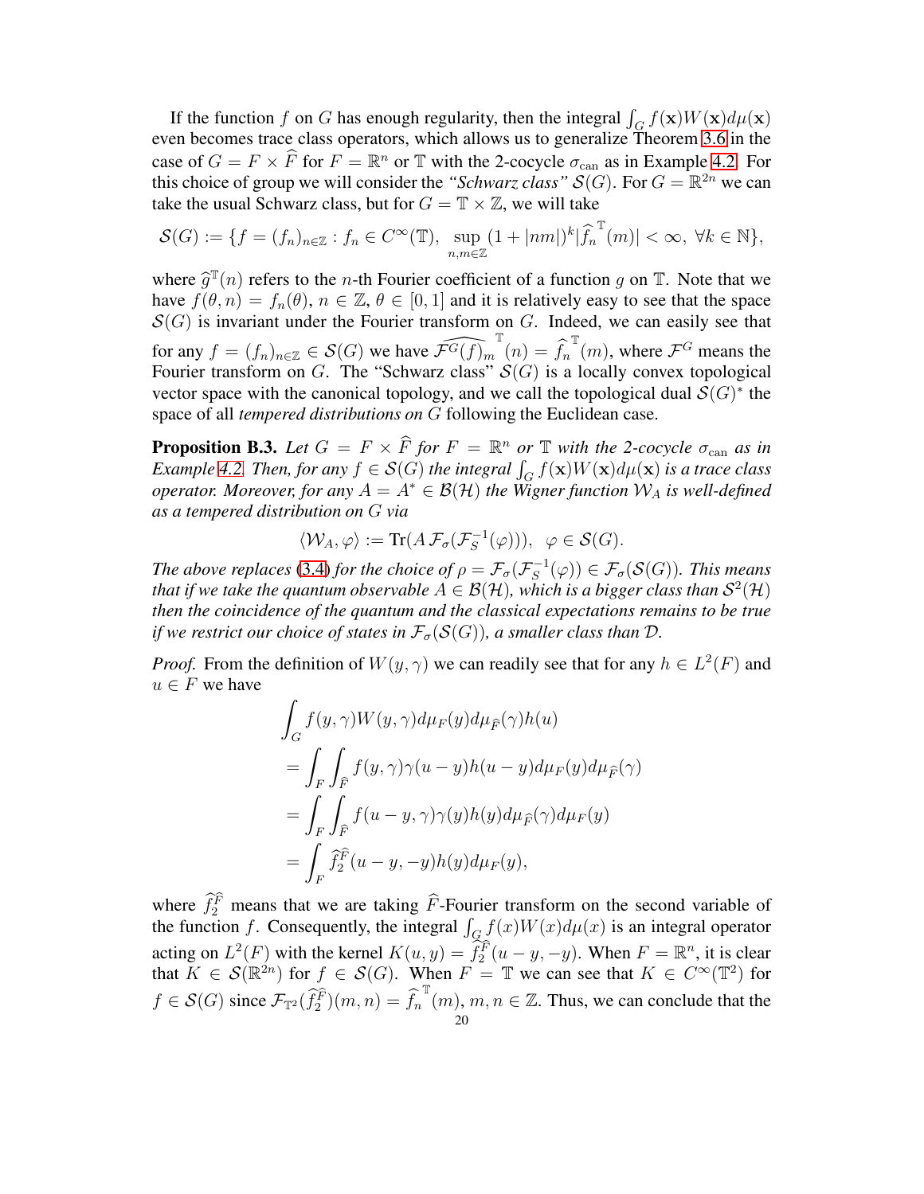If the function $f$ on $G$ has enough regularity, then the integral $\int_G f(\mathbf{x})W(\mathbf{x})d\mu(\mathbf{x})$ even becomes trace class operators, which allows us to generalize Theorem 3.6 in the case of $G = F \times \widehat{F}$ for $F = \mathbb{R}^n$ or $\mathbb{T}$ with the 2-cocycle $\sigma_{\mathrm{can}}$ as in Example 4.2. For this choice of group we will consider the *"Schwarz class"* $\mathcal{S}(G)$. For $G = \mathbb{R}^{2n}$ we can take the usual Schwarz class, but for $G = \mathbb{T} \times \mathbb{Z}$, we will take

$$\mathcal{S}(G) := \{f = (f_n)_{n\in\mathbb{Z}} : f_n \in C^\infty(\mathbb{T}),\ \sup_{n,m\in\mathbb{Z}} (1+|nm|)^k |\widehat{f_n}^{\mathbb{T}}(m)| < \infty,\ \forall k \in \mathbb{N}\},$$

where $\widehat{g}^{\mathbb{T}}(n)$ refers to the $n$-th Fourier coefficient of a function $g$ on $\mathbb{T}$. Note that we have $f(\theta, n) = f_n(\theta)$, $n \in \mathbb{Z}$, $\theta \in [0,1]$ and it is relatively easy to see that the space $\mathcal{S}(G)$ is invariant under the Fourier transform on $G$. Indeed, we can easily see that for any $f = (f_n)_{n\in\mathbb{Z}} \in \mathcal{S}(G)$ we have $\widehat{\mathcal{F}^G(f)_m}^{\mathbb{T}}(n) = \widehat{f_n}^{\mathbb{T}}(m)$, where $\mathcal{F}^G$ means the Fourier transform on $G$. The "Schwarz class" $\mathcal{S}(G)$ is a locally convex topological vector space with the canonical topology, and we call the topological dual $\mathcal{S}(G)^*$ the space of all *tempered distributions on* $G$ following the Euclidean case.

**Proposition B.3.** *Let $G = F \times \widehat{F}$ for $F = \mathbb{R}^n$ or $\mathbb{T}$ with the 2-cocycle $\sigma_{\mathrm{can}}$ as in Example 4.2. Then, for any $f \in \mathcal{S}(G)$ the integral $\int_G f(\mathbf{x})W(\mathbf{x})d\mu(\mathbf{x})$ is a trace class operator. Moreover, for any $A = A^* \in \mathcal{B}(\mathcal{H})$ the Wigner function $\mathcal{W}_A$ is well-defined as a tempered distribution on $G$ via*

$$\langle \mathcal{W}_A, \varphi\rangle := \mathrm{Tr}(A\,\mathcal{F}_\sigma(\mathcal{F}_S^{-1}(\varphi))),\ \ \varphi \in \mathcal{S}(G).$$

*The above replaces (3.4) for the choice of $\rho = \mathcal{F}_\sigma(\mathcal{F}_S^{-1}(\varphi)) \in \mathcal{F}_\sigma(\mathcal{S}(G))$. This means that if we take the quantum observable $A \in \mathcal{B}(\mathcal{H})$, which is a bigger class than $\mathcal{S}^2(\mathcal{H})$ then the coincidence of the quantum and the classical expectations remains to be true if we restrict our choice of states in $\mathcal{F}_\sigma(\mathcal{S}(G))$, a smaller class than $\mathcal{D}$.*

*Proof.* From the definition of $W(y,\gamma)$ we can readily see that for any $h \in L^2(F)$ and $u \in F$ we have

$$\begin{aligned}
&\int_G f(y,\gamma)W(y,\gamma)d\mu_F(y)d\mu_{\widehat{F}}(\gamma)h(u)\\
&= \int_F\int_{\widehat{F}} f(y,\gamma)\gamma(u-y)h(u-y)d\mu_F(y)d\mu_{\widehat{F}}(\gamma)\\
&= \int_F\int_{\widehat{F}} f(u-y,\gamma)\gamma(y)h(y)d\mu_{\widehat{F}}(\gamma)d\mu_F(y)\\
&= \int_F \widehat{f}_2^{\widehat{F}}(u-y,-y)h(y)d\mu_F(y),
\end{aligned}$$

where $\widehat{f}_2^{\widehat{F}}$ means that we are taking $\widehat{F}$-Fourier transform on the second variable of the function $f$. Consequently, the integral $\int_G f(x)W(x)d\mu(x)$ is an integral operator acting on $L^2(F)$ with the kernel $K(u,y) = \widehat{f}_2^{\widehat{F}}(u-y,-y)$. When $F = \mathbb{R}^n$, it is clear that $K \in \mathcal{S}(\mathbb{R}^{2n})$ for $f \in \mathcal{S}(G)$. When $F = \mathbb{T}$ we can see that $K \in C^\infty(\mathbb{T}^2)$ for $f \in \mathcal{S}(G)$ since $\mathcal{F}_{\mathbb{T}^2}(\widehat{f}_2^{\widehat{F}})(m,n) = \widehat{f_n}^{\mathbb{T}}(m)$, $m,n \in \mathbb{Z}$. Thus, we can conclude that the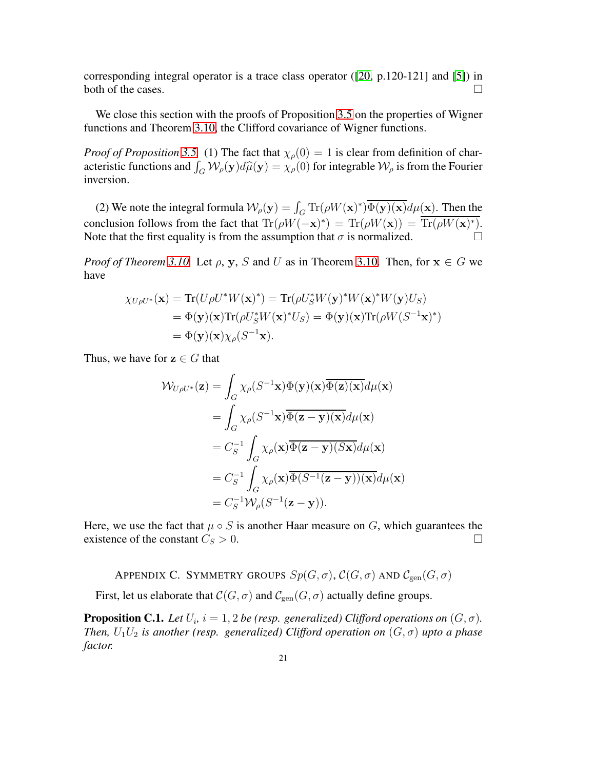corresponding integral operator is a trace class operator ([20, p.120-121] and [5]) in both of the cases. □

We close this section with the proofs of Proposition 3.5 on the properties of Wigner functions and Theorem 3.10, the Clifford covariance of Wigner functions.

*Proof of Proposition 3.5.* (1) The fact that $\chi_\rho(0) = 1$ is clear from definition of characteristic functions and $\int_G \mathcal{W}_\rho(\mathbf{y}) d\widehat{\mu}(\mathbf{y}) = \chi_\rho(0)$ for integrable $\mathcal{W}_\rho$ is from the Fourier inversion.

(2) We note the integral formula $\mathcal{W}_\rho(\mathbf{y}) = \int_G \mathrm{Tr}(\rho W(\mathbf{x})^*)\overline{\Phi(\mathbf{y})(\mathbf{x})} d\mu(\mathbf{x})$. Then the conclusion follows from the fact that $\mathrm{Tr}(\rho W(-\mathbf{x})^*) = \mathrm{Tr}(\rho W(\mathbf{x})) = \overline{\mathrm{Tr}(\rho W(\mathbf{x})^*)}$. Note that the first equality is from the assumption that $\sigma$ is normalized. □

*Proof of Theorem 3.10.* Let $\rho$, $\mathbf{y}$, $S$ and $U$ as in Theorem 3.10. Then, for $\mathbf{x} \in G$ we have

$$
\begin{aligned}
\chi_{U\rho U^*}(\mathbf{x}) &= \mathrm{Tr}(U\rho U^* W(\mathbf{x})^*) = \mathrm{Tr}(\rho U_S^* W(\mathbf{y})^* W(\mathbf{x})^* W(\mathbf{y}) U_S) \\
&= \Phi(\mathbf{y})(\mathbf{x}) \mathrm{Tr}(\rho U_S^* W(\mathbf{x})^* U_S) = \Phi(\mathbf{y})(\mathbf{x}) \mathrm{Tr}(\rho W(S^{-1}\mathbf{x})^*) \\
&= \Phi(\mathbf{y})(\mathbf{x}) \chi_\rho(S^{-1}\mathbf{x}).
\end{aligned}
$$

Thus, we have for $\mathbf{z} \in G$ that

$$
\begin{aligned}
\mathcal{W}_{U\rho U^*}(\mathbf{z}) &= \int_G \chi_\rho(S^{-1}\mathbf{x}) \Phi(\mathbf{y})(\mathbf{x}) \overline{\Phi(\mathbf{z})(\mathbf{x})} d\mu(\mathbf{x}) \\
&= \int_G \chi_\rho(S^{-1}\mathbf{x}) \overline{\Phi(\mathbf{z}-\mathbf{y})(\mathbf{x})} d\mu(\mathbf{x}) \\
&= C_S^{-1} \int_G \chi_\rho(\mathbf{x}) \overline{\Phi(\mathbf{z}-\mathbf{y})(S\mathbf{x})} d\mu(\mathbf{x}) \\
&= C_S^{-1} \int_G \chi_\rho(\mathbf{x}) \overline{\Phi(S^{-1}(\mathbf{z}-\mathbf{y}))(\mathbf{x})} d\mu(\mathbf{x}) \\
&= C_S^{-1} \mathcal{W}_\rho(S^{-1}(\mathbf{z}-\mathbf{y})).
\end{aligned}
$$

Here, we use the fact that $\mu \circ S$ is another Haar measure on $G$, which guarantees the existence of the constant $C_S > 0$. □

## Appendix C. Symmetry groups $Sp(G, \sigma)$, $\mathcal{C}(G, \sigma)$ and $\mathcal{C}_{\mathrm{gen}}(G, \sigma)$

First, let us elaborate that $\mathcal{C}(G, \sigma)$ and $\mathcal{C}_{\mathrm{gen}}(G, \sigma)$ actually define groups.

**Proposition C.1.** *Let $U_i$, $i = 1, 2$ be (resp. generalized) Clifford operations on $(G, \sigma)$. Then, $U_1 U_2$ is another (resp. generalized) Clifford operation on $(G, \sigma)$ upto a phase factor.*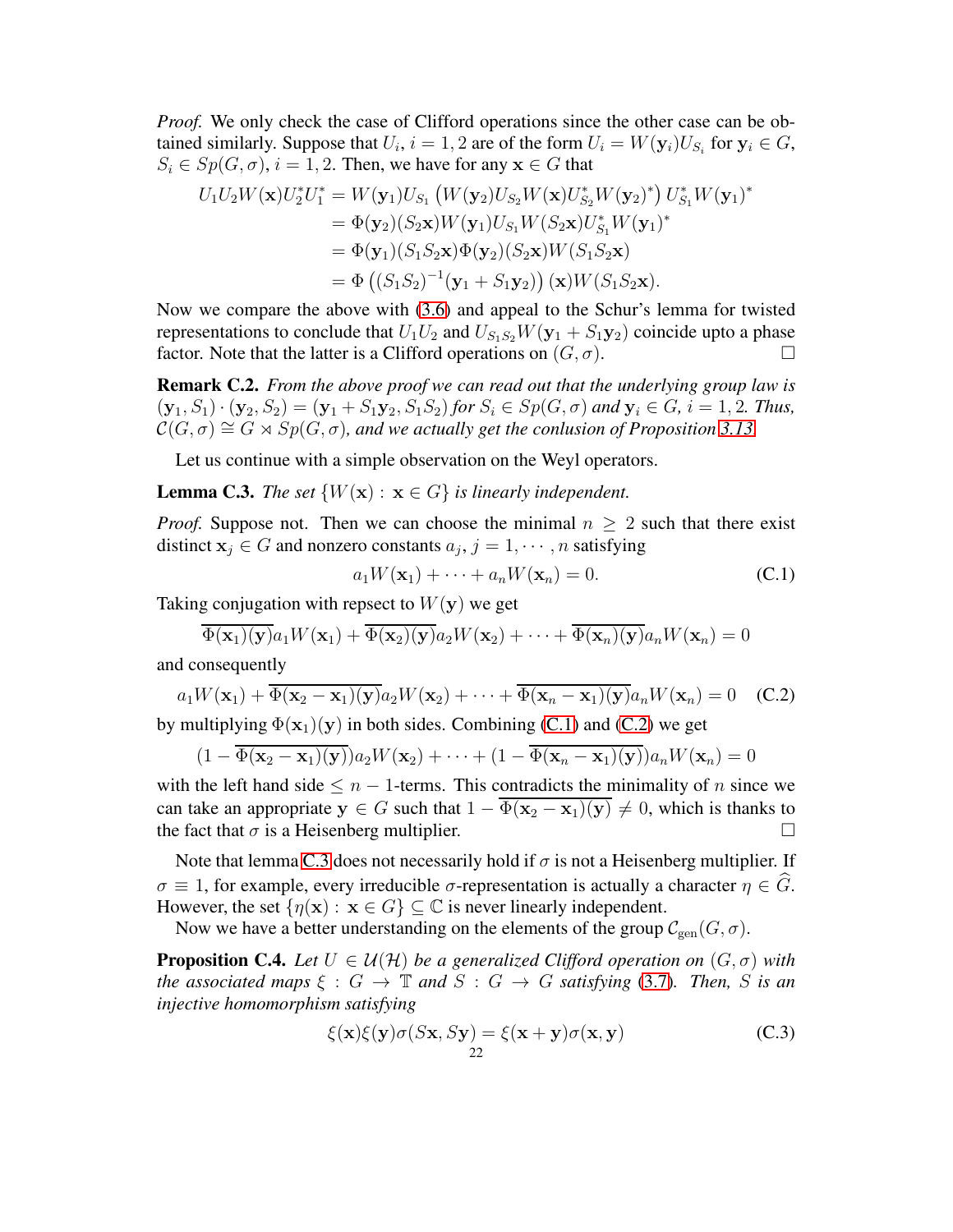*Proof.* We only check the case of Clifford operations since the other case can be obtained similarly. Suppose that $U_i$, $i = 1, 2$ are of the form $U_i = W(\mathbf{y}_i)U_{S_i}$ for $\mathbf{y}_i \in G$, $S_i \in Sp(G, \sigma)$, $i = 1, 2$. Then, we have for any $\mathbf{x} \in G$ that

$$
\begin{aligned}
U_1 U_2 W(\mathbf{x}) U_2^* U_1^* &= W(\mathbf{y}_1) U_{S_1} \left( W(\mathbf{y}_2) U_{S_2} W(\mathbf{x}) U_{S_2}^* W(\mathbf{y}_2)^* \right) U_{S_1}^* W(\mathbf{y}_1)^* \\
&= \Phi(\mathbf{y}_2)(S_2\mathbf{x}) W(\mathbf{y}_1) U_{S_1} W(S_2\mathbf{x}) U_{S_1}^* W(\mathbf{y}_1)^* \\
&= \Phi(\mathbf{y}_1)(S_1 S_2 \mathbf{x}) \Phi(\mathbf{y}_2)(S_2\mathbf{x}) W(S_1 S_2 \mathbf{x}) \\
&= \Phi\left( (S_1 S_2)^{-1}(\mathbf{y}_1 + S_1 \mathbf{y}_2) \right)(\mathbf{x}) W(S_1 S_2 \mathbf{x}).
\end{aligned}
$$

Now we compare the above with (3.6) and appeal to the Schur's lemma for twisted representations to conclude that $U_1 U_2$ and $U_{S_1 S_2} W(\mathbf{y}_1 + S_1 \mathbf{y}_2)$ coincide upto a phase factor. Note that the latter is a Clifford operations on $(G, \sigma)$. ☐

**Remark C.2.** *From the above proof we can read out that the underlying group law is* $(\mathbf{y}_1, S_1) \cdot (\mathbf{y}_2, S_2) = (\mathbf{y}_1 + S_1\mathbf{y}_2, S_1 S_2)$ *for* $S_i \in Sp(G, \sigma)$ *and* $\mathbf{y}_i \in G$, $i = 1, 2$. *Thus,* $\mathcal{C}(G, \sigma) \cong G \rtimes Sp(G, \sigma)$, *and we actually get the conlusion of Proposition 3.13.*

Let us continue with a simple observation on the Weyl operators.

**Lemma C.3.** *The set* $\{W(\mathbf{x}) : \mathbf{x} \in G\}$ *is linearly independent.*

*Proof.* Suppose not. Then we can choose the minimal $n \geq 2$ such that there exist distinct $\mathbf{x}_j \in G$ and nonzero constants $a_j$, $j = 1, \cdots, n$ satisfying

$$
a_1 W(\mathbf{x}_1) + \cdots + a_n W(\mathbf{x}_n) = 0. \tag{C.1}
$$

Taking conjugation with repsect to $W(\mathbf{y})$ we get

$$
\overline{\Phi(\mathbf{x}_1)(\mathbf{y})} a_1 W(\mathbf{x}_1) + \overline{\Phi(\mathbf{x}_2)(\mathbf{y})} a_2 W(\mathbf{x}_2) + \cdots + \overline{\Phi(\mathbf{x}_n)(\mathbf{y})} a_n W(\mathbf{x}_n) = 0
$$

and consequently

$$
a_1 W(\mathbf{x}_1) + \overline{\Phi(\mathbf{x}_2 - \mathbf{x}_1)(\mathbf{y})} a_2 W(\mathbf{x}_2) + \cdots + \overline{\Phi(\mathbf{x}_n - \mathbf{x}_1)(\mathbf{y})} a_n W(\mathbf{x}_n) = 0 \tag{C.2}
$$

by multiplying $\Phi(\mathbf{x}_1)(\mathbf{y})$ in both sides. Combining (C.1) and (C.2) we get

$$
(1 - \overline{\Phi(\mathbf{x}_2 - \mathbf{x}_1)(\mathbf{y})}) a_2 W(\mathbf{x}_2) + \cdots + (1 - \overline{\Phi(\mathbf{x}_n - \mathbf{x}_1)(\mathbf{y})}) a_n W(\mathbf{x}_n) = 0
$$

with the left hand side $\leq n-1$-terms. This contradicts the minimality of $n$ since we can take an appropriate $\mathbf{y} \in G$ such that $1 - \overline{\Phi(\mathbf{x}_2 - \mathbf{x}_1)(\mathbf{y})} \neq 0$, which is thanks to the fact that $\sigma$ is a Heisenberg multiplier. ☐

Note that lemma C.3 does not necessarily hold if $\sigma$ is not a Heisenberg multiplier. If $\sigma \equiv 1$, for example, every irreducible $\sigma$-representation is actually a character $\eta \in \widehat{G}$. However, the set $\{\eta(\mathbf{x}) : \mathbf{x} \in G\} \subseteq \mathbb{C}$ is never linearly independent.

Now we have a better understanding on the elements of the group $\mathcal{C}_{\text{gen}}(G, \sigma)$.

**Proposition C.4.** *Let* $U \in \mathcal{U}(\mathcal{H})$ *be a generalized Clifford operation on* $(G, \sigma)$ *with the associated maps* $\xi : G \to \mathbb{T}$ *and* $S : G \to G$ *satisfying* (3.7). *Then,* $S$ *is an injective homomorphism satisfying*

$$
\xi(\mathbf{x})\xi(\mathbf{y})\sigma(S\mathbf{x}, S\mathbf{y}) = \xi(\mathbf{x} + \mathbf{y})\sigma(\mathbf{x}, \mathbf{y}) \tag{C.3}
$$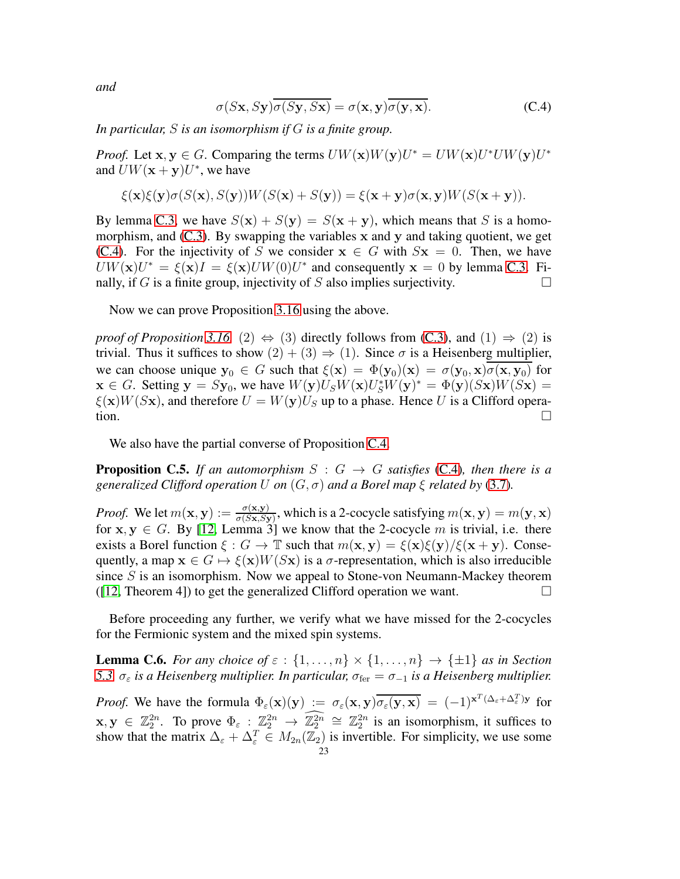*and*

$$\sigma(S\mathbf{x}, S\mathbf{y})\overline{\sigma(S\mathbf{y}, S\mathbf{x})} = \sigma(\mathbf{x}, \mathbf{y})\overline{\sigma(\mathbf{y}, \mathbf{x})}. \tag{C.4}$$

*In particular, $S$ is an isomorphism if $G$ is a finite group.*

*Proof.* Let $\mathbf{x}, \mathbf{y} \in G$. Comparing the terms $UW(\mathbf{x})W(\mathbf{y})U^* = UW(\mathbf{x})U^*UW(\mathbf{y})U^*$ and $UW(\mathbf{x}+\mathbf{y})U^*$, we have

$$\xi(\mathbf{x})\xi(\mathbf{y})\sigma(S(\mathbf{x}), S(\mathbf{y}))W(S(\mathbf{x}) + S(\mathbf{y})) = \xi(\mathbf{x}+\mathbf{y})\sigma(\mathbf{x}, \mathbf{y})W(S(\mathbf{x}+\mathbf{y})).$$

By lemma C.3, we have $S(\mathbf{x}) + S(\mathbf{y}) = S(\mathbf{x}+\mathbf{y})$, which means that $S$ is a homomorphism, and (C.3). By swapping the variables $\mathbf{x}$ and $\mathbf{y}$ and taking quotient, we get (C.4). For the injectivity of $S$ we consider $\mathbf{x} \in G$ with $S\mathbf{x} = 0$. Then, we have $UW(\mathbf{x})U^* = \xi(\mathbf{x})I = \xi(\mathbf{x})UW(0)U^*$ and consequently $\mathbf{x} = 0$ by lemma C.3. Finally, if $G$ is a finite group, injectivity of $S$ also implies surjectivity. ☐

Now we can prove Proposition 3.16 using the above.

*proof of Proposition 3.16.* (2) $\Leftrightarrow$ (3) directly follows from (C.3), and (1) $\Rightarrow$ (2) is trivial. Thus it suffices to show (2) + (3) $\Rightarrow$ (1). Since $\sigma$ is a Heisenberg multiplier, we can choose unique $\mathbf{y}_0 \in G$ such that $\xi(\mathbf{x}) = \Phi(\mathbf{y}_0)(\mathbf{x}) = \sigma(\mathbf{y}_0, \mathbf{x})\overline{\sigma(\mathbf{x}, \mathbf{y}_0)}$ for $\mathbf{x} \in G$. Setting $\mathbf{y} = S\mathbf{y}_0$, we have $W(\mathbf{y})U_S W(\mathbf{x})U_S^* W(\mathbf{y})^* = \Phi(\mathbf{y})(S\mathbf{x})W(S\mathbf{x}) = \xi(\mathbf{x})W(S\mathbf{x})$, and therefore $U = W(\mathbf{y})U_S$ up to a phase. Hence $U$ is a Clifford operation. ☐

We also have the partial converse of Proposition C.4.

**Proposition C.5.** *If an automorphism $S : G \to G$ satisfies (C.4), then there is a generalized Clifford operation $U$ on $(G, \sigma)$ and a Borel map $\xi$ related by (3.7).*

*Proof.* We let $m(\mathbf{x}, \mathbf{y}) := \frac{\sigma(\mathbf{x}, \mathbf{y})}{\sigma(S\mathbf{x}, S\mathbf{y})}$, which is a 2-cocycle satisfying $m(\mathbf{x}, \mathbf{y}) = m(\mathbf{y}, \mathbf{x})$ for $\mathbf{x}, \mathbf{y} \in G$. By [12, Lemma 3] we know that the 2-cocycle $m$ is trivial, i.e. there exists a Borel function $\xi : G \to \mathbb{T}$ such that $m(\mathbf{x}, \mathbf{y}) = \xi(\mathbf{x})\xi(\mathbf{y})/\xi(\mathbf{x}+\mathbf{y})$. Consequently, a map $\mathbf{x} \in G \mapsto \xi(\mathbf{x})W(S\mathbf{x})$ is a $\sigma$-representation, which is also irreducible since $S$ is an isomorphism. Now we appeal to Stone-von Neumann-Mackey theorem ([12, Theorem 4]) to get the generalized Clifford operation we want. ☐

Before proceeding any further, we verify what we have missed for the 2-cocycles for the Fermionic system and the mixed spin systems.

**Lemma C.6.** *For any choice of $\varepsilon : \{1, \ldots, n\} \times \{1, \ldots, n\} \to \{\pm 1\}$ as in Section 5.3, $\sigma_\varepsilon$ is a Heisenberg multiplier. In particular, $\sigma_{\mathrm{fer}} = \sigma_{-1}$ is a Heisenberg multiplier.*

*Proof.* We have the formula $\Phi_\varepsilon(\mathbf{x})(\mathbf{y}) := \sigma_\varepsilon(\mathbf{x}, \mathbf{y})\overline{\sigma_\varepsilon(\mathbf{y}, \mathbf{x})} = (-1)^{\mathbf{x}^T(\Delta_\varepsilon + \Delta_\varepsilon^T)\mathbf{y}}$ for $\mathbf{x}, \mathbf{y} \in \mathbb{Z}_2^{2n}$. To prove $\Phi_\varepsilon : \mathbb{Z}_2^{2n} \to \widehat{\mathbb{Z}_2^{2n}} \cong \mathbb{Z}_2^{2n}$ is an isomorphism, it suffices to show that the matrix $\Delta_\varepsilon + \Delta_\varepsilon^T \in M_{2n}(\mathbb{Z}_2)$ is invertible. For simplicity, we use some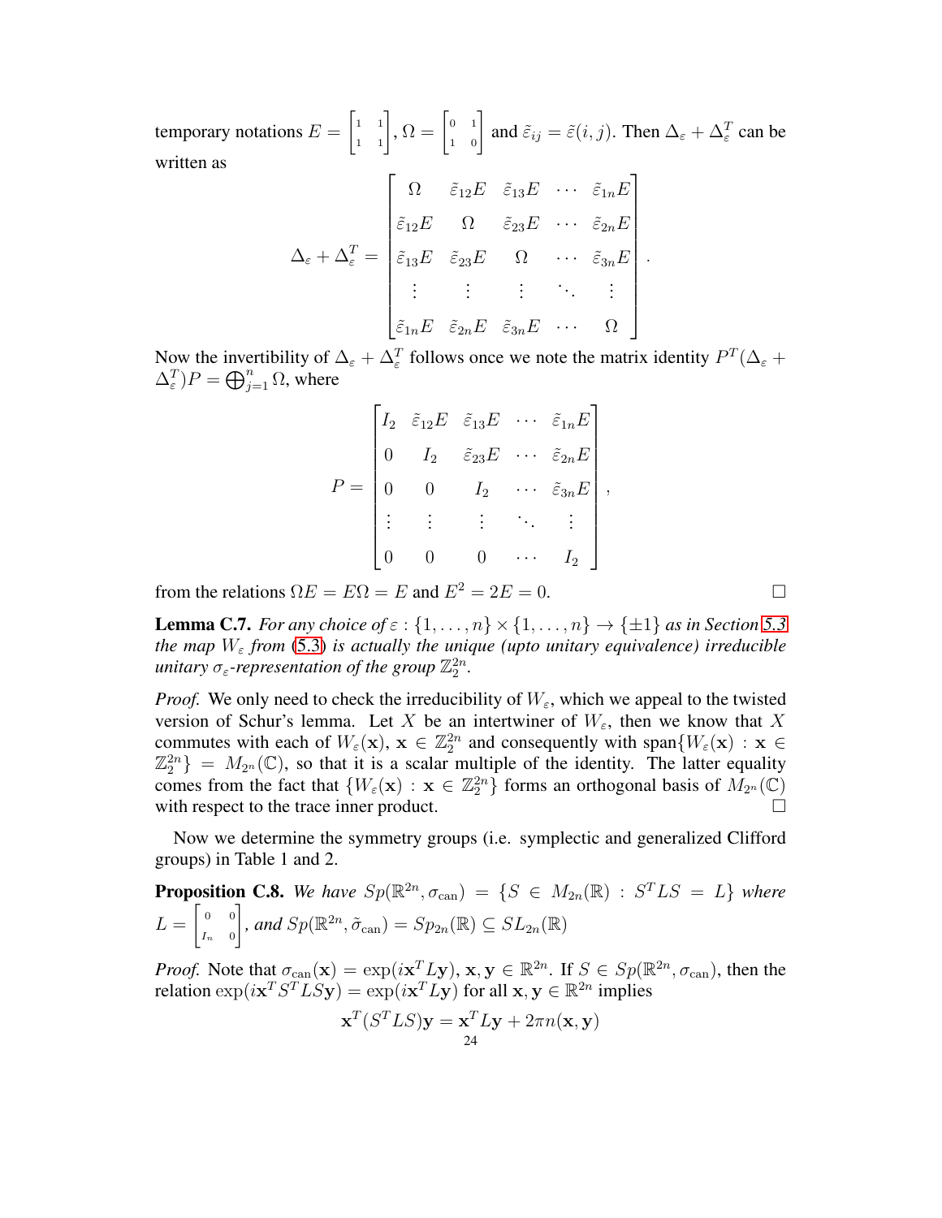temporary notations $E = \begin{bmatrix} 1 & 1 \\ 1 & 1 \end{bmatrix}$, $\Omega = \begin{bmatrix} 0 & 1 \\ 1 & 0 \end{bmatrix}$ and $\tilde{\varepsilon}_{ij} = \tilde{\varepsilon}(i,j)$. Then $\Delta_\varepsilon + \Delta_\varepsilon^T$ can be written as

$$\Delta_\varepsilon + \Delta_\varepsilon^T = \begin{bmatrix} \Omega & \tilde{\varepsilon}_{12}E & \tilde{\varepsilon}_{13}E & \cdots & \tilde{\varepsilon}_{1n}E \\ \tilde{\varepsilon}_{12}E & \Omega & \tilde{\varepsilon}_{23}E & \cdots & \tilde{\varepsilon}_{2n}E \\ \tilde{\varepsilon}_{13}E & \tilde{\varepsilon}_{23}E & \Omega & \cdots & \tilde{\varepsilon}_{3n}E \\ \vdots & \vdots & \vdots & \ddots & \vdots \\ \tilde{\varepsilon}_{1n}E & \tilde{\varepsilon}_{2n}E & \tilde{\varepsilon}_{3n}E & \cdots & \Omega \end{bmatrix}.$$

Now the invertibility of $\Delta_\varepsilon + \Delta_\varepsilon^T$ follows once we note the matrix identity $P^T(\Delta_\varepsilon + \Delta_\varepsilon^T)P = \bigoplus_{j=1}^n \Omega$, where

$$P = \begin{bmatrix} I_2 & \tilde{\varepsilon}_{12}E & \tilde{\varepsilon}_{13}E & \cdots & \tilde{\varepsilon}_{1n}E \\ 0 & I_2 & \tilde{\varepsilon}_{23}E & \cdots & \tilde{\varepsilon}_{2n}E \\ 0 & 0 & I_2 & \cdots & \tilde{\varepsilon}_{3n}E \\ \vdots & \vdots & \vdots & \ddots & \vdots \\ 0 & 0 & 0 & \cdots & I_2 \end{bmatrix},$$

from the relations $\Omega E = E\Omega = E$ and $E^2 = 2E = 0$. ☐

**Lemma C.7.** *For any choice of $\varepsilon : \{1, \ldots, n\} \times \{1, \ldots, n\} \to \{\pm 1\}$ as in Section 5.3 the map $W_\varepsilon$ from (5.3) is actually the unique (upto unitary equivalence) irreducible unitary $\sigma_\varepsilon$-representation of the group $\mathbb{Z}_2^{2n}$.*

*Proof.* We only need to check the irreducibility of $W_\varepsilon$, which we appeal to the twisted version of Schur's lemma. Let $X$ be an intertwiner of $W_\varepsilon$, then we know that $X$ commutes with each of $W_\varepsilon(\mathbf{x})$, $\mathbf{x} \in \mathbb{Z}_2^{2n}$ and consequently with $\text{span}\{W_\varepsilon(\mathbf{x}) : \mathbf{x} \in \mathbb{Z}_2^{2n}\} = M_{2^n}(\mathbb{C})$, so that it is a scalar multiple of the identity. The latter equality comes from the fact that $\{W_\varepsilon(\mathbf{x}) : \mathbf{x} \in \mathbb{Z}_2^{2n}\}$ forms an orthogonal basis of $M_{2^n}(\mathbb{C})$ with respect to the trace inner product. ☐

Now we determine the symmetry groups (i.e. symplectic and generalized Clifford groups) in Table 1 and 2.

**Proposition C.8.** *We have $Sp(\mathbb{R}^{2n}, \sigma_{\text{can}}) = \{S \in M_{2n}(\mathbb{R}) : S^T L S = L\}$ where $L = \begin{bmatrix} 0 & 0 \\ I_n & 0 \end{bmatrix}$, and $Sp(\mathbb{R}^{2n}, \tilde{\sigma}_{\text{can}}) = Sp_{2n}(\mathbb{R}) \subseteq SL_{2n}(\mathbb{R})$*

*Proof.* Note that $\sigma_{\text{can}}(\mathbf{x}) = \exp(i\mathbf{x}^T L \mathbf{y})$, $\mathbf{x}, \mathbf{y} \in \mathbb{R}^{2n}$. If $S \in Sp(\mathbb{R}^{2n}, \sigma_{\text{can}})$, then the relation $\exp(i\mathbf{x}^T S^T L S \mathbf{y}) = \exp(i\mathbf{x}^T L \mathbf{y})$ for all $\mathbf{x}, \mathbf{y} \in \mathbb{R}^{2n}$ implies

$$\mathbf{x}^T(S^T L S)\mathbf{y} = \mathbf{x}^T L \mathbf{y} + 2\pi n(\mathbf{x}, \mathbf{y})$$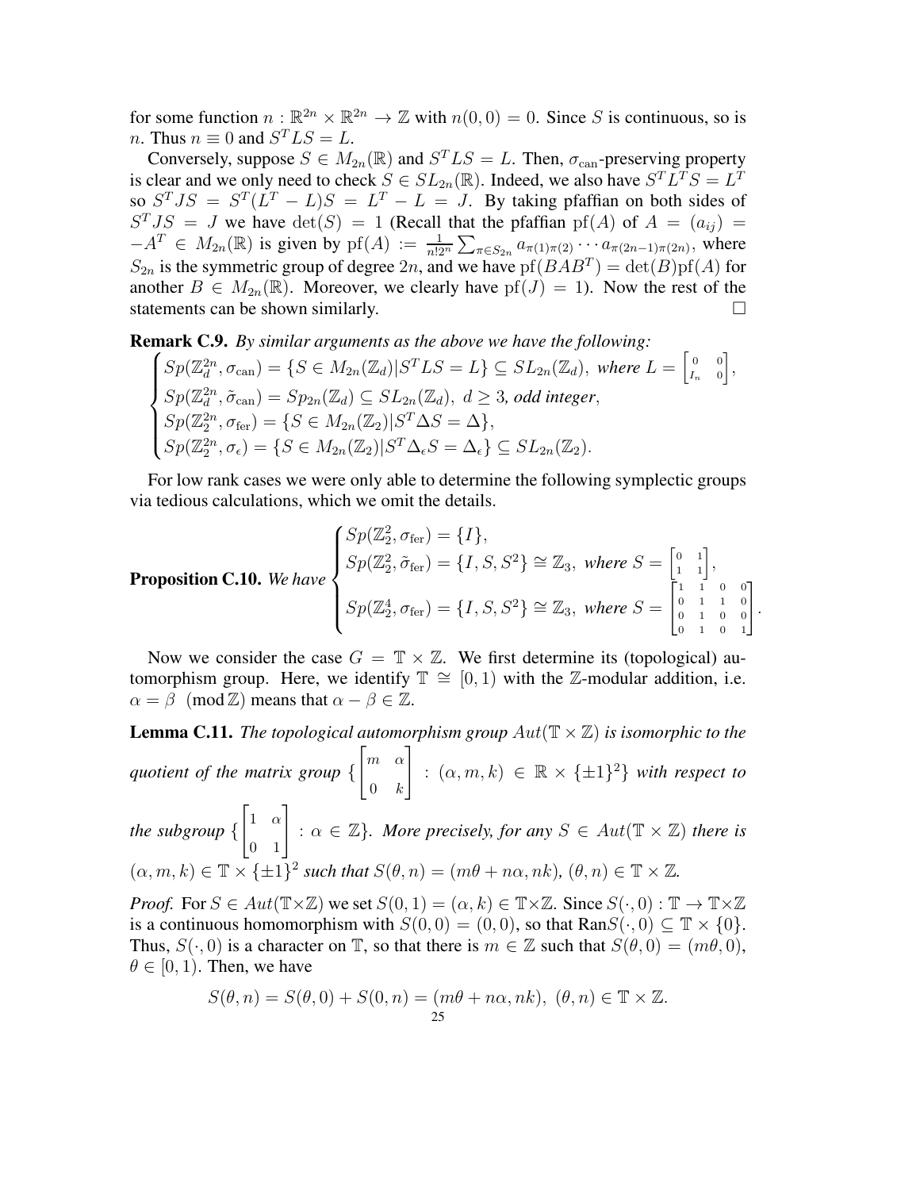for some function $n : \mathbb{R}^{2n} \times \mathbb{R}^{2n} \to \mathbb{Z}$ with $n(0,0) = 0$. Since $S$ is continuous, so is $n$. Thus $n \equiv 0$ and $S^T LS = L$.

Conversely, suppose $S \in M_{2n}(\mathbb{R})$ and $S^T LS = L$. Then, $\sigma_{\rm can}$-preserving property is clear and we only need to check $S \in SL_{2n}(\mathbb{R})$. Indeed, we also have $S^T L^T S = L^T$ so $S^T JS = S^T(L^T - L)S = L^T - L = J$. By taking pfaffian on both sides of $S^T JS = J$ we have $\det(S) = 1$ (Recall that the pfaffian ${\rm pf}(A)$ of $A = (a_{ij}) = -A^T \in M_{2n}(\mathbb{R})$ is given by ${\rm pf}(A) := \frac{1}{n!2^n}\sum_{\pi \in S_{2n}} a_{\pi(1)\pi(2)} \cdots a_{\pi(2n-1)\pi(2n)}$, where $S_{2n}$ is the symmetric group of degree $2n$, and we have ${\rm pf}(BAB^T) = \det(B){\rm pf}(A)$ for another $B \in M_{2n}(\mathbb{R})$. Moreover, we clearly have ${\rm pf}(J) = 1$). Now the rest of the statements can be shown similarly. $\square$

**Remark C.9.** *By similar arguments as the above we have the following:*

$$\begin{cases} Sp(\mathbb{Z}_d^{2n}, \sigma_{\rm can}) = \{S \in M_{2n}(\mathbb{Z}_d) | S^T LS = L\} \subseteq SL_{2n}(\mathbb{Z}_d), \text{ where } L = \begin{bmatrix} 0 & 0 \\ I_n & 0 \end{bmatrix}, \\ Sp(\mathbb{Z}_d^{2n}, \tilde{\sigma}_{\rm can}) = Sp_{2n}(\mathbb{Z}_d) \subseteq SL_{2n}(\mathbb{Z}_d), \ d \geq 3, \text{ odd integer}, \\ Sp(\mathbb{Z}_2^{2n}, \sigma_{\rm fer}) = \{S \in M_{2n}(\mathbb{Z}_2) | S^T \Delta S = \Delta\}, \\ Sp(\mathbb{Z}_2^{2n}, \sigma_\epsilon) = \{S \in M_{2n}(\mathbb{Z}_2) | S^T \Delta_\epsilon S = \Delta_\epsilon\} \subseteq SL_{2n}(\mathbb{Z}_2). \end{cases}$$

For low rank cases we were only able to determine the following symplectic groups via tedious calculations, which we omit the details.

**Proposition C.10.** *We have*
$$\begin{cases} Sp(\mathbb{Z}_2^2, \sigma_{\rm fer}) = \{I\}, \\ Sp(\mathbb{Z}_2^2, \tilde{\sigma}_{\rm fer}) = \{I, S, S^2\} \cong \mathbb{Z}_3, \text{ where } S = \begin{bmatrix} 0 & 1 \\ 1 & 1 \end{bmatrix}, \\ Sp(\mathbb{Z}_2^4, \sigma_{\rm fer}) = \{I, S, S^2\} \cong \mathbb{Z}_3, \text{ where } S = \begin{bmatrix} 1 & 1 & 0 & 0 \\ 0 & 1 & 1 & 0 \\ 0 & 1 & 0 & 0 \\ 0 & 1 & 0 & 1 \end{bmatrix}. \end{cases}$$

Now we consider the case $G = \mathbb{T} \times \mathbb{Z}$. We first determine its (topological) automorphism group. Here, we identify $\mathbb{T} \cong [0,1)$ with the $\mathbb{Z}$-modular addition, i.e. $\alpha = \beta \pmod{\mathbb{Z}}$ means that $\alpha - \beta \in \mathbb{Z}$.

**Lemma C.11.** *The topological automorphism group $Aut(\mathbb{T} \times \mathbb{Z})$ is isomorphic to the quotient of the matrix group $\{\begin{bmatrix} m & \alpha \\ 0 & k \end{bmatrix} : (\alpha, m, k) \in \mathbb{R} \times \{\pm 1\}^2\}$ with respect to the subgroup $\{\begin{bmatrix} 1 & \alpha \\ 0 & 1 \end{bmatrix} : \alpha \in \mathbb{Z}\}$. More precisely, for any $S \in Aut(\mathbb{T} \times \mathbb{Z})$ there is $(\alpha, m, k) \in \mathbb{T} \times \{\pm 1\}^2$ such that $S(\theta, n) = (m\theta + n\alpha, nk)$, $(\theta, n) \in \mathbb{T} \times \mathbb{Z}$.*

*Proof.* For $S \in Aut(\mathbb{T} \times \mathbb{Z})$ we set $S(0,1) = (\alpha, k) \in \mathbb{T} \times \mathbb{Z}$. Since $S(\cdot, 0) : \mathbb{T} \to \mathbb{T} \times \mathbb{Z}$ is a continuous homomorphism with $S(0,0) = (0,0)$, so that ${\rm Ran}S(\cdot, 0) \subseteq \mathbb{T} \times \{0\}$. Thus, $S(\cdot, 0)$ is a character on $\mathbb{T}$, so that there is $m \in \mathbb{Z}$ such that $S(\theta, 0) = (m\theta, 0)$, $\theta \in [0,1)$. Then, we have

$$S(\theta, n) = S(\theta, 0) + S(0, n) = (m\theta + n\alpha, nk), \ (\theta, n) \in \mathbb{T} \times \mathbb{Z}.$$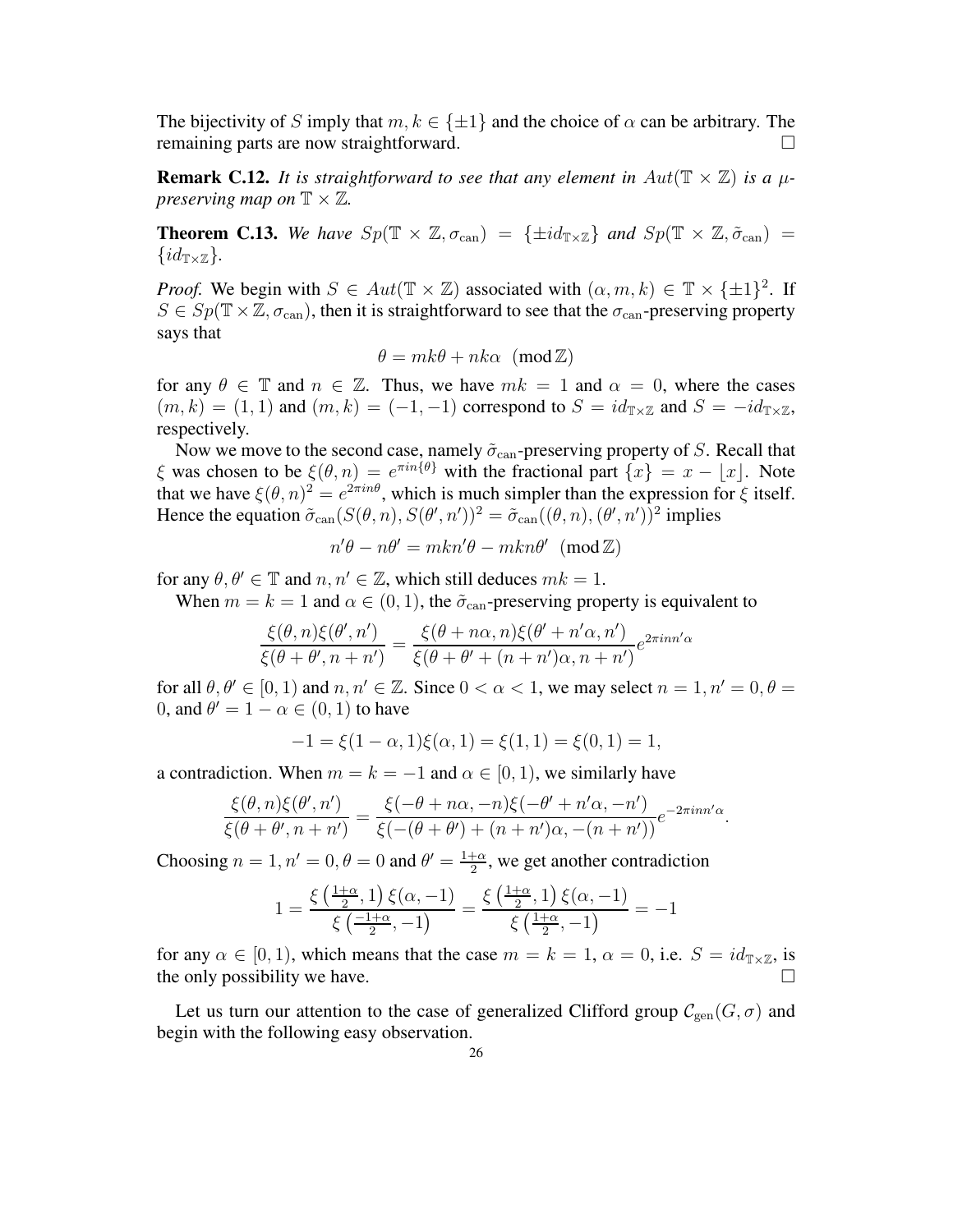The bijectivity of $S$ imply that $m, k \in \{\pm 1\}$ and the choice of $\alpha$ can be arbitrary. The remaining parts are now straightforward. □

**Remark C.12.** *It is straightforward to see that any element in $Aut(\mathbb{T} \times \mathbb{Z})$ is a $\mu$-preserving map on $\mathbb{T} \times \mathbb{Z}$.*

**Theorem C.13.** *We have $Sp(\mathbb{T} \times \mathbb{Z}, \sigma_{\rm can}) = \{\pm id_{\mathbb{T}\times\mathbb{Z}}\}$ and $Sp(\mathbb{T} \times \mathbb{Z}, \tilde{\sigma}_{\rm can}) = \{id_{\mathbb{T}\times\mathbb{Z}}\}$.*

*Proof.* We begin with $S \in Aut(\mathbb{T} \times \mathbb{Z})$ associated with $(\alpha, m, k) \in \mathbb{T} \times \{\pm 1\}^2$. If $S \in Sp(\mathbb{T} \times \mathbb{Z}, \sigma_{\rm can})$, then it is straightforward to see that the $\sigma_{\rm can}$-preserving property says that

$$\theta = mk\theta + nk\alpha \pmod{\mathbb{Z}}$$

for any $\theta \in \mathbb{T}$ and $n \in \mathbb{Z}$. Thus, we have $mk = 1$ and $\alpha = 0$, where the cases $(m, k) = (1, 1)$ and $(m, k) = (-1, -1)$ correspond to $S = id_{\mathbb{T}\times\mathbb{Z}}$ and $S = -id_{\mathbb{T}\times\mathbb{Z}}$, respectively.

Now we move to the second case, namely $\tilde{\sigma}_{\rm can}$-preserving property of $S$. Recall that $\xi$ was chosen to be $\xi(\theta, n) = e^{\pi i n\{\theta\}}$ with the fractional part $\{x\} = x - \lfloor x \rfloor$. Note that we have $\xi(\theta, n)^2 = e^{2\pi i n\theta}$, which is much simpler than the expression for $\xi$ itself. Hence the equation $\tilde{\sigma}_{\rm can}(S(\theta, n), S(\theta', n'))^2 = \tilde{\sigma}_{\rm can}((\theta, n), (\theta', n'))^2$ implies

$$n'\theta - n\theta' = mkn'\theta - mkn\theta' \pmod{\mathbb{Z}}$$

for any $\theta, \theta' \in \mathbb{T}$ and $n, n' \in \mathbb{Z}$, which still deduces $mk = 1$.

When $m = k = 1$ and $\alpha \in (0, 1)$, the $\tilde{\sigma}_{\rm can}$-preserving property is equivalent to

$$\frac{\xi(\theta, n)\xi(\theta', n')}{\xi(\theta + \theta', n + n')} = \frac{\xi(\theta + n\alpha, n)\xi(\theta' + n'\alpha, n')}{\xi(\theta + \theta' + (n + n')\alpha, n + n')} e^{2\pi i n n'\alpha}$$

for all $\theta, \theta' \in [0, 1)$ and $n, n' \in \mathbb{Z}$. Since $0 < \alpha < 1$, we may select $n = 1, n' = 0, \theta = 0$, and $\theta' = 1 - \alpha \in (0, 1)$ to have

$$-1 = \xi(1 - \alpha, 1)\xi(\alpha, 1) = \xi(1, 1) = \xi(0, 1) = 1,$$

a contradiction. When $m = k = -1$ and $\alpha \in [0, 1)$, we similarly have

$$\frac{\xi(\theta, n)\xi(\theta', n')}{\xi(\theta + \theta', n + n')} = \frac{\xi(-\theta + n\alpha, -n)\xi(-\theta' + n'\alpha, -n')}{\xi(-(\theta + \theta') + (n + n')\alpha, -(n + n'))} e^{-2\pi i n n'\alpha}.$$

Choosing $n = 1, n' = 0, \theta = 0$ and $\theta' = \frac{1+\alpha}{2}$, we get another contradiction

$$1 = \frac{\xi\left(\frac{1+\alpha}{2}, 1\right)\xi(\alpha, -1)}{\xi\left(\frac{-1+\alpha}{2}, -1\right)} = \frac{\xi\left(\frac{1+\alpha}{2}, 1\right)\xi(\alpha, -1)}{\xi\left(\frac{1+\alpha}{2}, -1\right)} = -1$$

for any $\alpha \in [0, 1)$, which means that the case $m = k = 1$, $\alpha = 0$, i.e. $S = id_{\mathbb{T}\times\mathbb{Z}}$, is the only possibility we have. □

Let us turn our attention to the case of generalized Clifford group $\mathcal{C}_{\rm gen}(G, \sigma)$ and begin with the following easy observation.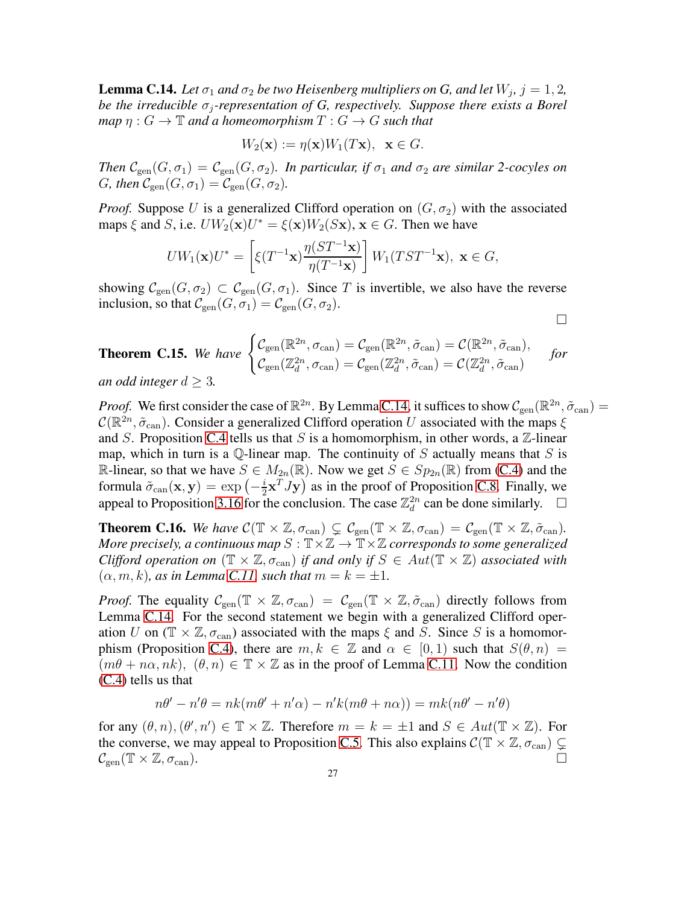**Lemma C.14.** *Let $\sigma_1$ and $\sigma_2$ be two Heisenberg multipliers on G, and let $W_j$, $j = 1, 2$, be the irreducible $\sigma_j$-representation of G, respectively. Suppose there exists a Borel map $\eta : G \to \mathbb{T}$ and a homeomorphism $T : G \to G$ such that*

$$W_2(\mathbf{x}) := \eta(\mathbf{x}) W_1(T\mathbf{x}), \ \ \mathbf{x} \in G.$$

*Then $\mathcal{C}_{\text{gen}}(G, \sigma_1) = \mathcal{C}_{\text{gen}}(G, \sigma_2)$. In particular, if $\sigma_1$ and $\sigma_2$ are similar 2-cocyles on G, then $\mathcal{C}_{\text{gen}}(G, \sigma_1) = \mathcal{C}_{\text{gen}}(G, \sigma_2)$.*

*Proof.* Suppose $U$ is a generalized Clifford operation on $(G, \sigma_2)$ with the associated maps $\xi$ and $S$, i.e. $UW_2(\mathbf{x})U^* = \xi(\mathbf{x})W_2(S\mathbf{x})$, $\mathbf{x} \in G$. Then we have

$$UW_1(\mathbf{x})U^* = \left[\xi(T^{-1}\mathbf{x})\frac{\eta(ST^{-1}\mathbf{x})}{\eta(T^{-1}\mathbf{x})}\right] W_1(TST^{-1}\mathbf{x}), \ \mathbf{x} \in G,$$

showing $\mathcal{C}_{\text{gen}}(G, \sigma_2) \subset \mathcal{C}_{\text{gen}}(G, \sigma_1)$. Since $T$ is invertible, we also have the reverse inclusion, so that $\mathcal{C}_{\text{gen}}(G, \sigma_1) = \mathcal{C}_{\text{gen}}(G, \sigma_2)$. □

**Theorem C.15.** *We have* $\begin{cases} \mathcal{C}_{\text{gen}}(\mathbb{R}^{2n}, \sigma_{\text{can}}) = \mathcal{C}_{\text{gen}}(\mathbb{R}^{2n}, \tilde{\sigma}_{\text{can}}) = \mathcal{C}(\mathbb{R}^{2n}, \tilde{\sigma}_{\text{can}}), \\ \mathcal{C}_{\text{gen}}(\mathbb{Z}_d^{2n}, \sigma_{\text{can}}) = \mathcal{C}_{\text{gen}}(\mathbb{Z}_d^{2n}, \tilde{\sigma}_{\text{can}}) = \mathcal{C}(\mathbb{Z}_d^{2n}, \tilde{\sigma}_{\text{can}}) \end{cases}$ *for an odd integer $d \geq 3$.*

*Proof.* We first consider the case of $\mathbb{R}^{2n}$. By Lemma C.14, it suffices to show $\mathcal{C}_{\text{gen}}(\mathbb{R}^{2n}, \tilde{\sigma}_{\text{can}}) = \mathcal{C}(\mathbb{R}^{2n}, \tilde{\sigma}_{\text{can}})$. Consider a generalized Clifford operation $U$ associated with the maps $\xi$ and $S$. Proposition C.4 tells us that $S$ is a homomorphism, in other words, a $\mathbb{Z}$-linear map, which in turn is a $\mathbb{Q}$-linear map. The continuity of $S$ actually means that $S$ is $\mathbb{R}$-linear, so that we have $S \in M_{2n}(\mathbb{R})$. Now we get $S \in Sp_{2n}(\mathbb{R})$ from (C.4) and the formula $\tilde{\sigma}_{\text{can}}(\mathbf{x}, \mathbf{y}) = \exp\left(-\frac{i}{2}\mathbf{x}^T J \mathbf{y}\right)$ as in the proof of Proposition C.8. Finally, we appeal to Proposition 3.16 for the conclusion. The case $\mathbb{Z}_d^{2n}$ can be done similarly. □

**Theorem C.16.** *We have $\mathcal{C}(\mathbb{T} \times \mathbb{Z}, \sigma_{\text{can}}) \subsetneq \mathcal{C}_{\text{gen}}(\mathbb{T} \times \mathbb{Z}, \sigma_{\text{can}}) = \mathcal{C}_{\text{gen}}(\mathbb{T} \times \mathbb{Z}, \tilde{\sigma}_{\text{can}})$. More precisely, a continuous map $S : \mathbb{T} \times \mathbb{Z} \to \mathbb{T} \times \mathbb{Z}$ corresponds to some generalized Clifford operation on $(\mathbb{T} \times \mathbb{Z}, \sigma_{\text{can}})$ if and only if $S \in Aut(\mathbb{T} \times \mathbb{Z})$ associated with $(\alpha, m, k)$, as in Lemma C.11, such that $m = k = \pm 1$.*

*Proof.* The equality $\mathcal{C}_{\text{gen}}(\mathbb{T} \times \mathbb{Z}, \sigma_{\text{can}}) = \mathcal{C}_{\text{gen}}(\mathbb{T} \times \mathbb{Z}, \tilde{\sigma}_{\text{can}})$ directly follows from Lemma C.14. For the second statement we begin with a generalized Clifford operation $U$ on $(\mathbb{T} \times \mathbb{Z}, \sigma_{\text{can}})$ associated with the maps $\xi$ and $S$. Since $S$ is a homomorphism (Proposition C.4), there are $m, k \in \mathbb{Z}$ and $\alpha \in [0, 1)$ such that $S(\theta, n) = (m\theta + n\alpha, nk)$, $(\theta, n) \in \mathbb{T} \times \mathbb{Z}$ as in the proof of Lemma C.11. Now the condition (C.4) tells us that

$$n\theta' - n'\theta = nk(m\theta' + n'\alpha) - n'k(m\theta + n\alpha)) = mk(n\theta' - n'\theta)$$

for any $(\theta, n), (\theta', n') \in \mathbb{T} \times \mathbb{Z}$. Therefore $m = k = \pm 1$ and $S \in Aut(\mathbb{T} \times \mathbb{Z})$. For the converse, we may appeal to Proposition C.5. This also explains $\mathcal{C}(\mathbb{T} \times \mathbb{Z}, \sigma_{\text{can}}) \subsetneq \mathcal{C}_{\text{gen}}(\mathbb{T} \times \mathbb{Z}, \sigma_{\text{can}})$. □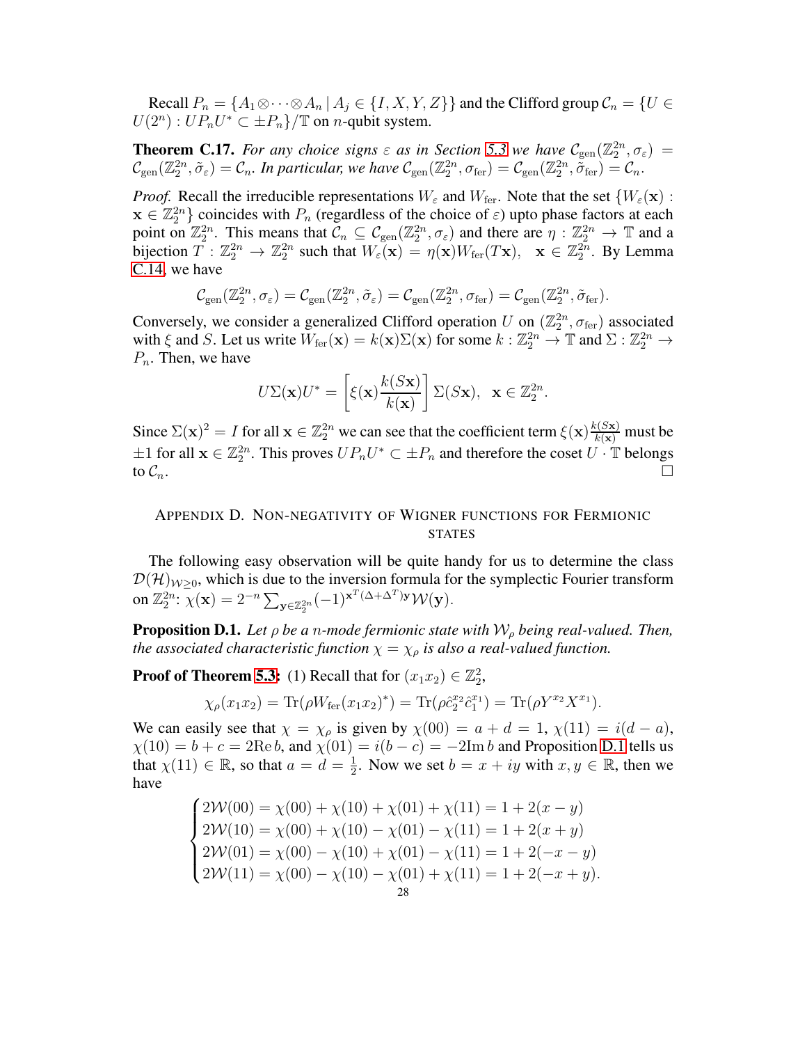Recall $P_n = \{A_1 \otimes \cdots \otimes A_n \,|\, A_j \in \{I, X, Y, Z\}\}$ and the Clifford group $\mathcal{C}_n = \{U \in U(2^n) : UP_nU^* \subset \pm P_n\}/\mathbb{T}$ on $n$-qubit system.

**Theorem C.17.** *For any choice signs $\varepsilon$ as in Section 5.3 we have $\mathcal{C}_{\rm gen}(\mathbb{Z}_2^{2n}, \sigma_\varepsilon) = \mathcal{C}_{\rm gen}(\mathbb{Z}_2^{2n}, \tilde{\sigma}_\varepsilon) = \mathcal{C}_n$. In particular, we have $\mathcal{C}_{\rm gen}(\mathbb{Z}_2^{2n}, \sigma_{\rm fer}) = \mathcal{C}_{\rm gen}(\mathbb{Z}_2^{2n}, \tilde{\sigma}_{\rm fer}) = \mathcal{C}_n$.*

*Proof.* Recall the irreducible representations $W_\varepsilon$ and $W_{\rm fer}$. Note that the set $\{W_\varepsilon(\mathbf{x}) : \mathbf{x} \in \mathbb{Z}_2^{2n}\}$ coincides with $P_n$ (regardless of the choice of $\varepsilon$) upto phase factors at each point on $\mathbb{Z}_2^{2n}$. This means that $\mathcal{C}_n \subseteq \mathcal{C}_{\rm gen}(\mathbb{Z}_2^{2n}, \sigma_\varepsilon)$ and there are $\eta : \mathbb{Z}_2^{2n} \to \mathbb{T}$ and a bijection $T : \mathbb{Z}_2^{2n} \to \mathbb{Z}_2^{2n}$ such that $W_\varepsilon(\mathbf{x}) = \eta(\mathbf{x}) W_{\rm fer}(T\mathbf{x}), \;\; \mathbf{x} \in \mathbb{Z}_2^{2n}$. By Lemma C.14, we have

$$\mathcal{C}_{\rm gen}(\mathbb{Z}_2^{2n}, \sigma_\varepsilon) = \mathcal{C}_{\rm gen}(\mathbb{Z}_2^{2n}, \tilde{\sigma}_\varepsilon) = \mathcal{C}_{\rm gen}(\mathbb{Z}_2^{2n}, \sigma_{\rm fer}) = \mathcal{C}_{\rm gen}(\mathbb{Z}_2^{2n}, \tilde{\sigma}_{\rm fer}).$$

Conversely, we consider a generalized Clifford operation $U$ on $(\mathbb{Z}_2^{2n}, \sigma_{\rm fer})$ associated with $\xi$ and $S$. Let us write $W_{\rm fer}(\mathbf{x}) = k(\mathbf{x})\Sigma(\mathbf{x})$ for some $k : \mathbb{Z}_2^{2n} \to \mathbb{T}$ and $\Sigma : \mathbb{Z}_2^{2n} \to P_n$. Then, we have

$$U\Sigma(\mathbf{x})U^* = \left[\xi(\mathbf{x})\frac{k(S\mathbf{x})}{k(\mathbf{x})}\right]\Sigma(S\mathbf{x}), \;\; \mathbf{x} \in \mathbb{Z}_2^{2n}.$$

Since $\Sigma(\mathbf{x})^2 = I$ for all $\mathbf{x} \in \mathbb{Z}_2^{2n}$ we can see that the coefficient term $\xi(\mathbf{x})\frac{k(S\mathbf{x})}{k(\mathbf{x})}$ must be $\pm 1$ for all $\mathbf{x} \in \mathbb{Z}_2^{2n}$. This proves $UP_nU^* \subset \pm P_n$ and therefore the coset $U \cdot \mathbb{T}$ belongs to $\mathcal{C}_n$. $\square$

## Appendix D. Non-negativity of Wigner functions for Fermionic states

The following easy observation will be quite handy for us to determine the class $\mathcal{D}(\mathcal{H})_{\mathcal{W}\geq 0}$, which is due to the inversion formula for the symplectic Fourier transform on $\mathbb{Z}_2^{2n}$: $\chi(\mathbf{x}) = 2^{-n}\sum_{\mathbf{y}\in\mathbb{Z}_2^{2n}}(-1)^{\mathbf{x}^T(\Delta+\Delta^T)\mathbf{y}}\mathcal{W}(\mathbf{y})$.

**Proposition D.1.** *Let $\rho$ be a $n$-mode fermionic state with $\mathcal{W}_\rho$ being real-valued. Then, the associated characteristic function $\chi = \chi_\rho$ is also a real-valued function.*

**Proof of Theorem 5.3:** (1) Recall that for $(x_1x_2) \in \mathbb{Z}_2^2$,

$$\chi_\rho(x_1x_2) = \mathrm{Tr}(\rho W_{\rm fer}(x_1x_2)^*) = \mathrm{Tr}(\rho \hat{c}_2^{x_2}\hat{c}_1^{x_1}) = \mathrm{Tr}(\rho Y^{x_2}X^{x_1}).$$

We can easily see that $\chi = \chi_\rho$ is given by $\chi(00) = a + d = 1$, $\chi(11) = i(d - a)$, $\chi(10) = b + c = 2\mathrm{Re}\, b$, and $\chi(01) = i(b - c) = -2\mathrm{Im}\, b$ and Proposition D.1 tells us that $\chi(11) \in \mathbb{R}$, so that $a = d = \frac{1}{2}$. Now we set $b = x + iy$ with $x, y \in \mathbb{R}$, then we have

$$\begin{cases} 2\mathcal{W}(00) = \chi(00) + \chi(10) + \chi(01) + \chi(11) = 1 + 2(x - y) \\ 2\mathcal{W}(10) = \chi(00) + \chi(10) - \chi(01) - \chi(11) = 1 + 2(x + y) \\ 2\mathcal{W}(01) = \chi(00) - \chi(10) + \chi(01) - \chi(11) = 1 + 2(-x - y) \\ 2\mathcal{W}(11) = \chi(00) - \chi(10) - \chi(01) + \chi(11) = 1 + 2(-x + y). \end{cases}$$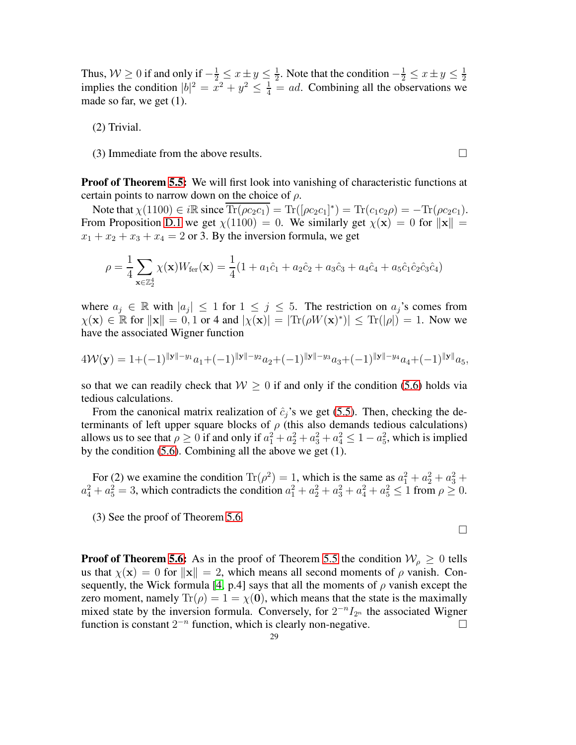Thus, $\mathcal{W} \geq 0$ if and only if $-\frac{1}{2} \leq x \pm y \leq \frac{1}{2}$. Note that the condition $-\frac{1}{2} \leq x \pm y \leq \frac{1}{2}$ implies the condition $|b|^2 = x^2 + y^2 \leq \frac{1}{4} = ad$. Combining all the observations we made so far, we get (1).

(2) Trivial.

(3) Immediate from the above results. $\square$

**Proof of Theorem 5.5:** We will first look into vanishing of characteristic functions at certain points to narrow down on the choice of $\rho$.

Note that $\chi(1100) \in i\mathbb{R}$ since $\overline{\mathrm{Tr}(\rho c_2 c_1)} = \mathrm{Tr}([\rho c_2 c_1]^*) = \mathrm{Tr}(c_1 c_2 \rho) = -\mathrm{Tr}(\rho c_2 c_1)$. From Proposition D.1 we get $\chi(1100) = 0$. We similarly get $\chi(\mathbf{x}) = 0$ for $\|\mathbf{x}\| = x_1 + x_2 + x_3 + x_4 = 2$ or $3$. By the inversion formula, we get

$$\rho = \frac{1}{4} \sum_{\mathbf{x} \in \mathbb{Z}_2^4} \chi(\mathbf{x}) W_{\mathrm{fer}}(\mathbf{x}) = \frac{1}{4}(1 + a_1 \hat{c}_1 + a_2 \hat{c}_2 + a_3 \hat{c}_3 + a_4 \hat{c}_4 + a_5 \hat{c}_1 \hat{c}_2 \hat{c}_3 \hat{c}_4)$$

where $a_j \in \mathbb{R}$ with $|a_j| \leq 1$ for $1 \leq j \leq 5$. The restriction on $a_j$'s comes from $\chi(\mathbf{x}) \in \mathbb{R}$ for $\|\mathbf{x}\| = 0, 1$ or $4$ and $|\chi(\mathbf{x})| = |\mathrm{Tr}(\rho W(\mathbf{x})^*)| \leq \mathrm{Tr}(|\rho|) = 1$. Now we have the associated Wigner function

$$4\mathcal{W}(\mathbf{y}) = 1 + (-1)^{\|\mathbf{y}\| - y_1} a_1 + (-1)^{\|\mathbf{y}\| - y_2} a_2 + (-1)^{\|\mathbf{y}\| - y_3} a_3 + (-1)^{\|\mathbf{y}\| - y_4} a_4 + (-1)^{\|\mathbf{y}\|} a_5,$$

so that we can readily check that $\mathcal{W} \geq 0$ if and only if the condition (5.6) holds via tedious calculations.

From the canonical matrix realization of $\hat{c}_j$'s we get (5.5). Then, checking the determinants of left upper square blocks of $\rho$ (this also demands tedious calculations) allows us to see that $\rho \geq 0$ if and only if $a_1^2 + a_2^2 + a_3^2 + a_4^2 \leq 1 - a_5^2$, which is implied by the condition (5.6). Combining all the above we get (1).

For (2) we examine the condition $\mathrm{Tr}(\rho^2) = 1$, which is the same as $a_1^2 + a_2^2 + a_3^2 + a_4^2 + a_5^2 = 3$, which contradicts the condition $a_1^2 + a_2^2 + a_3^2 + a_4^2 + a_5^2 \leq 1$ from $\rho \geq 0$.

(3) See the proof of Theorem 5.6.

$\square$

**Proof of Theorem 5.6:** As in the proof of Theorem 5.5 the condition $\mathcal{W}_\rho \geq 0$ tells us that $\chi(\mathbf{x}) = 0$ for $\|\mathbf{x}\| = 2$, which means all second moments of $\rho$ vanish. Consequently, the Wick formula [4, p.4] says that all the moments of $\rho$ vanish except the zero moment, namely $\mathrm{Tr}(\rho) = 1 = \chi(\mathbf{0})$, which means that the state is the maximally mixed state by the inversion formula. Conversely, for $2^{-n} I_{2^n}$ the associated Wigner function is constant $2^{-n}$ function, which is clearly non-negative. $\square$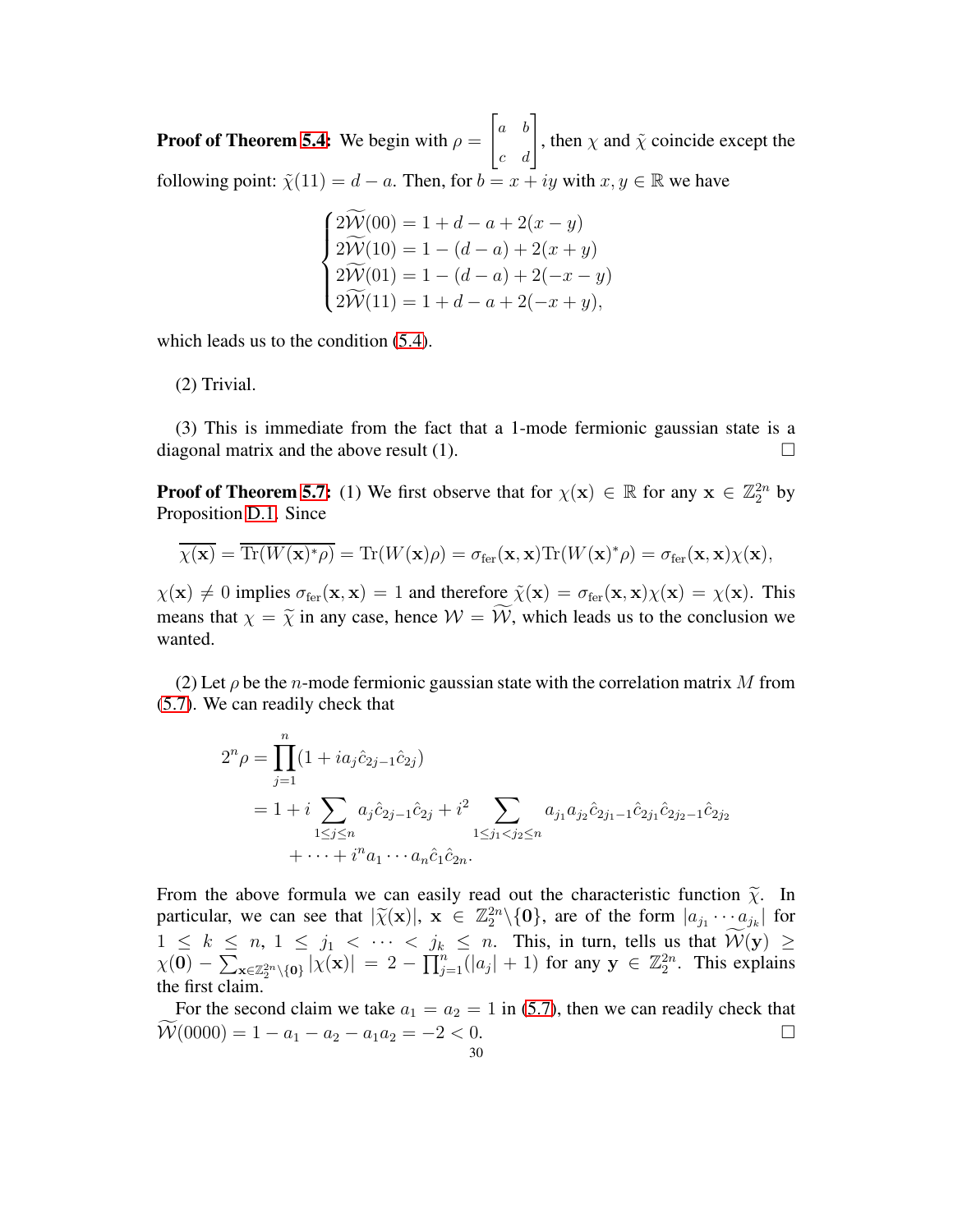**Proof of Theorem 5.4:** We begin with $\rho = \begin{bmatrix} a & b \\ c & d \end{bmatrix}$, then $\chi$ and $\tilde{\chi}$ coincide except the following point: $\tilde{\chi}(11) = d - a$. Then, for $b = x + iy$ with $x, y \in \mathbb{R}$ we have

$$\begin{cases} 2\widetilde{\mathcal{W}}(00) = 1 + d - a + 2(x - y) \\ 2\widetilde{\mathcal{W}}(10) = 1 - (d - a) + 2(x + y) \\ 2\widetilde{\mathcal{W}}(01) = 1 - (d - a) + 2(-x - y) \\ 2\widetilde{\mathcal{W}}(11) = 1 + d - a + 2(-x + y), \end{cases}$$

which leads us to the condition (5.4).

(2) Trivial.

(3) This is immediate from the fact that a 1-mode fermionic gaussian state is a diagonal matrix and the above result (1). $\square$

**Proof of Theorem 5.7:** (1) We first observe that for $\chi(\mathbf{x}) \in \mathbb{R}$ for any $\mathbf{x} \in \mathbb{Z}_2^{2n}$ by Proposition D.1. Since

$$\overline{\chi(\mathbf{x})} = \overline{\mathrm{Tr}(W(\mathbf{x})^* \rho)} = \mathrm{Tr}(W(\mathbf{x})\rho) = \sigma_{\mathrm{fer}}(\mathbf{x}, \mathbf{x})\mathrm{Tr}(W(\mathbf{x})^* \rho) = \sigma_{\mathrm{fer}}(\mathbf{x}, \mathbf{x})\chi(\mathbf{x}),$$

$\chi(\mathbf{x}) \neq 0$ implies $\sigma_{\mathrm{fer}}(\mathbf{x}, \mathbf{x}) = 1$ and therefore $\tilde{\chi}(\mathbf{x}) = \sigma_{\mathrm{fer}}(\mathbf{x}, \mathbf{x})\chi(\mathbf{x}) = \chi(\mathbf{x})$. This means that $\chi = \widetilde{\chi}$ in any case, hence $\mathcal{W} = \widetilde{\mathcal{W}}$, which leads us to the conclusion we wanted.

(2) Let $\rho$ be the $n$-mode fermionic gaussian state with the correlation matrix $M$ from (5.7). We can readily check that

$$\begin{aligned} 2^n \rho &= \prod_{j=1}^{n} (1 + i a_j \hat{c}_{2j-1} \hat{c}_{2j}) \\ &= 1 + i \sum_{1 \le j \le n} a_j \hat{c}_{2j-1} \hat{c}_{2j} + i^2 \sum_{1 \le j_1 < j_2 \le n} a_{j_1} a_{j_2} \hat{c}_{2j_1 - 1} \hat{c}_{2j_1} \hat{c}_{2j_2 - 1} \hat{c}_{2j_2} \\ &\quad + \cdots + i^n a_1 \cdots a_n \hat{c}_1 \hat{c}_{2n}. \end{aligned}$$

From the above formula we can easily read out the characteristic function $\widetilde{\chi}$. In particular, we can see that $|\widetilde{\chi}(\mathbf{x})|$, $\mathbf{x} \in \mathbb{Z}_2^{2n} \backslash \{\mathbf{0}\}$, are of the form $|a_{j_1} \cdots a_{j_k}|$ for $1 \le k \le n$, $1 \le j_1 < \cdots < j_k \le n$. This, in turn, tells us that $\widetilde{\mathcal{W}}(\mathbf{y}) \ge \chi(\mathbf{0}) - \sum_{\mathbf{x} \in \mathbb{Z}_2^{2n} \backslash \{\mathbf{0}\}} |\chi(\mathbf{x})| = 2 - \prod_{j=1}^{n} (|a_j| + 1)$ for any $\mathbf{y} \in \mathbb{Z}_2^{2n}$. This explains the first claim.

For the second claim we take $a_1 = a_2 = 1$ in (5.7), then we can readily check that $\widetilde{\mathcal{W}}(0000) = 1 - a_1 - a_2 - a_1 a_2 = -2 < 0$. $\square$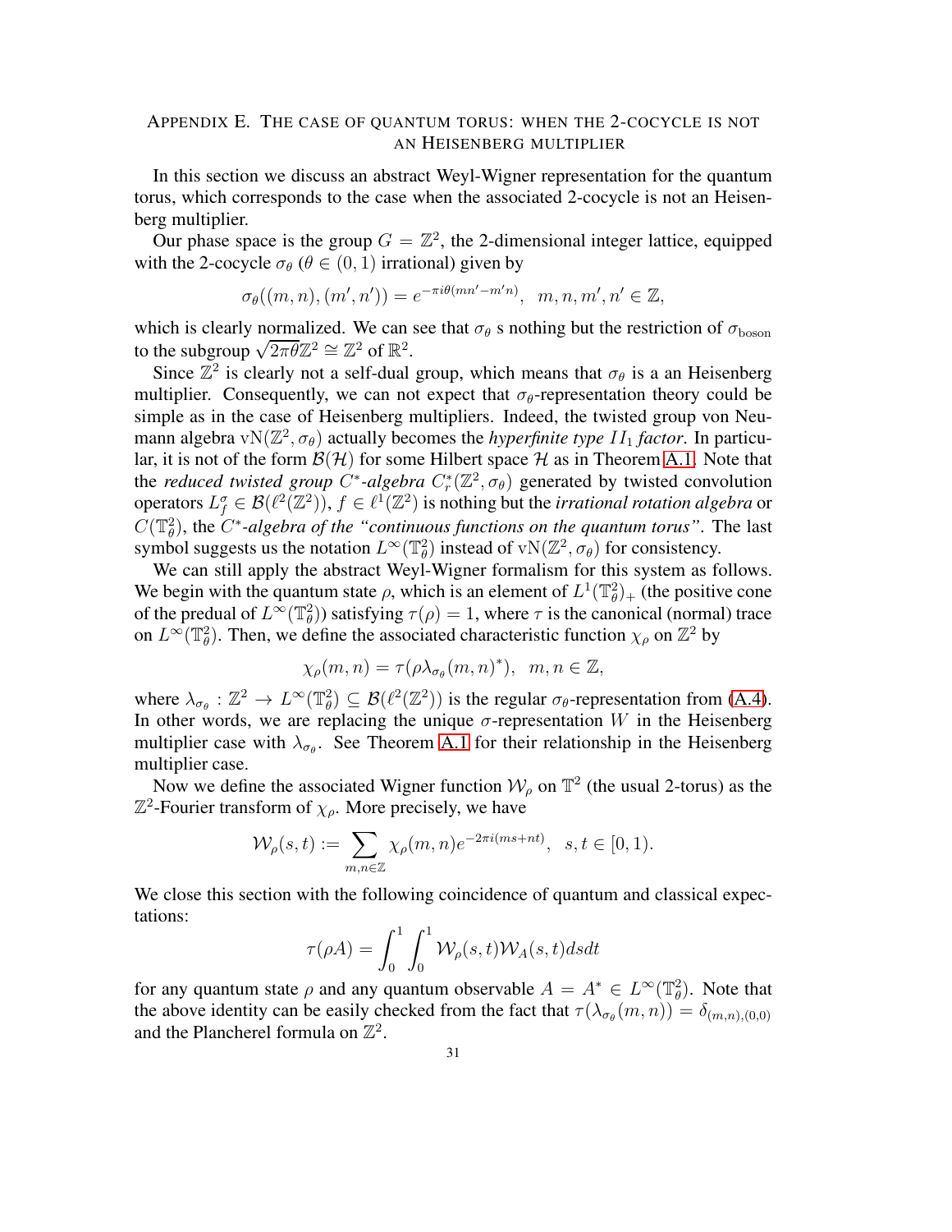## Appendix E. The case of quantum torus: when the 2-cocycle is not an Heisenberg multiplier

In this section we discuss an abstract Weyl-Wigner representation for the quantum torus, which corresponds to the case when the associated 2-cocycle is not an Heisenberg multiplier.

Our phase space is the group $G = \mathbb{Z}^2$, the 2-dimensional integer lattice, equipped with the 2-cocycle $\sigma_\theta$ ($\theta \in (0,1)$ irrational) given by

$$\sigma_\theta((m,n),(m',n')) = e^{-\pi i \theta(mn' - m'n)}, \quad m,n,m',n' \in \mathbb{Z},$$

which is clearly normalized. We can see that $\sigma_\theta$ s nothing but the restriction of $\sigma_{\text{boson}}$ to the subgroup $\sqrt{2\pi\theta}\mathbb{Z}^2 \cong \mathbb{Z}^2$ of $\mathbb{R}^2$.

Since $\mathbb{Z}^2$ is clearly not a self-dual group, which means that $\sigma_\theta$ is a an Heisenberg multiplier. Consequently, we can not expect that $\sigma_\theta$-representation theory could be simple as in the case of Heisenberg multipliers. Indeed, the twisted group von Neumann algebra $\mathrm{vN}(\mathbb{Z}^2, \sigma_\theta)$ actually becomes the *hyperfinite type $II_1$ factor*. In particular, it is not of the form $\mathcal{B}(\mathcal{H})$ for some Hilbert space $\mathcal{H}$ as in Theorem A.1. Note that the *reduced twisted group $C^*$-algebra* $C^*_r(\mathbb{Z}^2, \sigma_\theta)$ generated by twisted convolution operators $L^\sigma_f \in \mathcal{B}(\ell^2(\mathbb{Z}^2))$, $f \in \ell^1(\mathbb{Z}^2)$ is nothing but the *irrational rotation algebra* or $C(\mathbb{T}^2_\theta)$, the *$C^*$-algebra of the "continuous functions on the quantum torus"*. The last symbol suggests us the notation $L^\infty(\mathbb{T}^2_\theta)$ instead of $\mathrm{vN}(\mathbb{Z}^2, \sigma_\theta)$ for consistency.

We can still apply the abstract Weyl-Wigner formalism for this system as follows. We begin with the quantum state $\rho$, which is an element of $L^1(\mathbb{T}^2_\theta)_+$ (the positive cone of the predual of $L^\infty(\mathbb{T}^2_\theta)$) satisfying $\tau(\rho) = 1$, where $\tau$ is the canonical (normal) trace on $L^\infty(\mathbb{T}^2_\theta)$. Then, we define the associated characteristic function $\chi_\rho$ on $\mathbb{Z}^2$ by

$$\chi_\rho(m,n) = \tau(\rho \lambda_{\sigma_\theta}(m,n)^*), \quad m,n \in \mathbb{Z},$$

where $\lambda_{\sigma_\theta} : \mathbb{Z}^2 \to L^\infty(\mathbb{T}^2_\theta) \subseteq \mathcal{B}(\ell^2(\mathbb{Z}^2))$ is the regular $\sigma_\theta$-representation from (A.4). In other words, we are replacing the unique $\sigma$-representation $W$ in the Heisenberg multiplier case with $\lambda_{\sigma_\theta}$. See Theorem A.1 for their relationship in the Heisenberg multiplier case.

Now we define the associated Wigner function $\mathcal{W}_\rho$ on $\mathbb{T}^2$ (the usual 2-torus) as the $\mathbb{Z}^2$-Fourier transform of $\chi_\rho$. More precisely, we have

$$\mathcal{W}_\rho(s,t) := \sum_{m,n \in \mathbb{Z}} \chi_\rho(m,n) e^{-2\pi i(ms+nt)}, \quad s,t \in [0,1).$$

We close this section with the following coincidence of quantum and classical expectations:

$$\tau(\rho A) = \int_0^1 \int_0^1 \mathcal{W}_\rho(s,t) \mathcal{W}_A(s,t)\, ds dt$$

for any quantum state $\rho$ and any quantum observable $A = A^* \in L^\infty(\mathbb{T}^2_\theta)$. Note that the above identity can be easily checked from the fact that $\tau(\lambda_{\sigma_\theta}(m,n)) = \delta_{(m,n),(0,0)}$ and the Plancherel formula on $\mathbb{Z}^2$.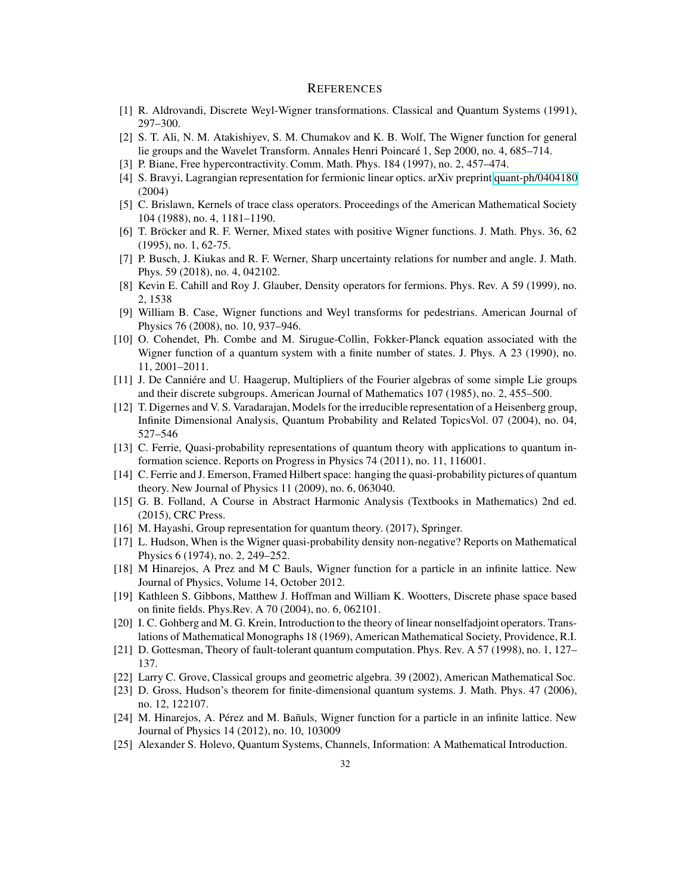# References

[1] R. Aldrovandi, Discrete Weyl-Wigner transformations. Classical and Quantum Systems (1991), 297–300.

[2] S. T. Ali, N. M. Atakishiyev, S. M. Chumakov and K. B. Wolf, The Wigner function for general lie groups and the Wavelet Transform. Annales Henri Poincaré 1, Sep 2000, no. 4, 685–714.

[3] P. Biane, Free hypercontractivity. Comm. Math. Phys. 184 (1997), no. 2, 457–474.

[4] S. Bravyi, Lagrangian representation for fermionic linear optics. arXiv preprint quant-ph/0404180 (2004)

[5] C. Brislawn, Kernels of trace class operators. Proceedings of the American Mathematical Society 104 (1988), no. 4, 1181–1190.

[6] T. Bröcker and R. F. Werner, Mixed states with positive Wigner functions. J. Math. Phys. 36, 62 (1995), no. 1, 62-75.

[7] P. Busch, J. Kiukas and R. F. Werner, Sharp uncertainty relations for number and angle. J. Math. Phys. 59 (2018), no. 4, 042102.

[8] Kevin E. Cahill and Roy J. Glauber, Density operators for fermions. Phys. Rev. A 59 (1999), no. 2, 1538

[9] William B. Case, Wigner functions and Weyl transforms for pedestrians. American Journal of Physics 76 (2008), no. 10, 937–946.

[10] O. Cohendet, Ph. Combe and M. Sirugue-Collin, Fokker-Planck equation associated with the Wigner function of a quantum system with a finite number of states. J. Phys. A 23 (1990), no. 11, 2001–2011.

[11] J. De Canniére and U. Haagerup, Multipliers of the Fourier algebras of some simple Lie groups and their discrete subgroups. American Journal of Mathematics 107 (1985), no. 2, 455–500.

[12] T. Digernes and V. S. Varadarajan, Models for the irreducible representation of a Heisenberg group, Infinite Dimensional Analysis, Quantum Probability and Related TopicsVol. 07 (2004), no. 04, 527–546

[13] C. Ferrie, Quasi-probability representations of quantum theory with applications to quantum information science. Reports on Progress in Physics 74 (2011), no. 11, 116001.

[14] C. Ferrie and J. Emerson, Framed Hilbert space: hanging the quasi-probability pictures of quantum theory. New Journal of Physics 11 (2009), no. 6, 063040.

[15] G. B. Folland, A Course in Abstract Harmonic Analysis (Textbooks in Mathematics) 2nd ed. (2015), CRC Press.

[16] M. Hayashi, Group representation for quantum theory. (2017), Springer.

[17] L. Hudson, When is the Wigner quasi-probability density non-negative? Reports on Mathematical Physics 6 (1974), no. 2, 249–252.

[18] M Hinarejos, A Prez and M C Bauls, Wigner function for a particle in an infinite lattice. New Journal of Physics, Volume 14, October 2012.

[19] Kathleen S. Gibbons, Matthew J. Hoffman and William K. Wootters, Discrete phase space based on finite fields. Phys.Rev. A 70 (2004), no. 6, 062101.

[20] I. C. Gohberg and M. G. Krein, Introduction to the theory of linear nonselfadjoint operators. Translations of Mathematical Monographs 18 (1969), American Mathematical Society, Providence, R.I.

[21] D. Gottesman, Theory of fault-tolerant quantum computation. Phys. Rev. A 57 (1998), no. 1, 127–137.

[22] Larry C. Grove, Classical groups and geometric algebra. 39 (2002), American Mathematical Soc.

[23] D. Gross, Hudson's theorem for finite-dimensional quantum systems. J. Math. Phys. 47 (2006), no. 12, 122107.

[24] M. Hinarejos, A. Pérez and M. Bañuls, Wigner function for a particle in an infinite lattice. New Journal of Physics 14 (2012), no. 10, 103009

[25] Alexander S. Holevo, Quantum Systems, Channels, Information: A Mathematical Introduction.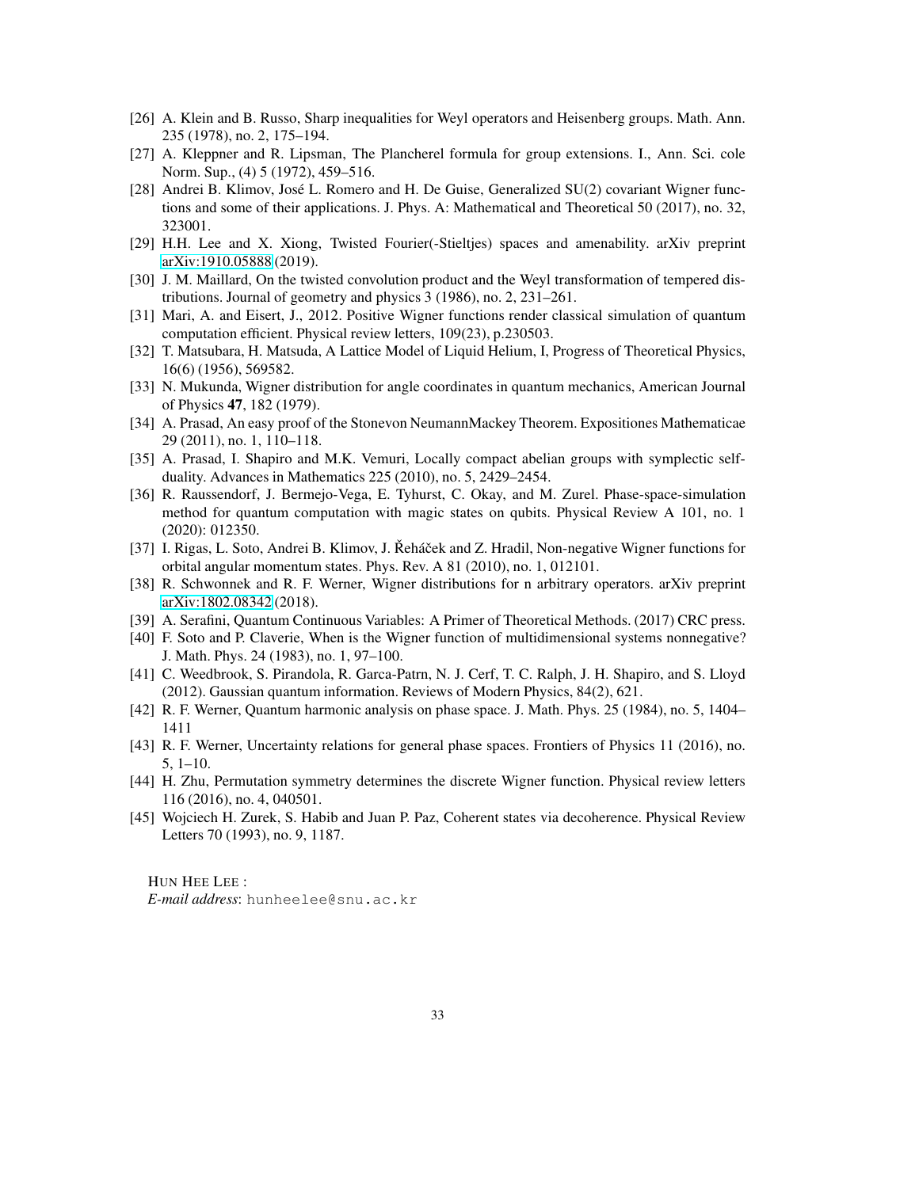[26] A. Klein and B. Russo, Sharp inequalities for Weyl operators and Heisenberg groups. Math. Ann. 235 (1978), no. 2, 175–194.

[27] A. Kleppner and R. Lipsman, The Plancherel formula for group extensions. I., Ann. Sci. cole Norm. Sup., (4) 5 (1972), 459–516.

[28] Andrei B. Klimov, José L. Romero and H. De Guise, Generalized SU(2) covariant Wigner functions and some of their applications. J. Phys. A: Mathematical and Theoretical 50 (2017), no. 32, 323001.

[29] H.H. Lee and X. Xiong, Twisted Fourier(-Stieltjes) spaces and amenability. arXiv preprint arXiv:1910.05888 (2019).

[30] J. M. Maillard, On the twisted convolution product and the Weyl transformation of tempered distributions. Journal of geometry and physics 3 (1986), no. 2, 231–261.

[31] Mari, A. and Eisert, J., 2012. Positive Wigner functions render classical simulation of quantum computation efficient. Physical review letters, 109(23), p.230503.

[32] T. Matsubara, H. Matsuda, A Lattice Model of Liquid Helium, I, Progress of Theoretical Physics, 16(6) (1956), 569582.

[33] N. Mukunda, Wigner distribution for angle coordinates in quantum mechanics, American Journal of Physics **47**, 182 (1979).

[34] A. Prasad, An easy proof of the Stonevon NeumannMackey Theorem. Expositiones Mathematicae 29 (2011), no. 1, 110–118.

[35] A. Prasad, I. Shapiro and M.K. Vemuri, Locally compact abelian groups with symplectic self-duality. Advances in Mathematics 225 (2010), no. 5, 2429–2454.

[36] R. Raussendorf, J. Bermejo-Vega, E. Tyhurst, C. Okay, and M. Zurel. Phase-space-simulation method for quantum computation with magic states on qubits. Physical Review A 101, no. 1 (2020): 012350.

[37] I. Rigas, L. Soto, Andrei B. Klimov, J. Řeháček and Z. Hradil, Non-negative Wigner functions for orbital angular momentum states. Phys. Rev. A 81 (2010), no. 1, 012101.

[38] R. Schwonnek and R. F. Werner, Wigner distributions for n arbitrary operators. arXiv preprint arXiv:1802.08342 (2018).

[39] A. Serafini, Quantum Continuous Variables: A Primer of Theoretical Methods. (2017) CRC press.

[40] F. Soto and P. Claverie, When is the Wigner function of multidimensional systems nonnegative? J. Math. Phys. 24 (1983), no. 1, 97–100.

[41] C. Weedbrook, S. Pirandola, R. Garca-Patrn, N. J. Cerf, T. C. Ralph, J. H. Shapiro, and S. Lloyd (2012). Gaussian quantum information. Reviews of Modern Physics, 84(2), 621.

[42] R. F. Werner, Quantum harmonic analysis on phase space. J. Math. Phys. 25 (1984), no. 5, 1404–1411

[43] R. F. Werner, Uncertainty relations for general phase spaces. Frontiers of Physics 11 (2016), no. 5, 1–10.

[44] H. Zhu, Permutation symmetry determines the discrete Wigner function. Physical review letters 116 (2016), no. 4, 040501.

[45] Wojciech H. Zurek, S. Habib and Juan P. Paz, Coherent states via decoherence. Physical Review Letters 70 (1993), no. 9, 1187.

HUN HEE LEE :
*E-mail address*: hunheelee@snu.ac.kr